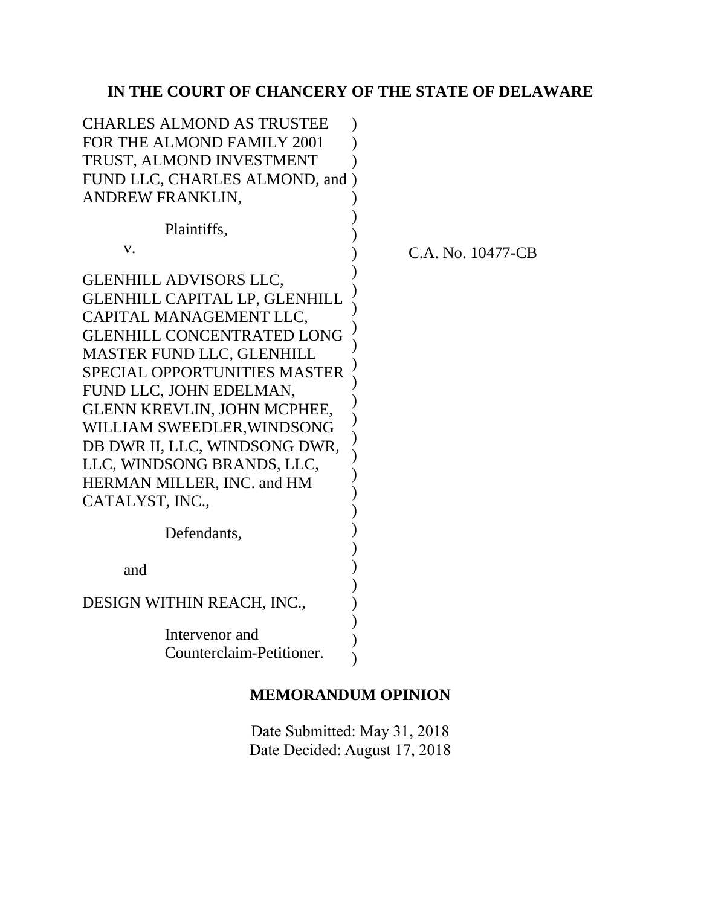**IN THE COURT OF CHANCERY OF THE STATE OF DELAWARE**

CHARLES ALMOND AS TRUSTEE FOR THE ALMOND FAMILY 2001 TRUST, ALMOND INVESTMENT FUND LLC, CHARLES ALMOND, and ANDREW FRANKLIN,

Plaintiffs,

v.

GLENHILL ADVISORS LLC, GLENHILL CAPITAL LP, GLENHILL CAPITAL MANAGEMENT LLC, GLENHILL CONCENTRATED LONG MASTER FUND LLC, GLENHILL SPECIAL OPPORTUNITIES MASTER FUND LLC, JOHN EDELMAN, GLENN KREVLIN, JOHN MCPHEE, WILLIAM SWEEDLER,WINDSONG DB DWR II, LLC, WINDSONG DWR, LLC, WINDSONG BRANDS, LLC, HERMAN MILLER, INC. and HM CATALYST, INC.,

Defendants,

and

DESIGN WITHIN REACH, INC.,

Intervenor and Counterclaim-Petitioner.

C.A. No. 10477-CB

**MEMORANDUM OPINION**

Date Submitted: May 31, 2018
Date Decided: August 17, 2018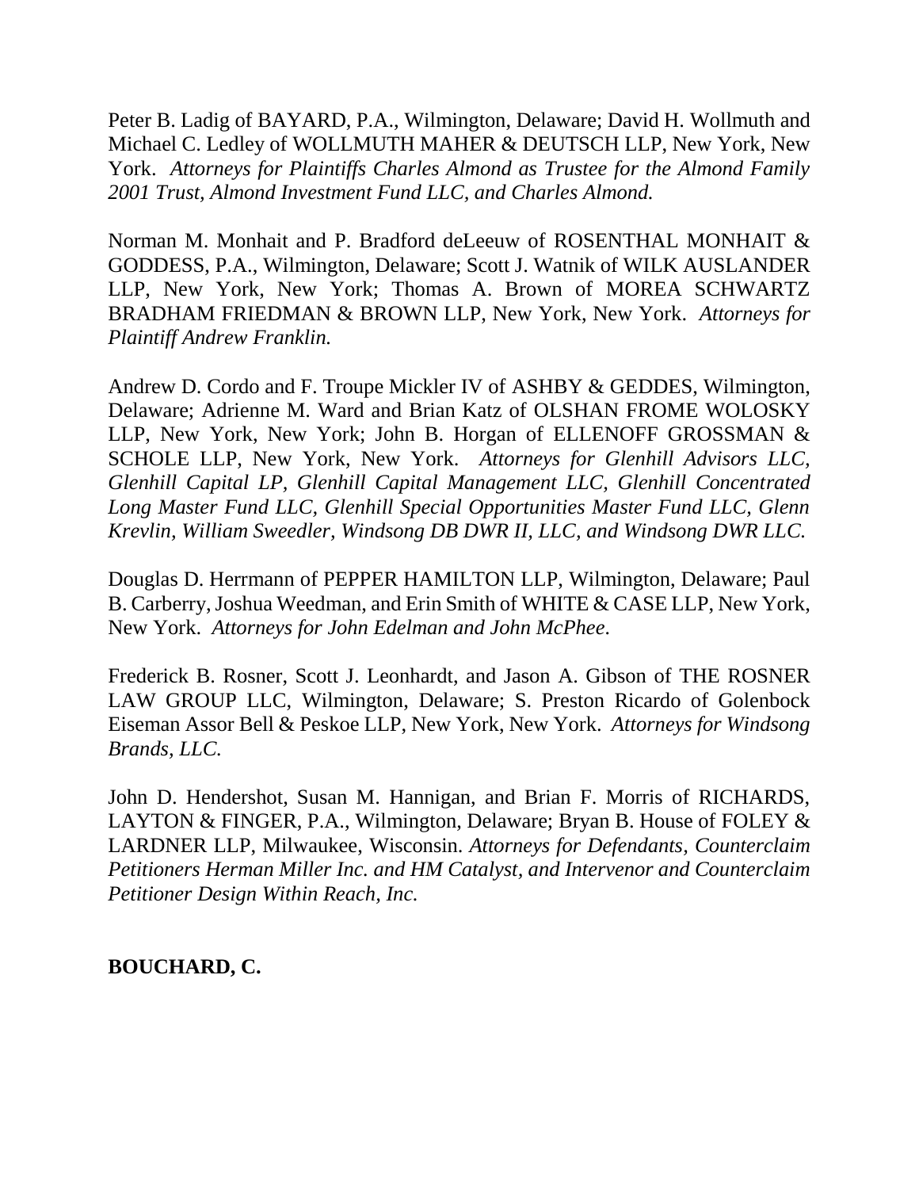Peter B. Ladig of BAYARD, P.A., Wilmington, Delaware; David H. Wollmuth and Michael C. Ledley of WOLLMUTH MAHER & DEUTSCH LLP, New York, New York. *Attorneys for Plaintiffs Charles Almond as Trustee for the Almond Family 2001 Trust, Almond Investment Fund LLC, and Charles Almond.*

Norman M. Monhait and P. Bradford deLeeuw of ROSENTHAL MONHAIT & GODDESS, P.A., Wilmington, Delaware; Scott J. Watnik of WILK AUSLANDER LLP, New York, New York; Thomas A. Brown of MOREA SCHWARTZ BRADHAM FRIEDMAN & BROWN LLP, New York, New York. *Attorneys for Plaintiff Andrew Franklin.*

Andrew D. Cordo and F. Troupe Mickler IV of ASHBY & GEDDES, Wilmington, Delaware; Adrienne M. Ward and Brian Katz of OLSHAN FROME WOLOSKY LLP, New York, New York; John B. Horgan of ELLENOFF GROSSMAN & SCHOLE LLP, New York, New York. *Attorneys for Glenhill Advisors LLC, Glenhill Capital LP, Glenhill Capital Management LLC, Glenhill Concentrated Long Master Fund LLC, Glenhill Special Opportunities Master Fund LLC, Glenn Krevlin, William Sweedler, Windsong DB DWR II, LLC, and Windsong DWR LLC.*

Douglas D. Herrmann of PEPPER HAMILTON LLP, Wilmington, Delaware; Paul B. Carberry, Joshua Weedman, and Erin Smith of WHITE & CASE LLP, New York, New York. *Attorneys for John Edelman and John McPhee.*

Frederick B. Rosner, Scott J. Leonhardt, and Jason A. Gibson of THE ROSNER LAW GROUP LLC, Wilmington, Delaware; S. Preston Ricardo of Golenbock Eiseman Assor Bell & Peskoe LLP, New York, New York. *Attorneys for Windsong Brands, LLC.*

John D. Hendershot, Susan M. Hannigan, and Brian F. Morris of RICHARDS, LAYTON & FINGER, P.A., Wilmington, Delaware; Bryan B. House of FOLEY & LARDNER LLP, Milwaukee, Wisconsin. *Attorneys for Defendants, Counterclaim Petitioners Herman Miller Inc. and HM Catalyst, and Intervenor and Counterclaim Petitioner Design Within Reach, Inc.*

**BOUCHARD, C.**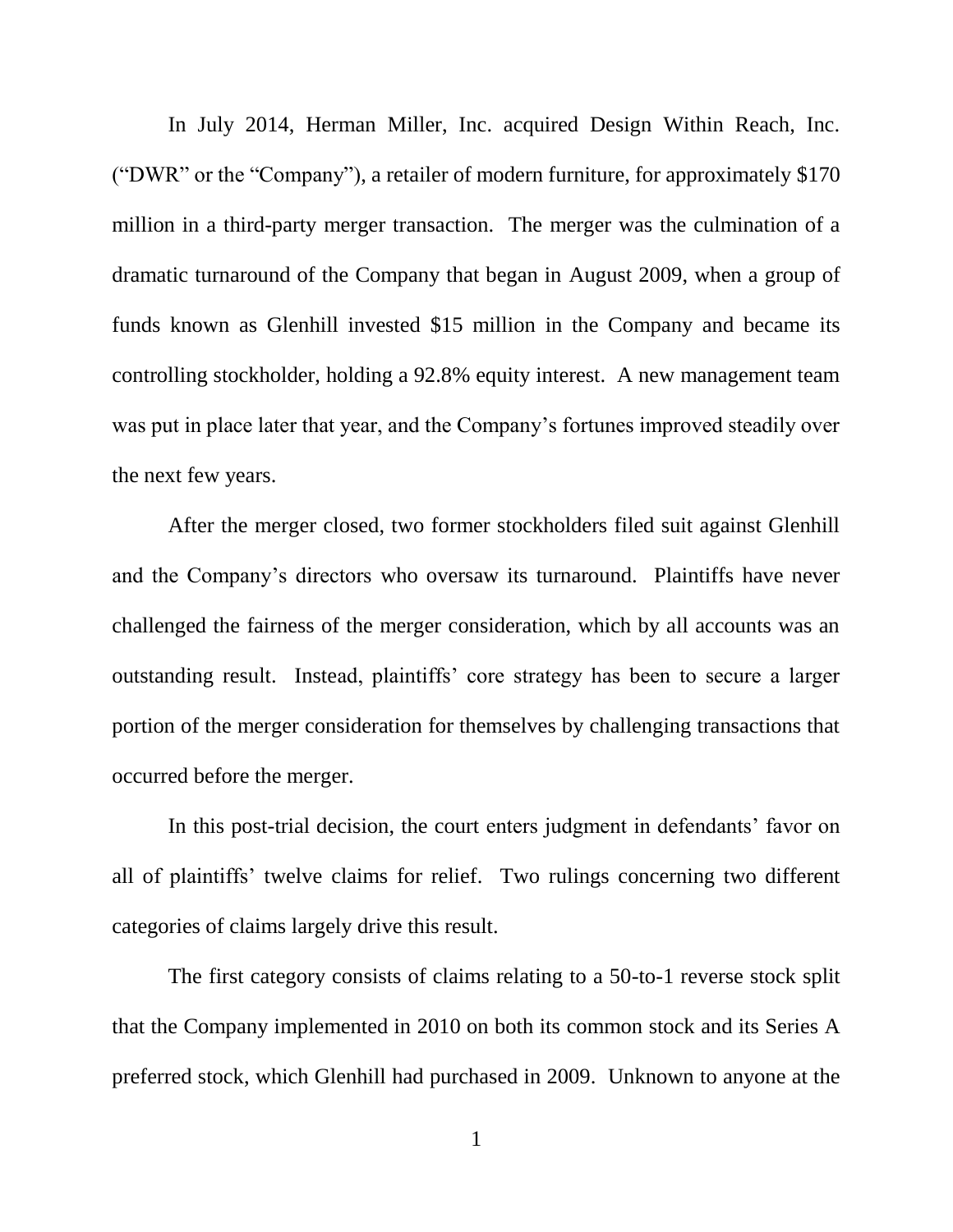In July 2014, Herman Miller, Inc. acquired Design Within Reach, Inc. ("DWR" or the "Company"), a retailer of modern furniture, for approximately $170 million in a third-party merger transaction. The merger was the culmination of a dramatic turnaround of the Company that began in August 2009, when a group of funds known as Glenhill invested $15 million in the Company and became its controlling stockholder, holding a 92.8% equity interest. A new management team was put in place later that year, and the Company's fortunes improved steadily over the next few years.

After the merger closed, two former stockholders filed suit against Glenhill and the Company's directors who oversaw its turnaround. Plaintiffs have never challenged the fairness of the merger consideration, which by all accounts was an outstanding result. Instead, plaintiffs' core strategy has been to secure a larger portion of the merger consideration for themselves by challenging transactions that occurred before the merger.

In this post-trial decision, the court enters judgment in defendants' favor on all of plaintiffs' twelve claims for relief. Two rulings concerning two different categories of claims largely drive this result.

The first category consists of claims relating to a 50-to-1 reverse stock split that the Company implemented in 2010 on both its common stock and its Series A preferred stock, which Glenhill had purchased in 2009. Unknown to anyone at the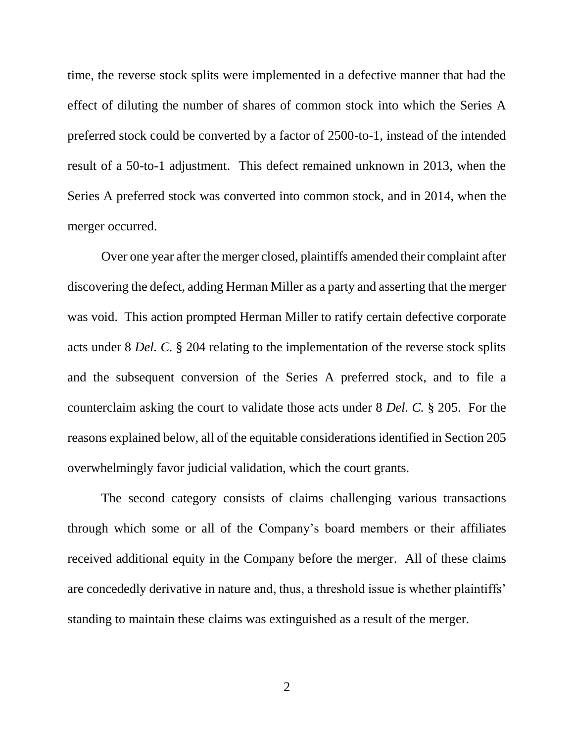time, the reverse stock splits were implemented in a defective manner that had the effect of diluting the number of shares of common stock into which the Series A preferred stock could be converted by a factor of 2500-to-1, instead of the intended result of a 50-to-1 adjustment. This defect remained unknown in 2013, when the Series A preferred stock was converted into common stock, and in 2014, when the merger occurred.

Over one year after the merger closed, plaintiffs amended their complaint after discovering the defect, adding Herman Miller as a party and asserting that the merger was void. This action prompted Herman Miller to ratify certain defective corporate acts under 8 *Del. C.* § 204 relating to the implementation of the reverse stock splits and the subsequent conversion of the Series A preferred stock, and to file a counterclaim asking the court to validate those acts under 8 *Del. C.* § 205. For the reasons explained below, all of the equitable considerations identified in Section 205 overwhelmingly favor judicial validation, which the court grants.

The second category consists of claims challenging various transactions through which some or all of the Company's board members or their affiliates received additional equity in the Company before the merger. All of these claims are concededly derivative in nature and, thus, a threshold issue is whether plaintiffs' standing to maintain these claims was extinguished as a result of the merger.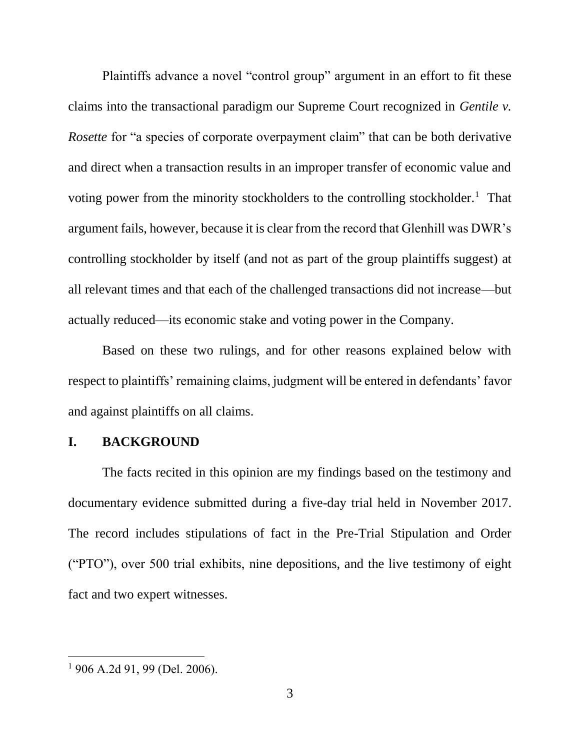Plaintiffs advance a novel "control group" argument in an effort to fit these claims into the transactional paradigm our Supreme Court recognized in *Gentile v. Rosette* for "a species of corporate overpayment claim" that can be both derivative and direct when a transaction results in an improper transfer of economic value and voting power from the minority stockholders to the controlling stockholder.[1] That argument fails, however, because it is clear from the record that Glenhill was DWR's controlling stockholder by itself (and not as part of the group plaintiffs suggest) at all relevant times and that each of the challenged transactions did not increase—but actually reduced—its economic stake and voting power in the Company.

Based on these two rulings, and for other reasons explained below with respect to plaintiffs' remaining claims, judgment will be entered in defendants' favor and against plaintiffs on all claims.

## I. BACKGROUND

The facts recited in this opinion are my findings based on the testimony and documentary evidence submitted during a five-day trial held in November 2017. The record includes stipulations of fact in the Pre-Trial Stipulation and Order ("PTO"), over 500 trial exhibits, nine depositions, and the live testimony of eight fact and two expert witnesses.

---

[1] 906 A.2d 91, 99 (Del. 2006).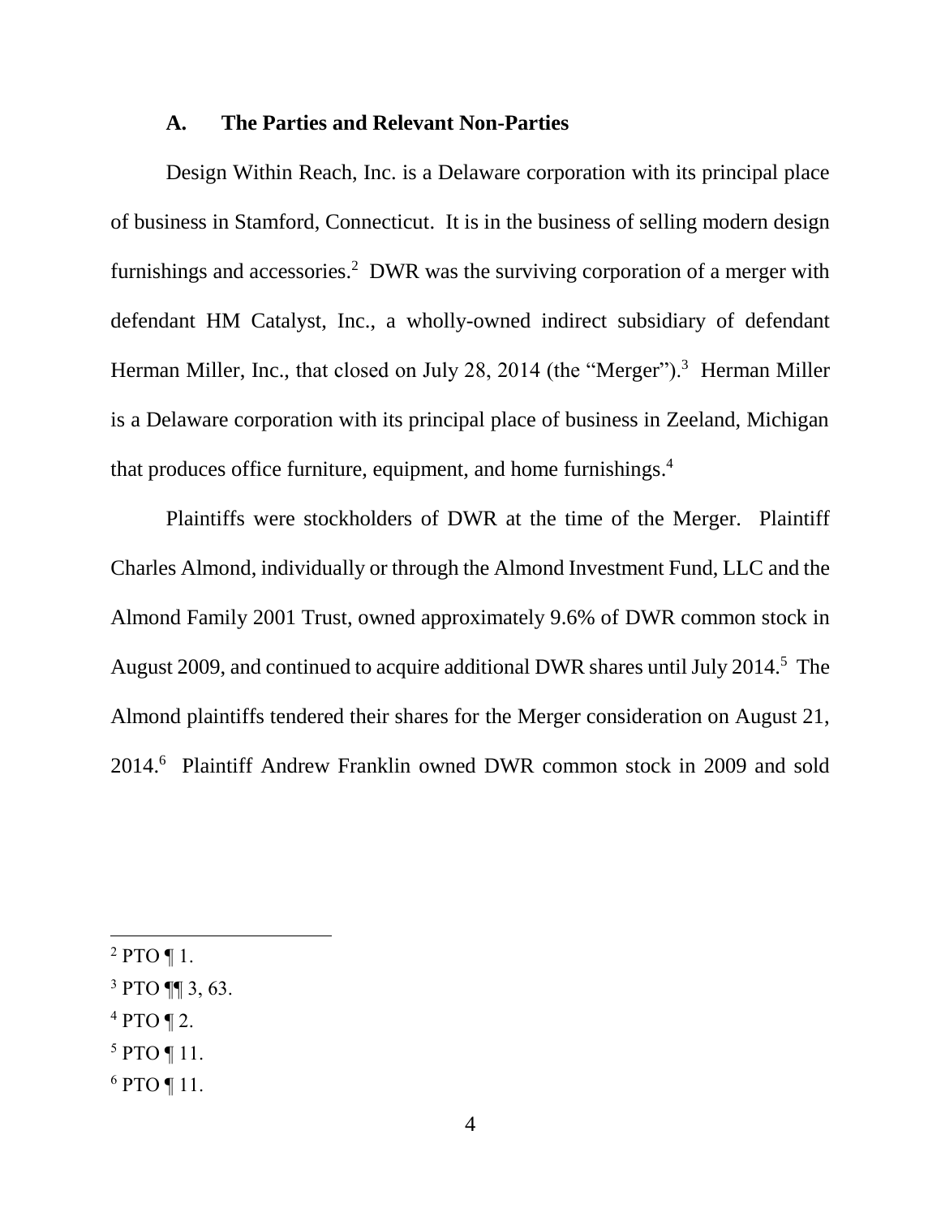### A. The Parties and Relevant Non-Parties

Design Within Reach, Inc. is a Delaware corporation with its principal place of business in Stamford, Connecticut. It is in the business of selling modern design furnishings and accessories.[2] DWR was the surviving corporation of a merger with defendant HM Catalyst, Inc., a wholly-owned indirect subsidiary of defendant Herman Miller, Inc., that closed on July 28, 2014 (the "Merger").[3] Herman Miller is a Delaware corporation with its principal place of business in Zeeland, Michigan that produces office furniture, equipment, and home furnishings.[4]

Plaintiffs were stockholders of DWR at the time of the Merger. Plaintiff Charles Almond, individually or through the Almond Investment Fund, LLC and the Almond Family 2001 Trust, owned approximately 9.6% of DWR common stock in August 2009, and continued to acquire additional DWR shares until July 2014.[5] The Almond plaintiffs tendered their shares for the Merger consideration on August 21, 2014.[6] Plaintiff Andrew Franklin owned DWR common stock in 2009 and sold

---

[2] PTO ¶ 1.

[3] PTO ¶¶ 3, 63.

[4] PTO ¶ 2.

[5] PTO ¶ 11.

[6] PTO ¶ 11.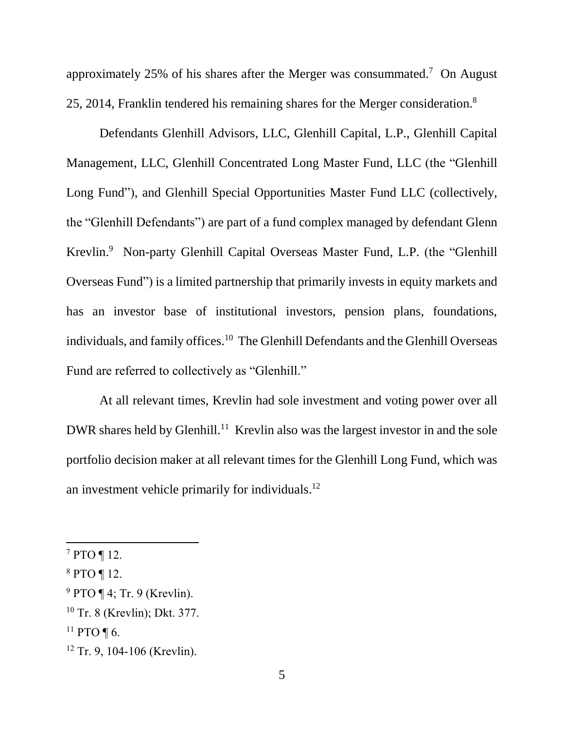approximately 25% of his shares after the Merger was consummated.[7] On August 25, 2014, Franklin tendered his remaining shares for the Merger consideration.[8]

Defendants Glenhill Advisors, LLC, Glenhill Capital, L.P., Glenhill Capital Management, LLC, Glenhill Concentrated Long Master Fund, LLC (the "Glenhill Long Fund"), and Glenhill Special Opportunities Master Fund LLC (collectively, the "Glenhill Defendants") are part of a fund complex managed by defendant Glenn Krevlin.[9] Non-party Glenhill Capital Overseas Master Fund, L.P. (the "Glenhill Overseas Fund") is a limited partnership that primarily invests in equity markets and has an investor base of institutional investors, pension plans, foundations, individuals, and family offices.[10] The Glenhill Defendants and the Glenhill Overseas Fund are referred to collectively as "Glenhill."

At all relevant times, Krevlin had sole investment and voting power over all DWR shares held by Glenhill.[11] Krevlin also was the largest investor in and the sole portfolio decision maker at all relevant times for the Glenhill Long Fund, which was an investment vehicle primarily for individuals.[12]

---

[7] PTO ¶ 12.

[8] PTO ¶ 12.

[9] PTO ¶ 4; Tr. 9 (Krevlin).

[10] Tr. 8 (Krevlin); Dkt. 377.

[11] PTO ¶ 6.

[12] Tr. 9, 104-106 (Krevlin).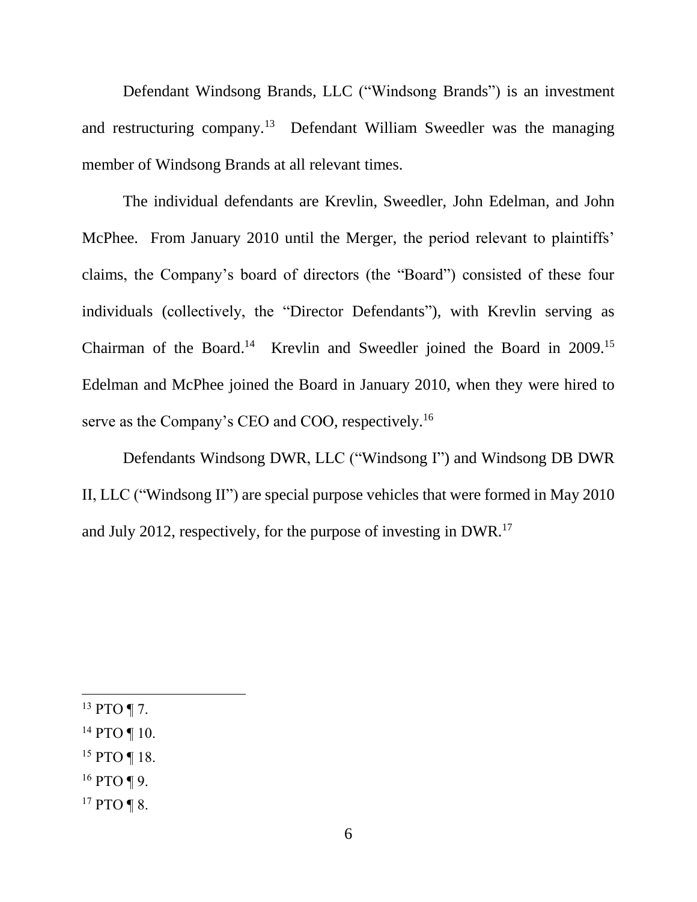Defendant Windsong Brands, LLC ("Windsong Brands") is an investment and restructuring company.[13] Defendant William Sweedler was the managing member of Windsong Brands at all relevant times.

The individual defendants are Krevlin, Sweedler, John Edelman, and John McPhee. From January 2010 until the Merger, the period relevant to plaintiffs' claims, the Company's board of directors (the "Board") consisted of these four individuals (collectively, the "Director Defendants"), with Krevlin serving as Chairman of the Board.[14] Krevlin and Sweedler joined the Board in 2009.[15] Edelman and McPhee joined the Board in January 2010, when they were hired to serve as the Company's CEO and COO, respectively.[16]

Defendants Windsong DWR, LLC ("Windsong I") and Windsong DB DWR II, LLC ("Windsong II") are special purpose vehicles that were formed in May 2010 and July 2012, respectively, for the purpose of investing in DWR.[17]

---

[13] PTO ¶ 7.

[14] PTO ¶ 10.

[15] PTO ¶ 18.

[16] PTO ¶ 9.

[17] PTO ¶ 8.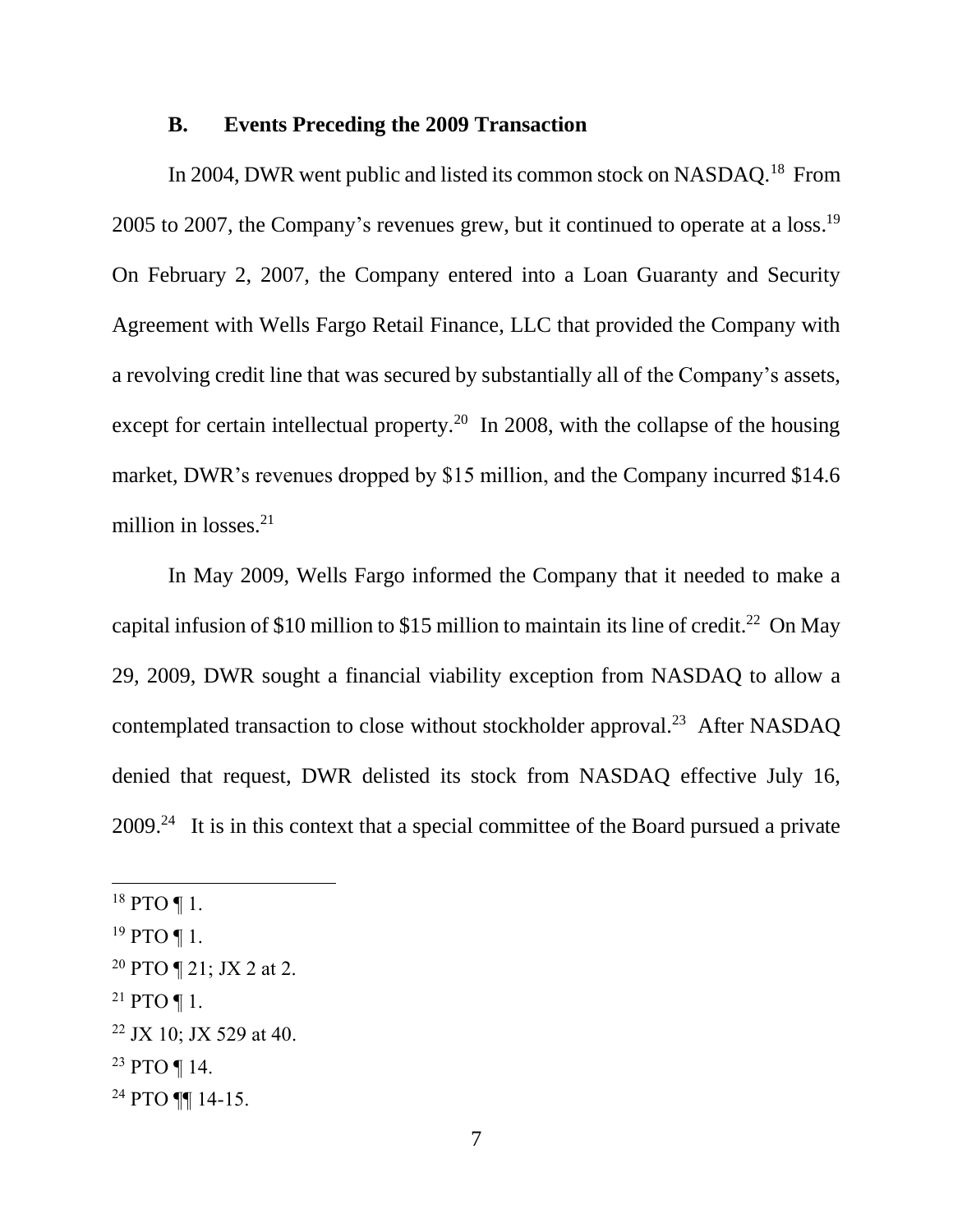### B. Events Preceding the 2009 Transaction

In 2004, DWR went public and listed its common stock on NASDAQ.[18] From 2005 to 2007, the Company's revenues grew, but it continued to operate at a loss.[19] On February 2, 2007, the Company entered into a Loan Guaranty and Security Agreement with Wells Fargo Retail Finance, LLC that provided the Company with a revolving credit line that was secured by substantially all of the Company's assets, except for certain intellectual property.[20] In 2008, with the collapse of the housing market, DWR's revenues dropped by $15 million, and the Company incurred $14.6 million in losses.[21]

In May 2009, Wells Fargo informed the Company that it needed to make a capital infusion of $10 million to $15 million to maintain its line of credit.[22] On May 29, 2009, DWR sought a financial viability exception from NASDAQ to allow a contemplated transaction to close without stockholder approval.[23] After NASDAQ denied that request, DWR delisted its stock from NASDAQ effective July 16, 2009.[24] It is in this context that a special committee of the Board pursued a private

---

[18] PTO ¶ 1.

[19] PTO ¶ 1.

[20] PTO ¶ 21; JX 2 at 2.

[21] PTO ¶ 1.

[22] JX 10; JX 529 at 40.

[23] PTO ¶ 14.

[24] PTO ¶¶ 14-15.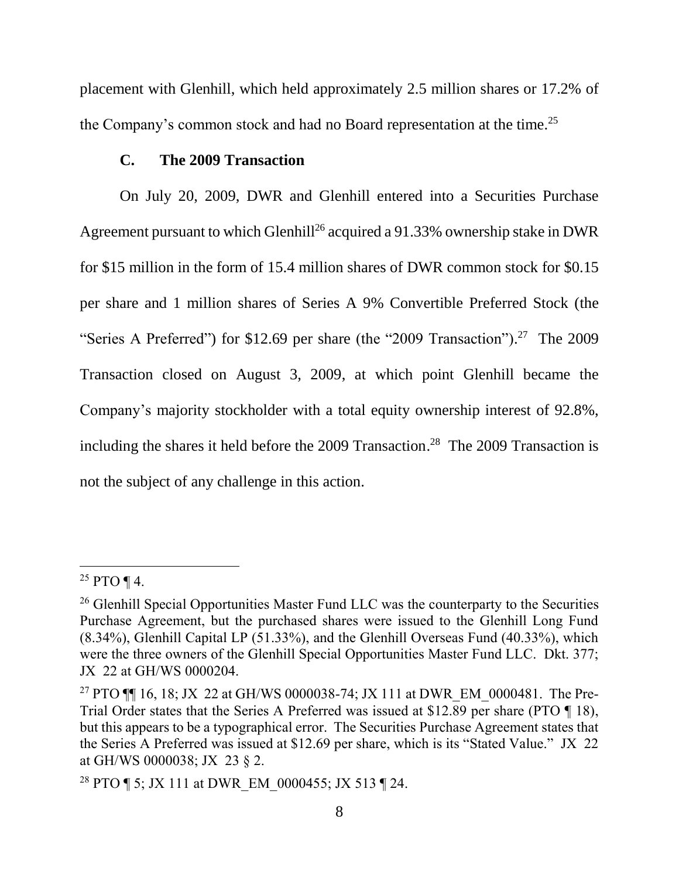placement with Glenhill, which held approximately 2.5 million shares or 17.2% of the Company's common stock and had no Board representation at the time.[25]

### C. The 2009 Transaction

On July 20, 2009, DWR and Glenhill entered into a Securities Purchase Agreement pursuant to which Glenhill[26] acquired a 91.33% ownership stake in DWR for $15 million in the form of 15.4 million shares of DWR common stock for $0.15 per share and 1 million shares of Series A 9% Convertible Preferred Stock (the "Series A Preferred") for $12.69 per share (the "2009 Transaction").[27] The 2009 Transaction closed on August 3, 2009, at which point Glenhill became the Company's majority stockholder with a total equity ownership interest of 92.8%, including the shares it held before the 2009 Transaction.[28] The 2009 Transaction is not the subject of any challenge in this action.

---

[25] PTO ¶ 4.

[26] Glenhill Special Opportunities Master Fund LLC was the counterparty to the Securities Purchase Agreement, but the purchased shares were issued to the Glenhill Long Fund (8.34%), Glenhill Capital LP (51.33%), and the Glenhill Overseas Fund (40.33%), which were the three owners of the Glenhill Special Opportunities Master Fund LLC. Dkt. 377; JX 22 at GH/WS 0000204.

[27] PTO ¶¶ 16, 18; JX 22 at GH/WS 0000038-74; JX 111 at DWR_EM_0000481. The Pre-Trial Order states that the Series A Preferred was issued at $12.89 per share (PTO ¶ 18), but this appears to be a typographical error. The Securities Purchase Agreement states that the Series A Preferred was issued at $12.69 per share, which is its "Stated Value." JX 22 at GH/WS 0000038; JX 23 § 2.

[28] PTO ¶ 5; JX 111 at DWR_EM_0000455; JX 513 ¶ 24.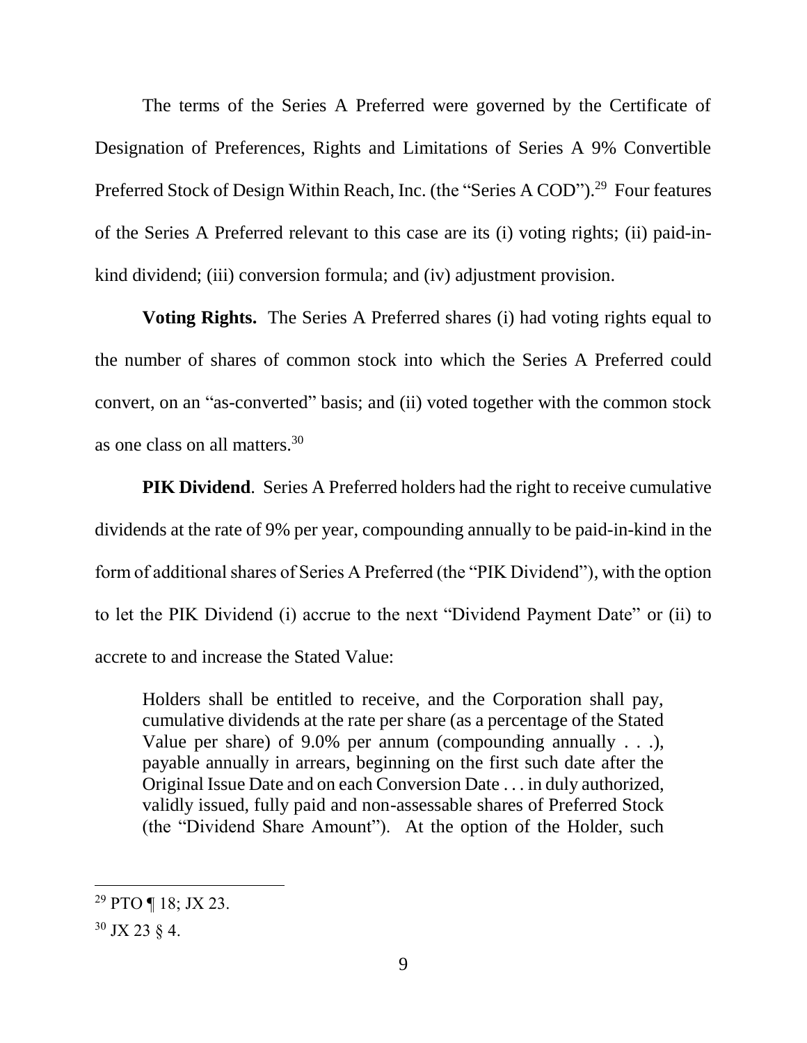The terms of the Series A Preferred were governed by the Certificate of Designation of Preferences, Rights and Limitations of Series A 9% Convertible Preferred Stock of Design Within Reach, Inc. (the "Series A COD").[29] Four features of the Series A Preferred relevant to this case are its (i) voting rights; (ii) paid-in-kind dividend; (iii) conversion formula; and (iv) adjustment provision.

**Voting Rights.** The Series A Preferred shares (i) had voting rights equal to the number of shares of common stock into which the Series A Preferred could convert, on an "as-converted" basis; and (ii) voted together with the common stock as one class on all matters.[30]

**PIK Dividend**. Series A Preferred holders had the right to receive cumulative dividends at the rate of 9% per year, compounding annually to be paid-in-kind in the form of additional shares of Series A Preferred (the "PIK Dividend"), with the option to let the PIK Dividend (i) accrue to the next "Dividend Payment Date" or (ii) to accrete to and increase the Stated Value:

> Holders shall be entitled to receive, and the Corporation shall pay, cumulative dividends at the rate per share (as a percentage of the Stated Value per share) of 9.0% per annum (compounding annually . . .), payable annually in arrears, beginning on the first such date after the Original Issue Date and on each Conversion Date . . . in duly authorized, validly issued, fully paid and non-assessable shares of Preferred Stock (the "Dividend Share Amount"). At the option of the Holder, such

---

[29] PTO ¶ 18; JX 23.

[30] JX 23 § 4.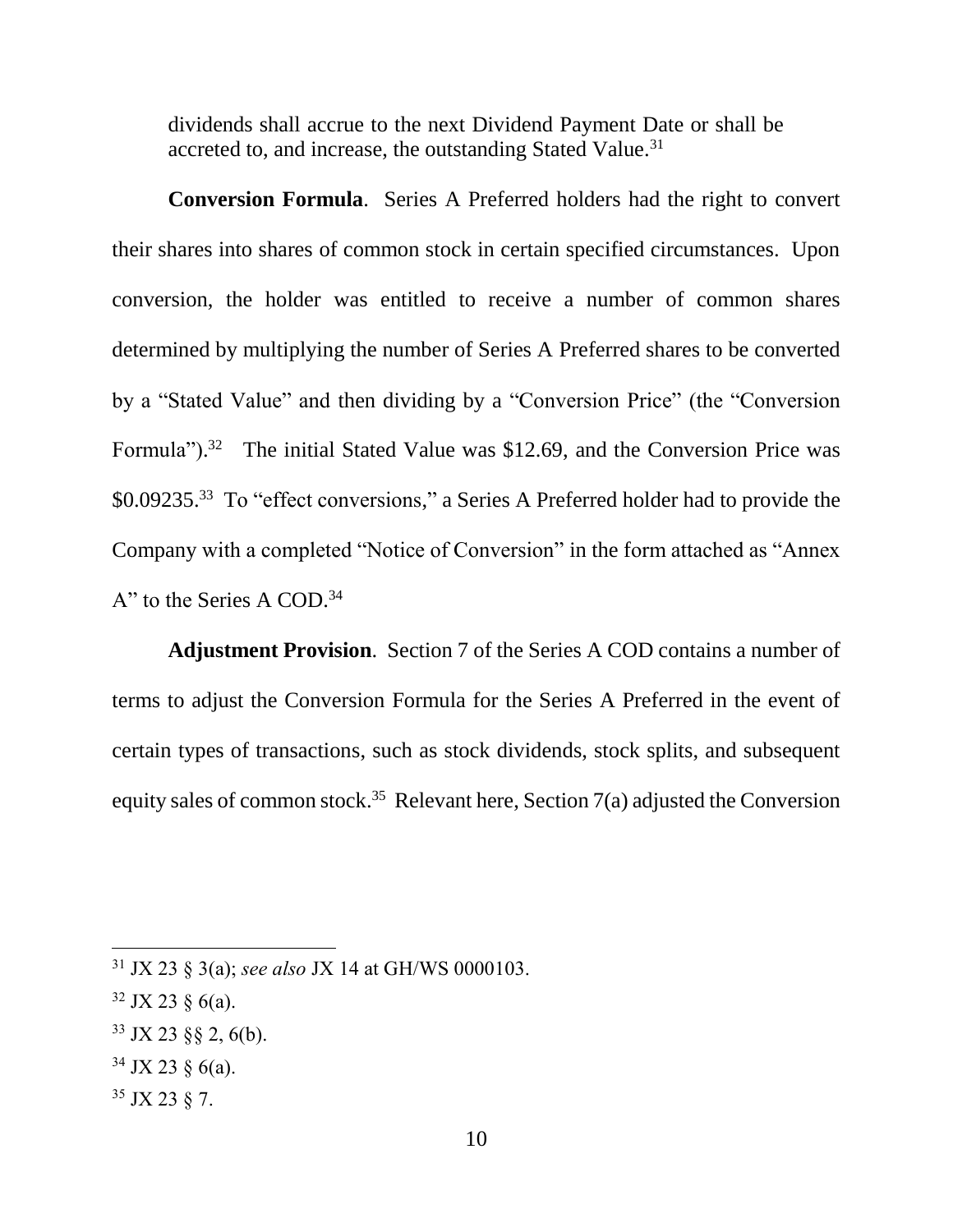dividends shall accrue to the next Dividend Payment Date or shall be accreted to, and increase, the outstanding Stated Value.[31]

**Conversion Formula**. Series A Preferred holders had the right to convert their shares into shares of common stock in certain specified circumstances. Upon conversion, the holder was entitled to receive a number of common shares determined by multiplying the number of Series A Preferred shares to be converted by a "Stated Value" and then dividing by a "Conversion Price" (the "Conversion Formula").[32] The initial Stated Value was $12.69, and the Conversion Price was $0.09235.[33] To "effect conversions," a Series A Preferred holder had to provide the Company with a completed "Notice of Conversion" in the form attached as "Annex A" to the Series A COD.[34]

**Adjustment Provision**. Section 7 of the Series A COD contains a number of terms to adjust the Conversion Formula for the Series A Preferred in the event of certain types of transactions, such as stock dividends, stock splits, and subsequent equity sales of common stock.[35] Relevant here, Section 7(a) adjusted the Conversion

---

[31] JX 23 § 3(a); *see also* JX 14 at GH/WS 0000103.

[32] JX 23 § 6(a).

[33] JX 23 §§ 2, 6(b).

[34] JX 23 § 6(a).

[35] JX 23 § 7.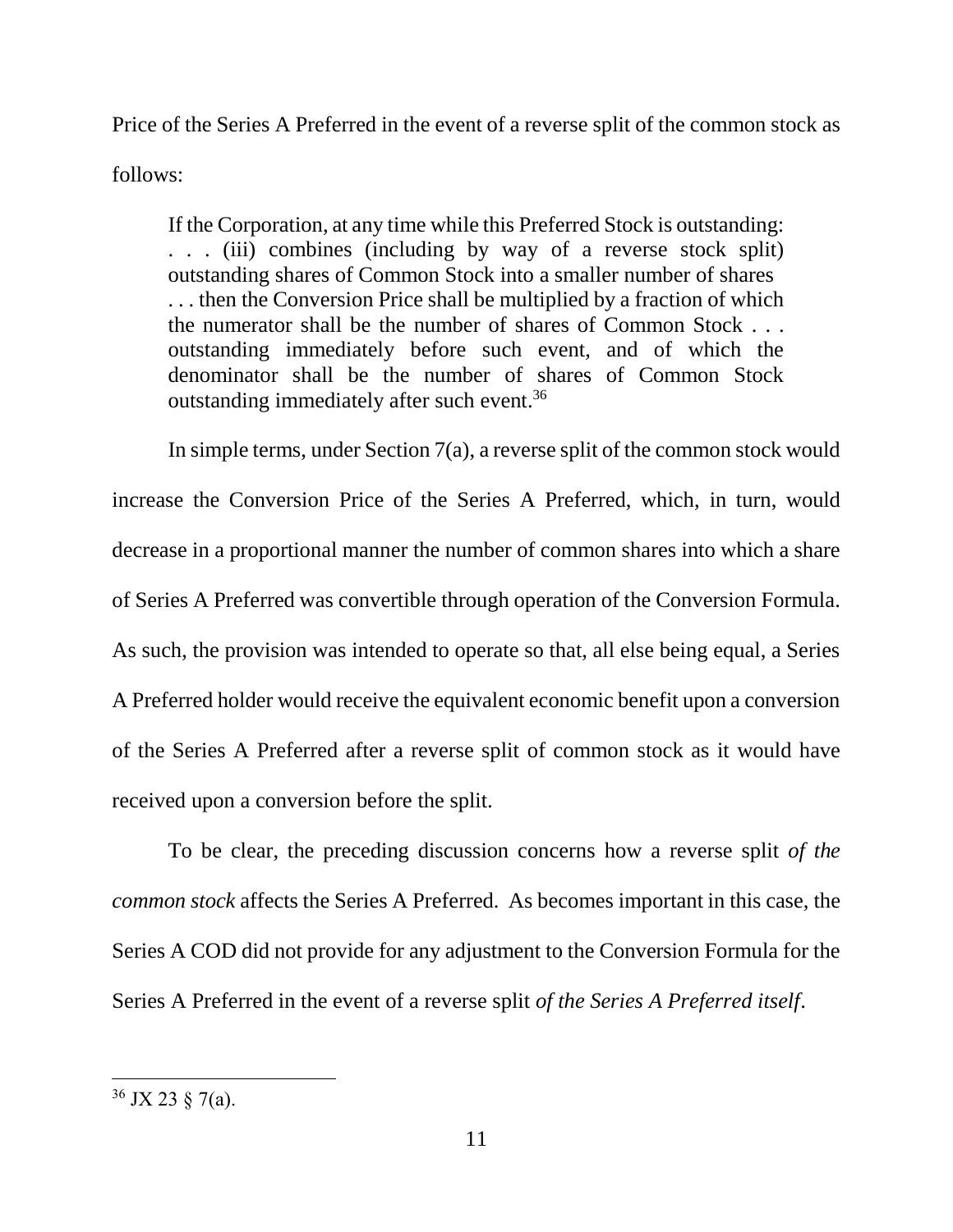Price of the Series A Preferred in the event of a reverse split of the common stock as follows:

> If the Corporation, at any time while this Preferred Stock is outstanding: . . . (iii) combines (including by way of a reverse stock split) outstanding shares of Common Stock into a smaller number of shares . . . then the Conversion Price shall be multiplied by a fraction of which the numerator shall be the number of shares of Common Stock . . . outstanding immediately before such event, and of which the denominator shall be the number of shares of Common Stock outstanding immediately after such event.[36]

In simple terms, under Section 7(a), a reverse split of the common stock would increase the Conversion Price of the Series A Preferred, which, in turn, would decrease in a proportional manner the number of common shares into which a share of Series A Preferred was convertible through operation of the Conversion Formula. As such, the provision was intended to operate so that, all else being equal, a Series A Preferred holder would receive the equivalent economic benefit upon a conversion of the Series A Preferred after a reverse split of common stock as it would have received upon a conversion before the split.

To be clear, the preceding discussion concerns how a reverse split *of the common stock* affects the Series A Preferred. As becomes important in this case, the Series A COD did not provide for any adjustment to the Conversion Formula for the Series A Preferred in the event of a reverse split *of the Series A Preferred itself*.

---

[36] JX 23 § 7(a).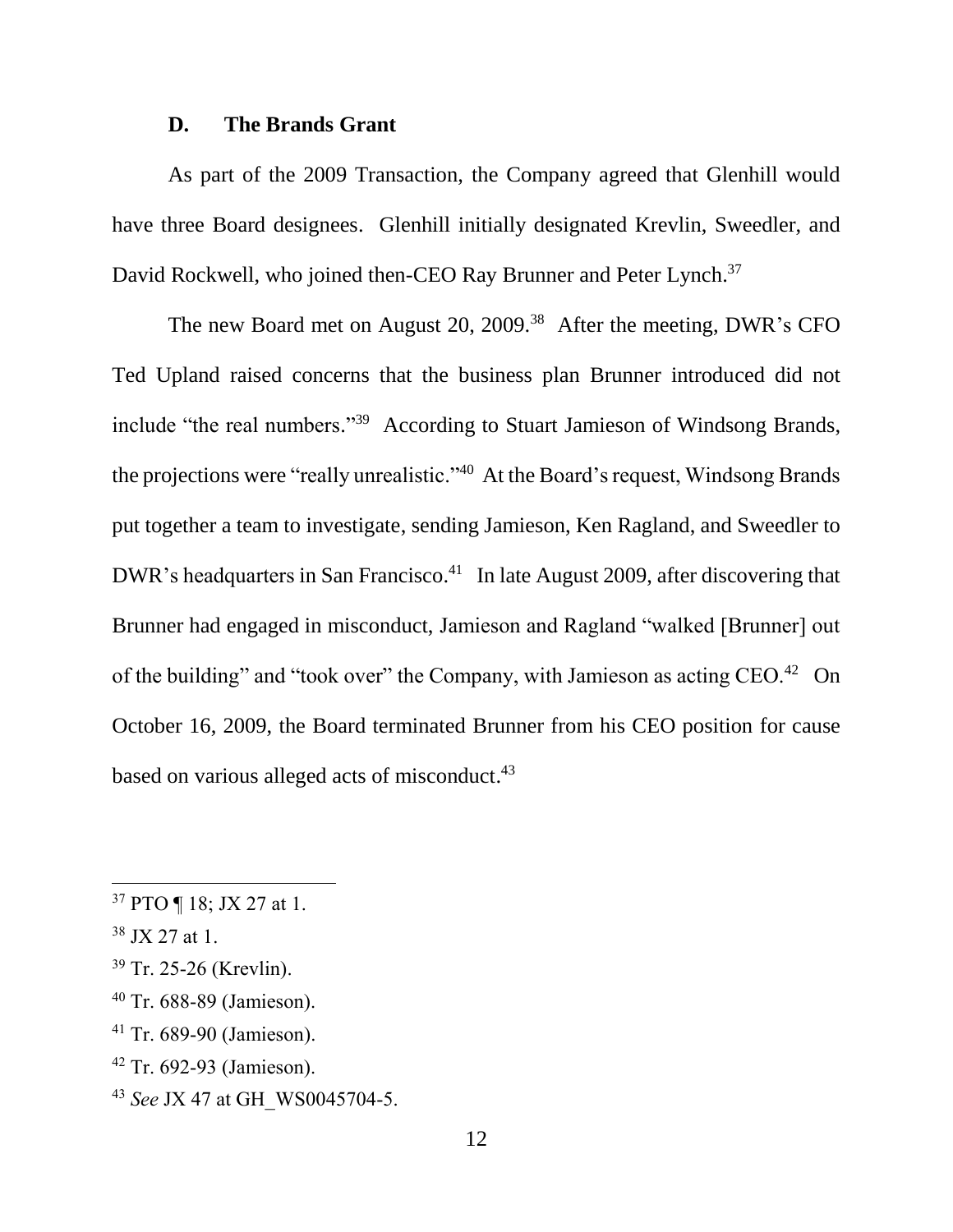### D. The Brands Grant

As part of the 2009 Transaction, the Company agreed that Glenhill would have three Board designees. Glenhill initially designated Krevlin, Sweedler, and David Rockwell, who joined then-CEO Ray Brunner and Peter Lynch.[37]

The new Board met on August 20, 2009.[38] After the meeting, DWR's CFO Ted Upland raised concerns that the business plan Brunner introduced did not include "the real numbers."[39] According to Stuart Jamieson of Windsong Brands, the projections were "really unrealistic."[40] At the Board's request, Windsong Brands put together a team to investigate, sending Jamieson, Ken Ragland, and Sweedler to DWR's headquarters in San Francisco.[41] In late August 2009, after discovering that Brunner had engaged in misconduct, Jamieson and Ragland "walked [Brunner] out of the building" and "took over" the Company, with Jamieson as acting CEO.[42] On October 16, 2009, the Board terminated Brunner from his CEO position for cause based on various alleged acts of misconduct.[43]

---

[37] PTO ¶ 18; JX 27 at 1.

[38] JX 27 at 1.

[39] Tr. 25-26 (Krevlin).

[40] Tr. 688-89 (Jamieson).

[41] Tr. 689-90 (Jamieson).

[42] Tr. 692-93 (Jamieson).

[43] *See* JX 47 at GH_WS0045704-5.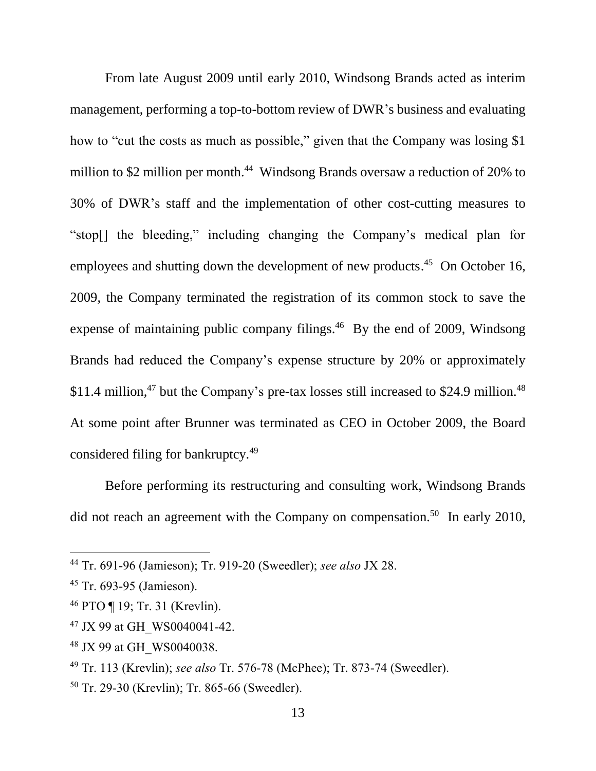From late August 2009 until early 2010, Windsong Brands acted as interim management, performing a top-to-bottom review of DWR's business and evaluating how to "cut the costs as much as possible," given that the Company was losing $1 million to $2 million per month.[44] Windsong Brands oversaw a reduction of 20% to 30% of DWR's staff and the implementation of other cost-cutting measures to "stop[] the bleeding," including changing the Company's medical plan for employees and shutting down the development of new products.[45] On October 16, 2009, the Company terminated the registration of its common stock to save the expense of maintaining public company filings.[46] By the end of 2009, Windsong Brands had reduced the Company's expense structure by 20% or approximately $11.4 million,[47] but the Company's pre-tax losses still increased to $24.9 million.[48] At some point after Brunner was terminated as CEO in October 2009, the Board considered filing for bankruptcy.[49]

Before performing its restructuring and consulting work, Windsong Brands did not reach an agreement with the Company on compensation.[50] In early 2010,

---

[44] Tr. 691-96 (Jamieson); Tr. 919-20 (Sweedler); *see also* JX 28.

[45] Tr. 693-95 (Jamieson).

[46] PTO ¶ 19; Tr. 31 (Krevlin).

[47] JX 99 at GH_WS0040041-42.

[48] JX 99 at GH_WS0040038.

[49] Tr. 113 (Krevlin); *see also* Tr. 576-78 (McPhee); Tr. 873-74 (Sweedler).

[50] Tr. 29-30 (Krevlin); Tr. 865-66 (Sweedler).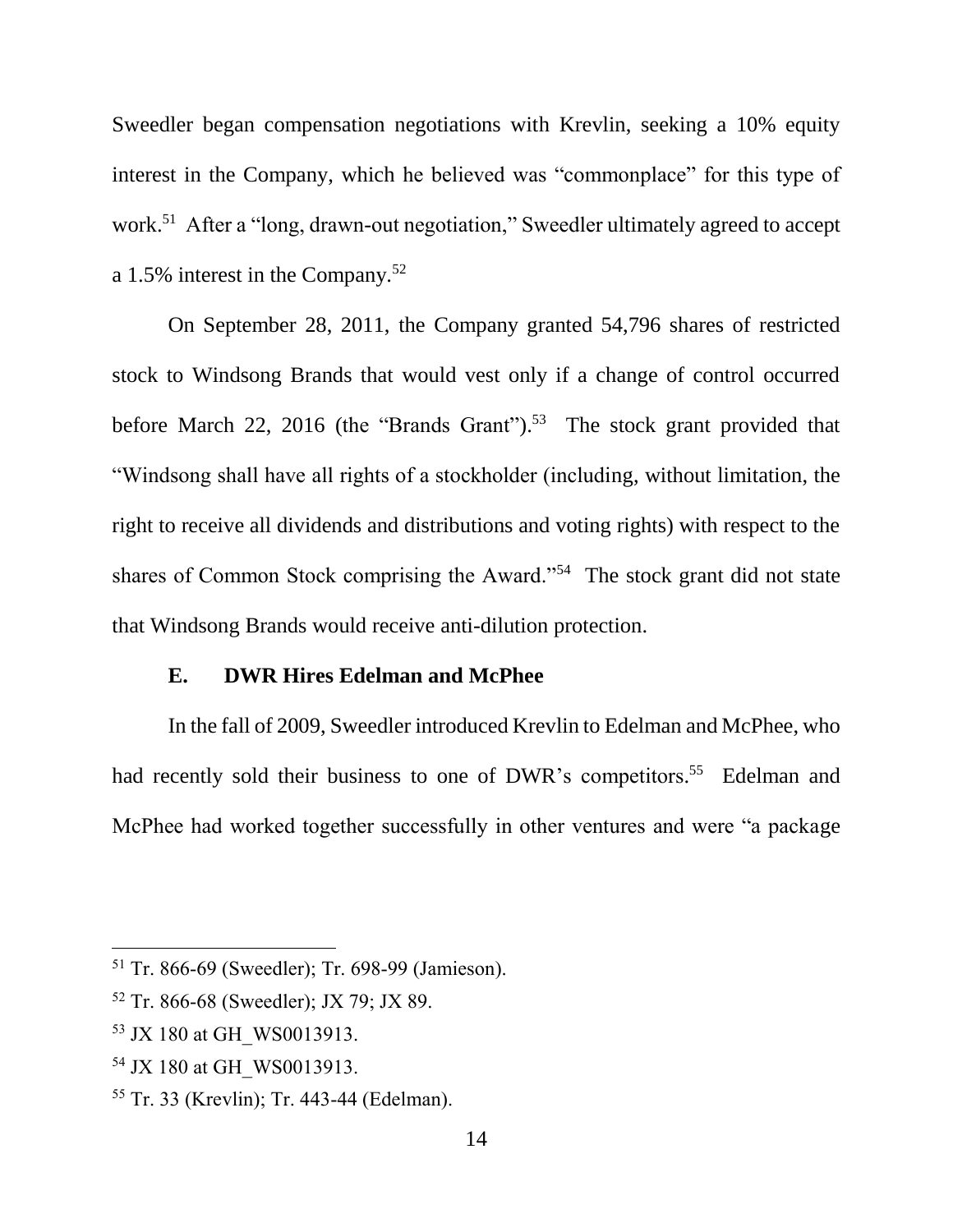Sweedler began compensation negotiations with Krevlin, seeking a 10% equity interest in the Company, which he believed was "commonplace" for this type of work.[51] After a "long, drawn-out negotiation," Sweedler ultimately agreed to accept a 1.5% interest in the Company.[52]

On September 28, 2011, the Company granted 54,796 shares of restricted stock to Windsong Brands that would vest only if a change of control occurred before March 22, 2016 (the "Brands Grant").[53] The stock grant provided that "Windsong shall have all rights of a stockholder (including, without limitation, the right to receive all dividends and distributions and voting rights) with respect to the shares of Common Stock comprising the Award."[54] The stock grant did not state that Windsong Brands would receive anti-dilution protection.

### E. DWR Hires Edelman and McPhee

In the fall of 2009, Sweedler introduced Krevlin to Edelman and McPhee, who had recently sold their business to one of DWR's competitors.[55] Edelman and McPhee had worked together successfully in other ventures and were "a package

---

[51] Tr. 866-69 (Sweedler); Tr. 698-99 (Jamieson).

[52] Tr. 866-68 (Sweedler); JX 79; JX 89.

[53] JX 180 at GH_WS0013913.

[54] JX 180 at GH_WS0013913.

[55] Tr. 33 (Krevlin); Tr. 443-44 (Edelman).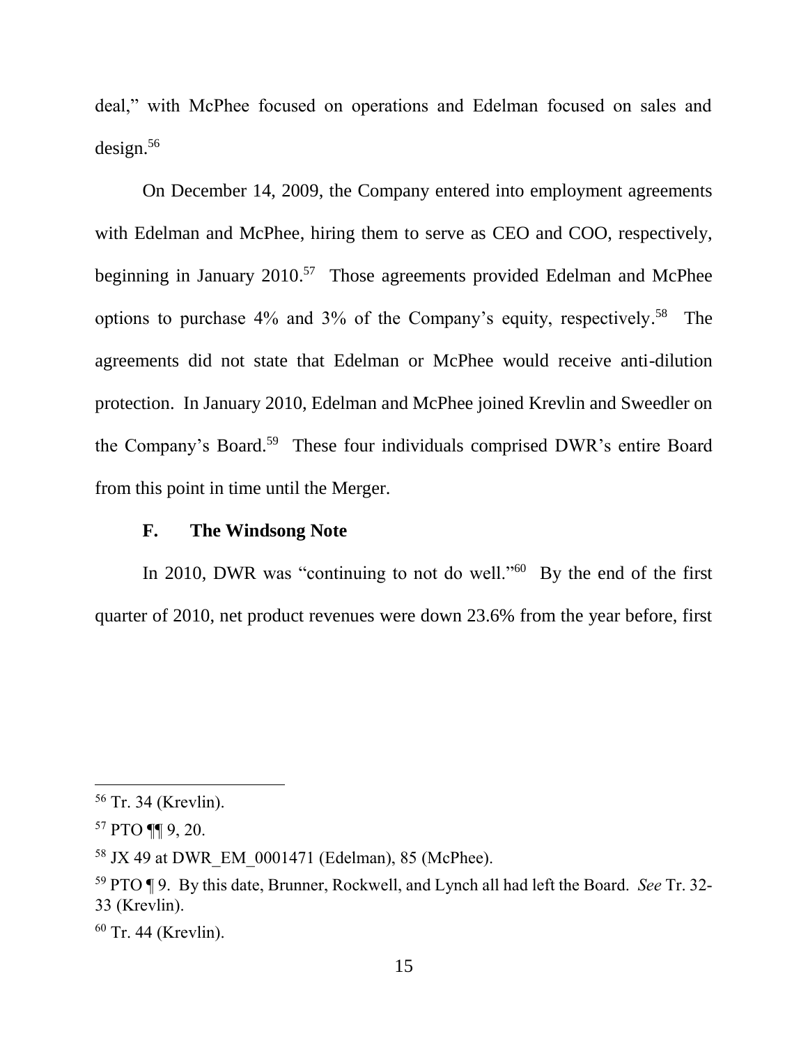deal," with McPhee focused on operations and Edelman focused on sales and design.[56]

On December 14, 2009, the Company entered into employment agreements with Edelman and McPhee, hiring them to serve as CEO and COO, respectively, beginning in January 2010.[57] Those agreements provided Edelman and McPhee options to purchase 4% and 3% of the Company's equity, respectively.[58] The agreements did not state that Edelman or McPhee would receive anti-dilution protection. In January 2010, Edelman and McPhee joined Krevlin and Sweedler on the Company's Board.[59] These four individuals comprised DWR's entire Board from this point in time until the Merger.

### F. The Windsong Note

In 2010, DWR was "continuing to not do well."[60] By the end of the first quarter of 2010, net product revenues were down 23.6% from the year before, first

---

[56] Tr. 34 (Krevlin).

[57] PTO ¶¶ 9, 20.

[58] JX 49 at DWR_EM_0001471 (Edelman), 85 (McPhee).

[59] PTO ¶ 9. By this date, Brunner, Rockwell, and Lynch all had left the Board. *See* Tr. 32-33 (Krevlin).

[60] Tr. 44 (Krevlin).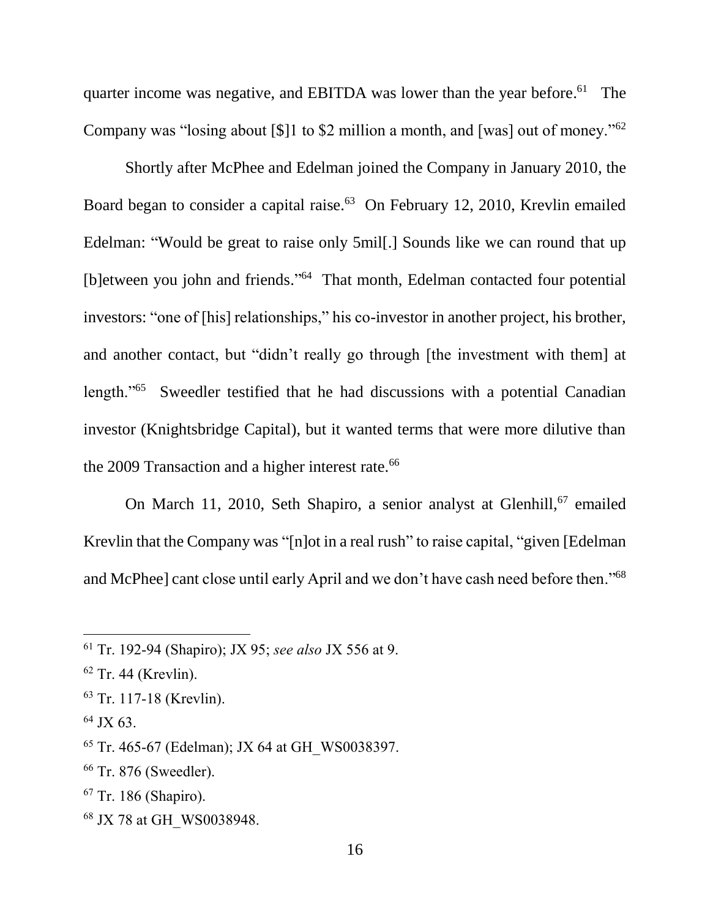quarter income was negative, and EBITDA was lower than the year before.[61] The Company was "losing about [$]1 to $2 million a month, and [was] out of money."[62]

Shortly after McPhee and Edelman joined the Company in January 2010, the Board began to consider a capital raise.[63] On February 12, 2010, Krevlin emailed Edelman: "Would be great to raise only 5mil[.] Sounds like we can round that up [b]etween you john and friends."[64] That month, Edelman contacted four potential investors: "one of [his] relationships," his co-investor in another project, his brother, and another contact, but "didn't really go through [the investment with them] at length."[65] Sweedler testified that he had discussions with a potential Canadian investor (Knightsbridge Capital), but it wanted terms that were more dilutive than the 2009 Transaction and a higher interest rate.[66]

On March 11, 2010, Seth Shapiro, a senior analyst at Glenhill,[67] emailed Krevlin that the Company was "[n]ot in a real rush" to raise capital, "given [Edelman and McPhee] cant close until early April and we don't have cash need before then."[68]

---

[61] Tr. 192-94 (Shapiro); JX 95; *see also* JX 556 at 9.

[62] Tr. 44 (Krevlin).

[63] Tr. 117-18 (Krevlin).

[64] JX 63.

[65] Tr. 465-67 (Edelman); JX 64 at GH_WS0038397.

[66] Tr. 876 (Sweedler).

[67] Tr. 186 (Shapiro).

[68] JX 78 at GH_WS0038948.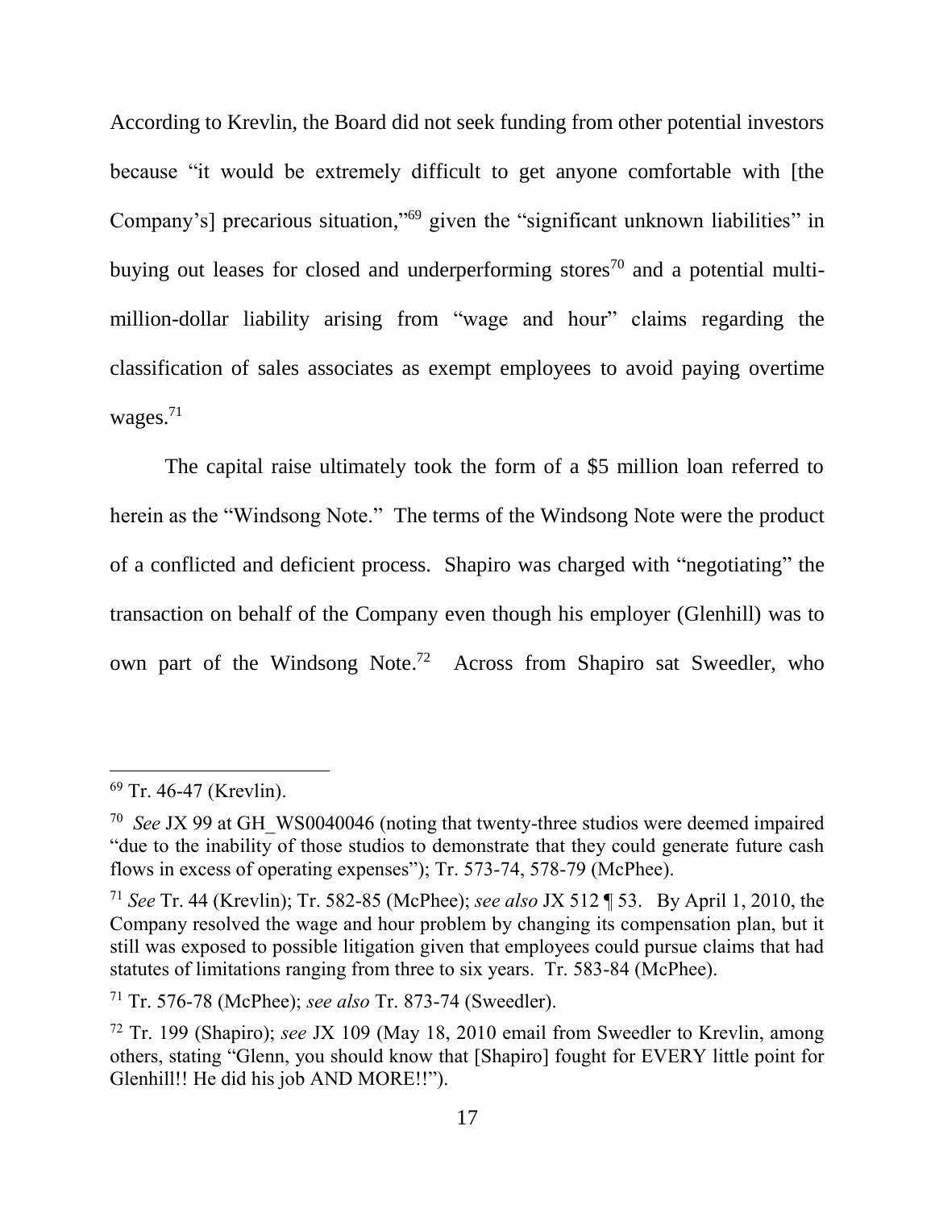According to Krevlin, the Board did not seek funding from other potential investors because "it would be extremely difficult to get anyone comfortable with [the Company's] precarious situation,"[69] given the "significant unknown liabilities" in buying out leases for closed and underperforming stores[70] and a potential multi-million-dollar liability arising from "wage and hour" claims regarding the classification of sales associates as exempt employees to avoid paying overtime wages.[71]

The capital raise ultimately took the form of a $5 million loan referred to herein as the "Windsong Note." The terms of the Windsong Note were the product of a conflicted and deficient process. Shapiro was charged with "negotiating" the transaction on behalf of the Company even though his employer (Glenhill) was to own part of the Windsong Note.[72] Across from Shapiro sat Sweedler, who

---

[69] Tr. 46-47 (Krevlin).

[70] *See* JX 99 at GH_WS0040046 (noting that twenty-three studios were deemed impaired "due to the inability of those studios to demonstrate that they could generate future cash flows in excess of operating expenses"); Tr. 573-74, 578-79 (McPhee).

[71] *See* Tr. 44 (Krevlin); Tr. 582-85 (McPhee); *see also* JX 512 ¶ 53. By April 1, 2010, the Company resolved the wage and hour problem by changing its compensation plan, but it still was exposed to possible litigation given that employees could pursue claims that had statutes of limitations ranging from three to six years. Tr. 583-84 (McPhee).

[71] Tr. 576-78 (McPhee); *see also* Tr. 873-74 (Sweedler).

[72] Tr. 199 (Shapiro); *see* JX 109 (May 18, 2010 email from Sweedler to Krevlin, among others, stating "Glenn, you should know that [Shapiro] fought for EVERY little point for Glenhill!! He did his job AND MORE!!").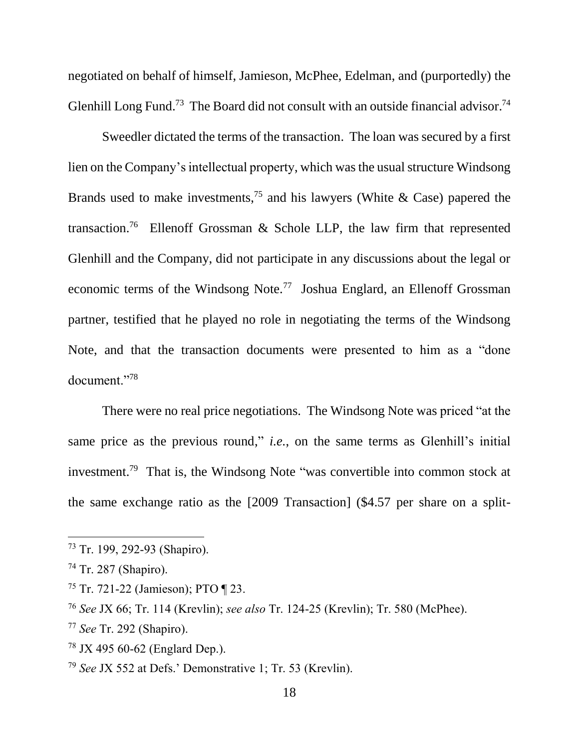negotiated on behalf of himself, Jamieson, McPhee, Edelman, and (purportedly) the Glenhill Long Fund.[73] The Board did not consult with an outside financial advisor.[74]

Sweedler dictated the terms of the transaction. The loan was secured by a first lien on the Company's intellectual property, which was the usual structure Windsong Brands used to make investments,[75] and his lawyers (White & Case) papered the transaction.[76] Ellenoff Grossman & Schole LLP, the law firm that represented Glenhill and the Company, did not participate in any discussions about the legal or economic terms of the Windsong Note.[77] Joshua Englard, an Ellenoff Grossman partner, testified that he played no role in negotiating the terms of the Windsong Note, and that the transaction documents were presented to him as a "done document."[78]

There were no real price negotiations. The Windsong Note was priced "at the same price as the previous round," *i.e.*, on the same terms as Glenhill's initial investment.[79] That is, the Windsong Note "was convertible into common stock at the same exchange ratio as the [2009 Transaction] ($4.57 per share on a split-

---

[73] Tr. 199, 292-93 (Shapiro).

[74] Tr. 287 (Shapiro).

[75] Tr. 721-22 (Jamieson); PTO ¶ 23.

[76] *See* JX 66; Tr. 114 (Krevlin); *see also* Tr. 124-25 (Krevlin); Tr. 580 (McPhee).

[77] *See* Tr. 292 (Shapiro).

[78] JX 495 60-62 (Englard Dep.).

[79] *See* JX 552 at Defs.' Demonstrative 1; Tr. 53 (Krevlin).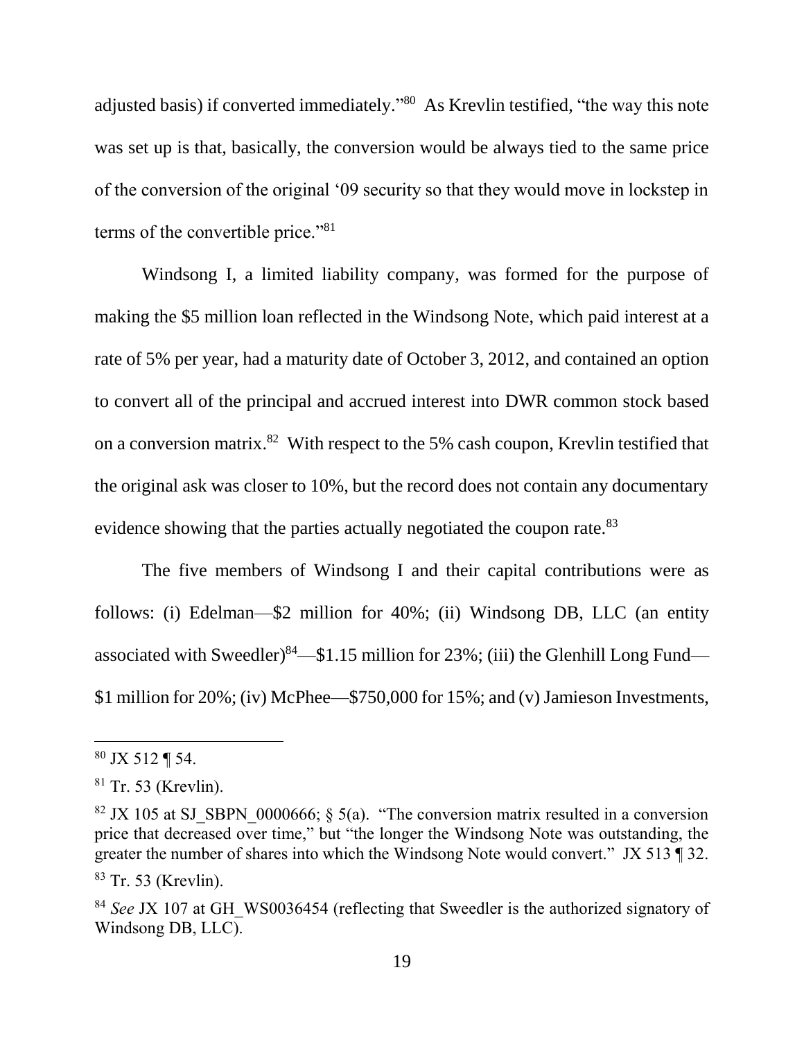adjusted basis) if converted immediately."[80] As Krevlin testified, "the way this note was set up is that, basically, the conversion would be always tied to the same price of the conversion of the original '09 security so that they would move in lockstep in terms of the convertible price."[81]

Windsong I, a limited liability company, was formed for the purpose of making the $5 million loan reflected in the Windsong Note, which paid interest at a rate of 5% per year, had a maturity date of October 3, 2012, and contained an option to convert all of the principal and accrued interest into DWR common stock based on a conversion matrix.[82] With respect to the 5% cash coupon, Krevlin testified that the original ask was closer to 10%, but the record does not contain any documentary evidence showing that the parties actually negotiated the coupon rate.[83]

The five members of Windsong I and their capital contributions were as follows: (i) Edelman—$2 million for 40%; (ii) Windsong DB, LLC (an entity associated with Sweedler)[84]—$1.15 million for 23%; (iii) the Glenhill Long Fund—$1 million for 20%; (iv) McPhee—$750,000 for 15%; and (v) Jamieson Investments,

---

[80] JX 512 ¶ 54.

[81] Tr. 53 (Krevlin).

[82] JX 105 at SJ_SBPN_0000666; § 5(a). "The conversion matrix resulted in a conversion price that decreased over time," but "the longer the Windsong Note was outstanding, the greater the number of shares into which the Windsong Note would convert." JX 513 ¶ 32.

[83] Tr. 53 (Krevlin).

[84] *See* JX 107 at GH_WS0036454 (reflecting that Sweedler is the authorized signatory of Windsong DB, LLC).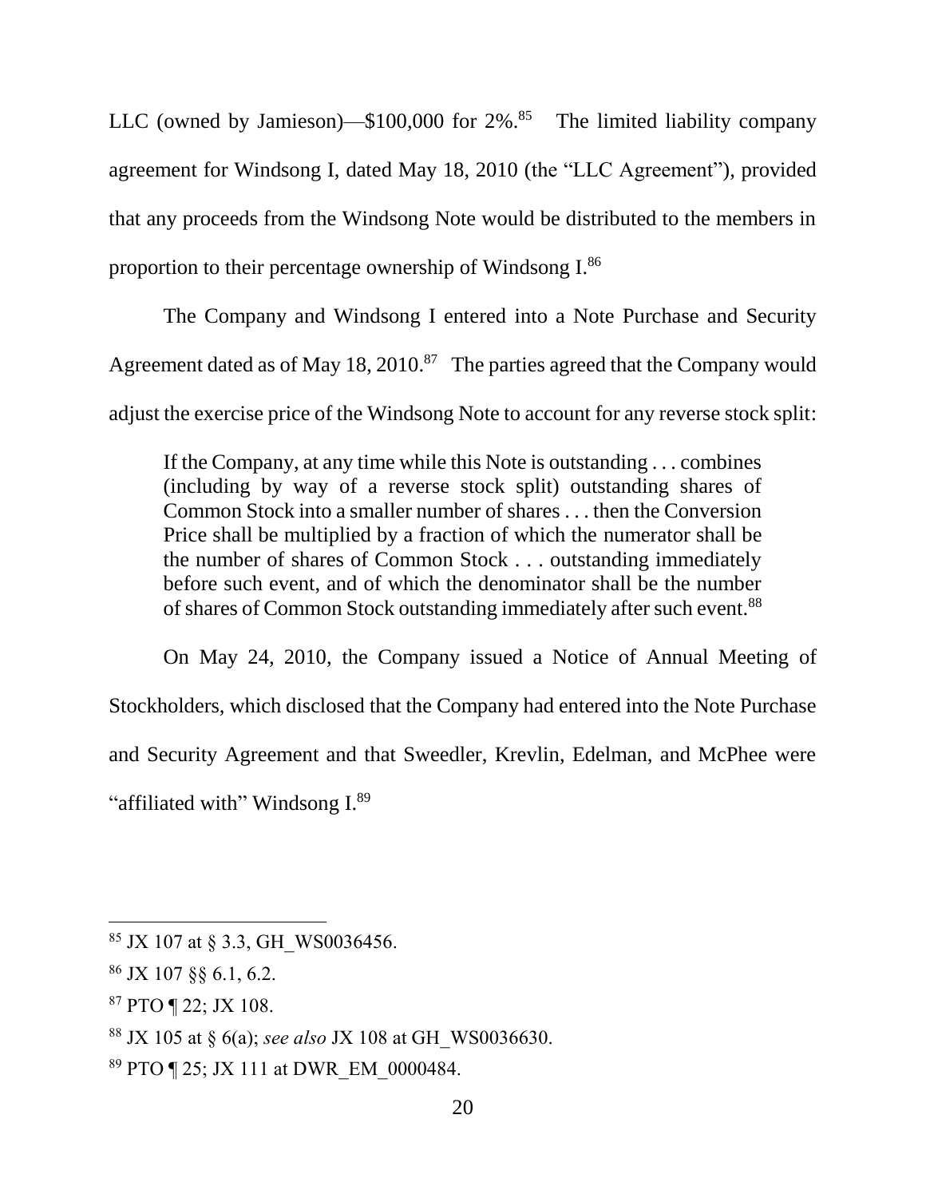LLC (owned by Jamieson)—$100,000 for 2%.[85] The limited liability company agreement for Windsong I, dated May 18, 2010 (the "LLC Agreement"), provided that any proceeds from the Windsong Note would be distributed to the members in proportion to their percentage ownership of Windsong I.[86]

The Company and Windsong I entered into a Note Purchase and Security Agreement dated as of May 18, 2010.[87] The parties agreed that the Company would adjust the exercise price of the Windsong Note to account for any reverse stock split:

> If the Company, at any time while this Note is outstanding . . . combines (including by way of a reverse stock split) outstanding shares of Common Stock into a smaller number of shares . . . then the Conversion Price shall be multiplied by a fraction of which the numerator shall be the number of shares of Common Stock . . . outstanding immediately before such event, and of which the denominator shall be the number of shares of Common Stock outstanding immediately after such event.[88]

On May 24, 2010, the Company issued a Notice of Annual Meeting of Stockholders, which disclosed that the Company had entered into the Note Purchase and Security Agreement and that Sweedler, Krevlin, Edelman, and McPhee were "affiliated with" Windsong I.[89]

---

[85] JX 107 at § 3.3, GH_WS0036456.

[86] JX 107 §§ 6.1, 6.2.

[87] PTO ¶ 22; JX 108.

[88] JX 105 at § 6(a); *see also* JX 108 at GH_WS0036630.

[89] PTO ¶ 25; JX 111 at DWR_EM_0000484.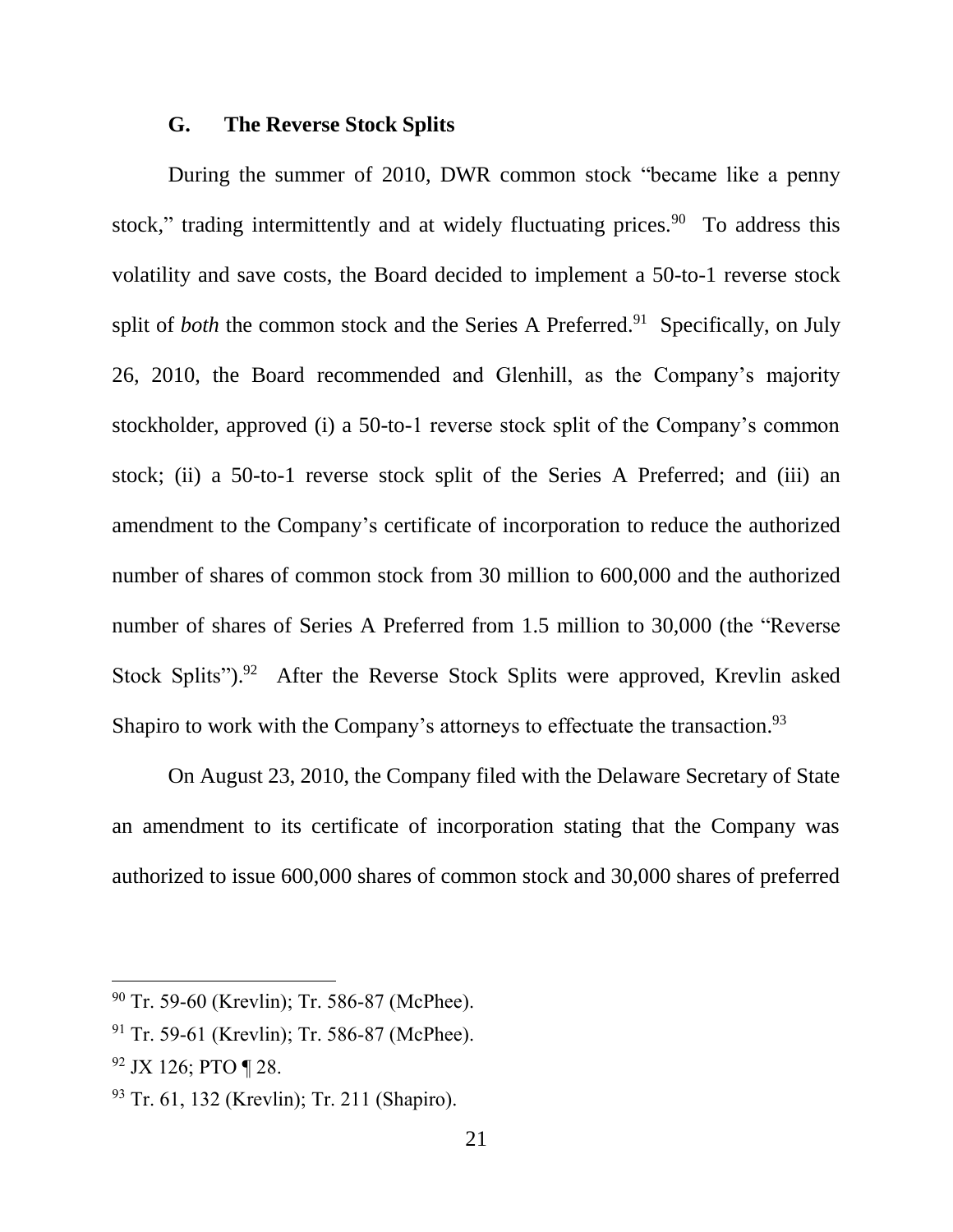### G. The Reverse Stock Splits

During the summer of 2010, DWR common stock "became like a penny stock," trading intermittently and at widely fluctuating prices.[90] To address this volatility and save costs, the Board decided to implement a 50-to-1 reverse stock split of *both* the common stock and the Series A Preferred.[91] Specifically, on July 26, 2010, the Board recommended and Glenhill, as the Company's majority stockholder, approved (i) a 50-to-1 reverse stock split of the Company's common stock; (ii) a 50-to-1 reverse stock split of the Series A Preferred; and (iii) an amendment to the Company's certificate of incorporation to reduce the authorized number of shares of common stock from 30 million to 600,000 and the authorized number of shares of Series A Preferred from 1.5 million to 30,000 (the "Reverse Stock Splits").[92] After the Reverse Stock Splits were approved, Krevlin asked Shapiro to work with the Company's attorneys to effectuate the transaction.[93]

On August 23, 2010, the Company filed with the Delaware Secretary of State an amendment to its certificate of incorporation stating that the Company was authorized to issue 600,000 shares of common stock and 30,000 shares of preferred

---

[90] Tr. 59-60 (Krevlin); Tr. 586-87 (McPhee).

[91] Tr. 59-61 (Krevlin); Tr. 586-87 (McPhee).

[92] JX 126; PTO ¶ 28.

[93] Tr. 61, 132 (Krevlin); Tr. 211 (Shapiro).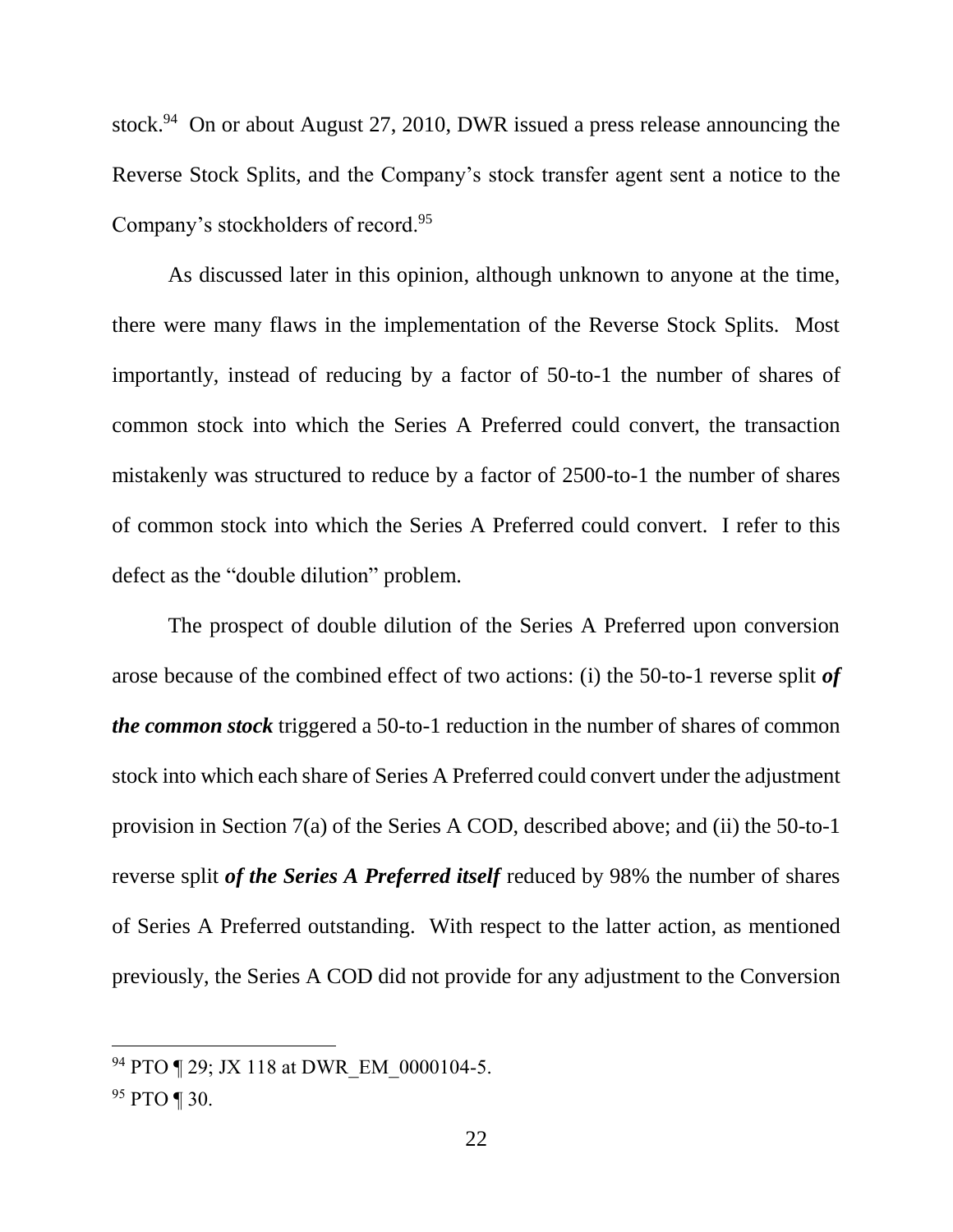stock.[94] On or about August 27, 2010, DWR issued a press release announcing the Reverse Stock Splits, and the Company's stock transfer agent sent a notice to the Company's stockholders of record.[95]

As discussed later in this opinion, although unknown to anyone at the time, there were many flaws in the implementation of the Reverse Stock Splits. Most importantly, instead of reducing by a factor of 50-to-1 the number of shares of common stock into which the Series A Preferred could convert, the transaction mistakenly was structured to reduce by a factor of 2500-to-1 the number of shares of common stock into which the Series A Preferred could convert. I refer to this defect as the "double dilution" problem.

The prospect of double dilution of the Series A Preferred upon conversion arose because of the combined effect of two actions: (i) the 50-to-1 reverse split ***of the common stock*** triggered a 50-to-1 reduction in the number of shares of common stock into which each share of Series A Preferred could convert under the adjustment provision in Section 7(a) of the Series A COD, described above; and (ii) the 50-to-1 reverse split ***of the Series A Preferred itself*** reduced by 98% the number of shares of Series A Preferred outstanding. With respect to the latter action, as mentioned previously, the Series A COD did not provide for any adjustment to the Conversion

---

[94] PTO ¶ 29; JX 118 at DWR_EM_0000104-5.

[95] PTO ¶ 30.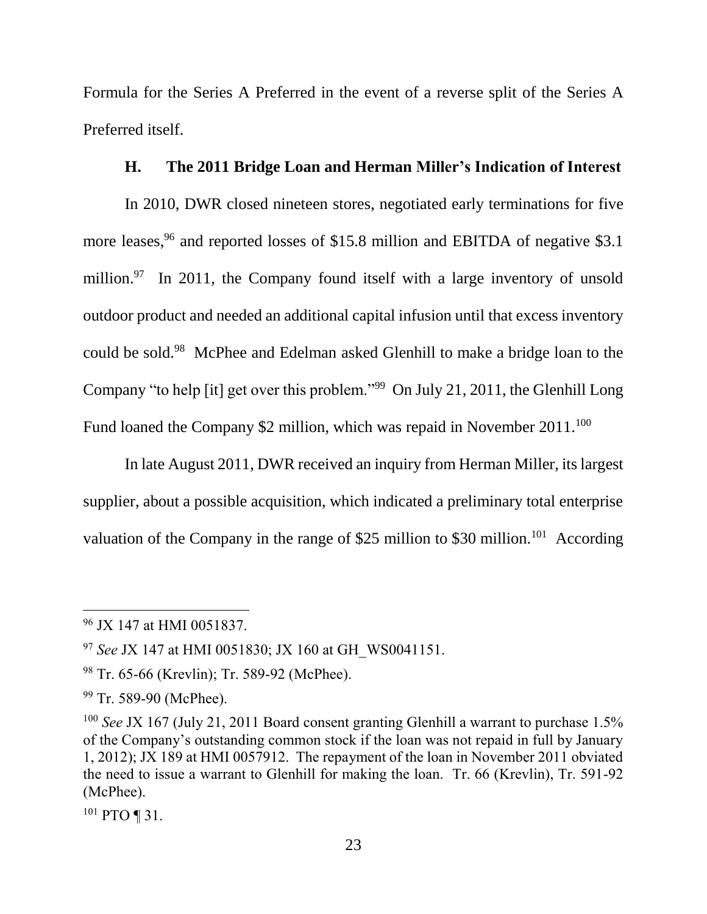Formula for the Series A Preferred in the event of a reverse split of the Series A Preferred itself.

### H. The 2011 Bridge Loan and Herman Miller's Indication of Interest

In 2010, DWR closed nineteen stores, negotiated early terminations for five more leases,[96] and reported losses of $15.8 million and EBITDA of negative $3.1 million.[97] In 2011, the Company found itself with a large inventory of unsold outdoor product and needed an additional capital infusion until that excess inventory could be sold.[98] McPhee and Edelman asked Glenhill to make a bridge loan to the Company "to help [it] get over this problem."[99] On July 21, 2011, the Glenhill Long Fund loaned the Company $2 million, which was repaid in November 2011.[100]

In late August 2011, DWR received an inquiry from Herman Miller, its largest supplier, about a possible acquisition, which indicated a preliminary total enterprise valuation of the Company in the range of $25 million to $30 million.[101] According

---

[96] JX 147 at HMI 0051837.

[97] *See* JX 147 at HMI 0051830; JX 160 at GH_WS0041151.

[98] Tr. 65-66 (Krevlin); Tr. 589-92 (McPhee).

[99] Tr. 589-90 (McPhee).

[100] *See* JX 167 (July 21, 2011 Board consent granting Glenhill a warrant to purchase 1.5% of the Company's outstanding common stock if the loan was not repaid in full by January 1, 2012); JX 189 at HMI 0057912. The repayment of the loan in November 2011 obviated the need to issue a warrant to Glenhill for making the loan. Tr. 66 (Krevlin), Tr. 591-92 (McPhee).

[101] PTO ¶ 31.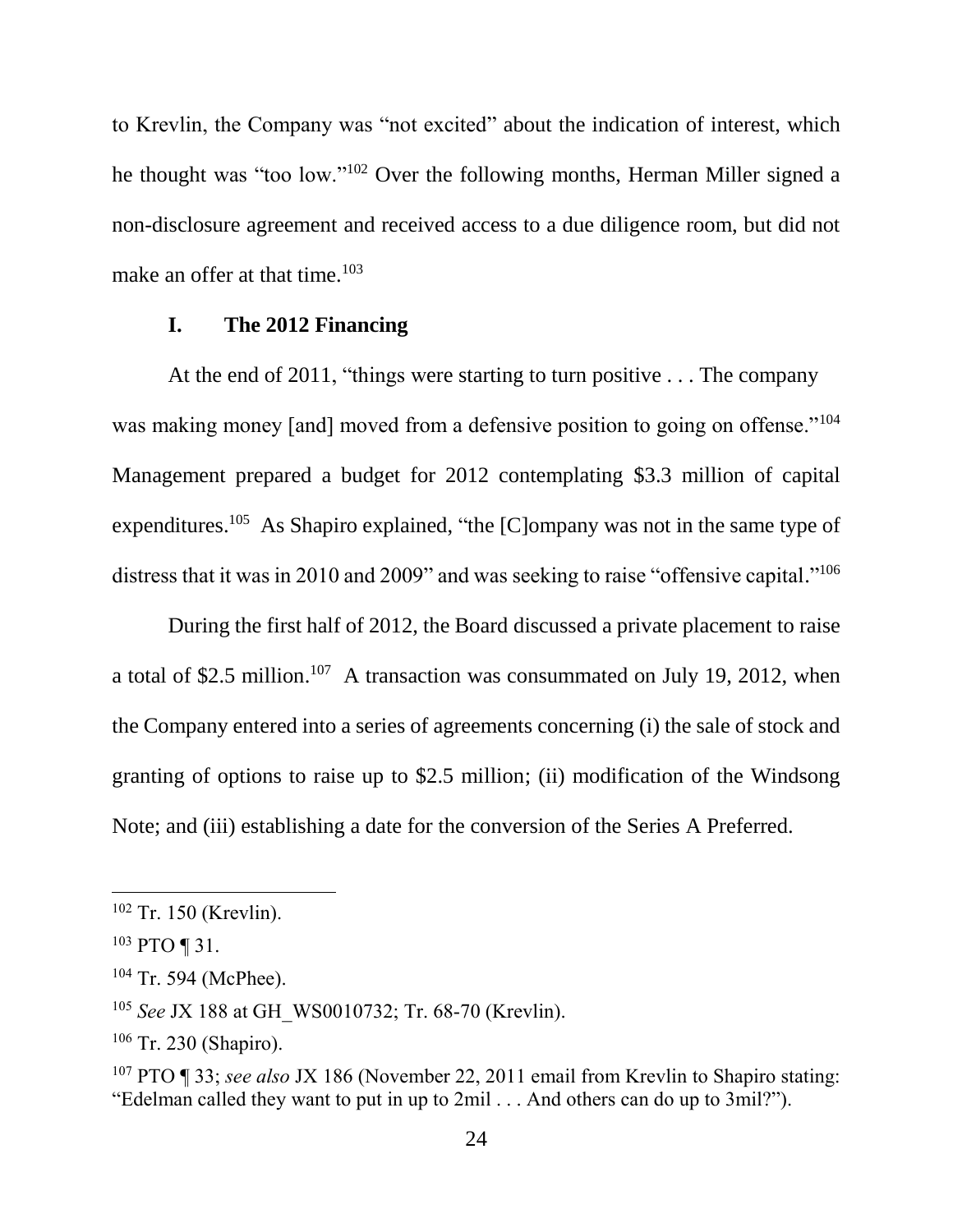to Krevlin, the Company was "not excited" about the indication of interest, which he thought was "too low."[102] Over the following months, Herman Miller signed a non-disclosure agreement and received access to a due diligence room, but did not make an offer at that time.[103]

### I. The 2012 Financing

At the end of 2011, "things were starting to turn positive . . . The company was making money [and] moved from a defensive position to going on offense."[104] Management prepared a budget for 2012 contemplating $3.3 million of capital expenditures.[105] As Shapiro explained, "the [C]ompany was not in the same type of distress that it was in 2010 and 2009" and was seeking to raise "offensive capital."[106]

During the first half of 2012, the Board discussed a private placement to raise a total of $2.5 million.[107] A transaction was consummated on July 19, 2012, when the Company entered into a series of agreements concerning (i) the sale of stock and granting of options to raise up to $2.5 million; (ii) modification of the Windsong Note; and (iii) establishing a date for the conversion of the Series A Preferred.

---

[102] Tr. 150 (Krevlin).

[103] PTO ¶ 31.

[104] Tr. 594 (McPhee).

[105] *See* JX 188 at GH_WS0010732; Tr. 68-70 (Krevlin).

[106] Tr. 230 (Shapiro).

[107] PTO ¶ 33; *see also* JX 186 (November 22, 2011 email from Krevlin to Shapiro stating: "Edelman called they want to put in up to 2mil . . . And others can do up to 3mil?").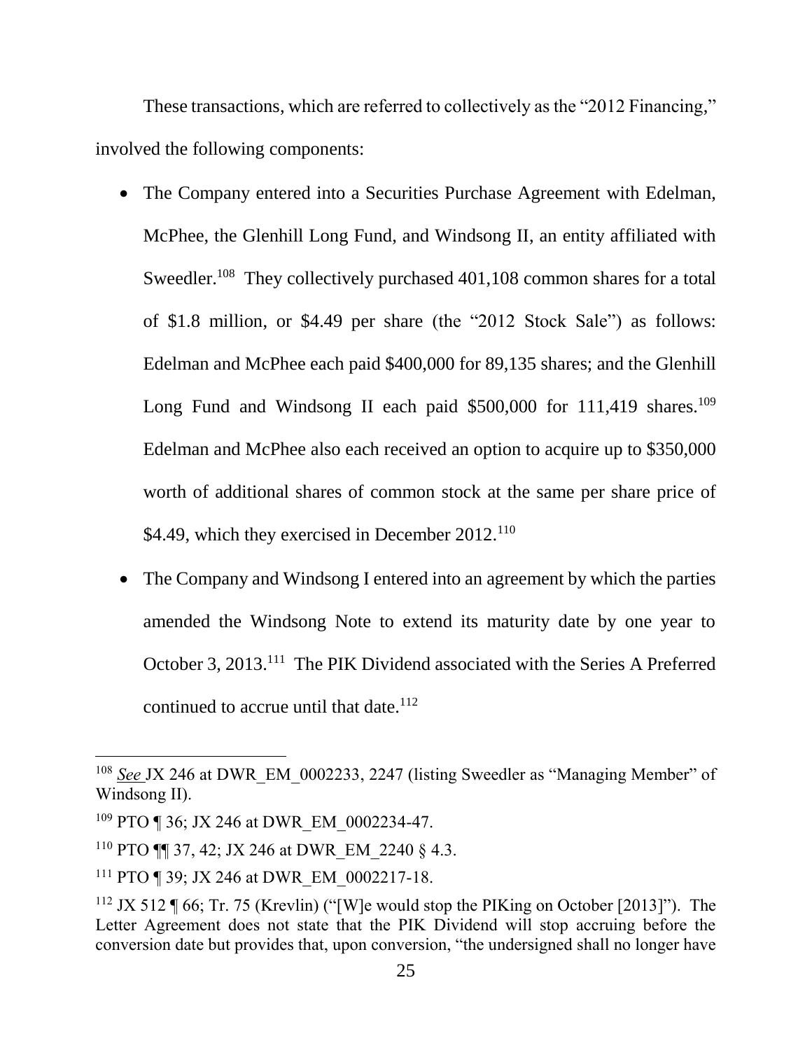These transactions, which are referred to collectively as the "2012 Financing," involved the following components:

- The Company entered into a Securities Purchase Agreement with Edelman, McPhee, the Glenhill Long Fund, and Windsong II, an entity affiliated with Sweedler.[108] They collectively purchased 401,108 common shares for a total of $1.8 million, or $4.49 per share (the "2012 Stock Sale") as follows: Edelman and McPhee each paid $400,000 for 89,135 shares; and the Glenhill Long Fund and Windsong II each paid $500,000 for 111,419 shares.[109] Edelman and McPhee also each received an option to acquire up to $350,000 worth of additional shares of common stock at the same per share price of $4.49, which they exercised in December 2012.[110]
- The Company and Windsong I entered into an agreement by which the parties amended the Windsong Note to extend its maturity date by one year to October 3, 2013.[111] The PIK Dividend associated with the Series A Preferred continued to accrue until that date.[112]

---

[108] *See* JX 246 at DWR_EM_0002233, 2247 (listing Sweedler as "Managing Member" of Windsong II).

[109] PTO ¶ 36; JX 246 at DWR_EM_0002234-47.

[110] PTO ¶¶ 37, 42; JX 246 at DWR_EM_2240 § 4.3.

[111] PTO ¶ 39; JX 246 at DWR_EM_0002217-18.

[112] JX 512 ¶ 66; Tr. 75 (Krevlin) ("[W]e would stop the PIKing on October [2013]"). The Letter Agreement does not state that the PIK Dividend will stop accruing before the conversion date but provides that, upon conversion, "the undersigned shall no longer have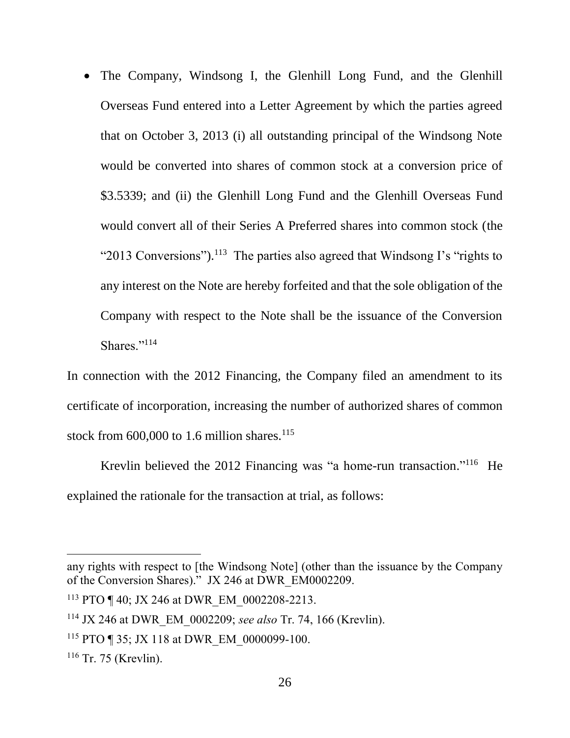- The Company, Windsong I, the Glenhill Long Fund, and the Glenhill Overseas Fund entered into a Letter Agreement by which the parties agreed that on October 3, 2013 (i) all outstanding principal of the Windsong Note would be converted into shares of common stock at a conversion price of $3.5339; and (ii) the Glenhill Long Fund and the Glenhill Overseas Fund would convert all of their Series A Preferred shares into common stock (the "2013 Conversions").[113] The parties also agreed that Windsong I's "rights to any interest on the Note are hereby forfeited and that the sole obligation of the Company with respect to the Note shall be the issuance of the Conversion Shares."[114]

In connection with the 2012 Financing, the Company filed an amendment to its certificate of incorporation, increasing the number of authorized shares of common stock from 600,000 to 1.6 million shares.[115]

Krevlin believed the 2012 Financing was "a home-run transaction."[116] He explained the rationale for the transaction at trial, as follows:

---

any rights with respect to [the Windsong Note] (other than the issuance by the Company of the Conversion Shares)." JX 246 at DWR_EM0002209.

[113] PTO ¶ 40; JX 246 at DWR_EM_0002208-2213.

[114] JX 246 at DWR_EM_0002209; *see also* Tr. 74, 166 (Krevlin).

[115] PTO ¶ 35; JX 118 at DWR_EM_0000099-100.

[116] Tr. 75 (Krevlin).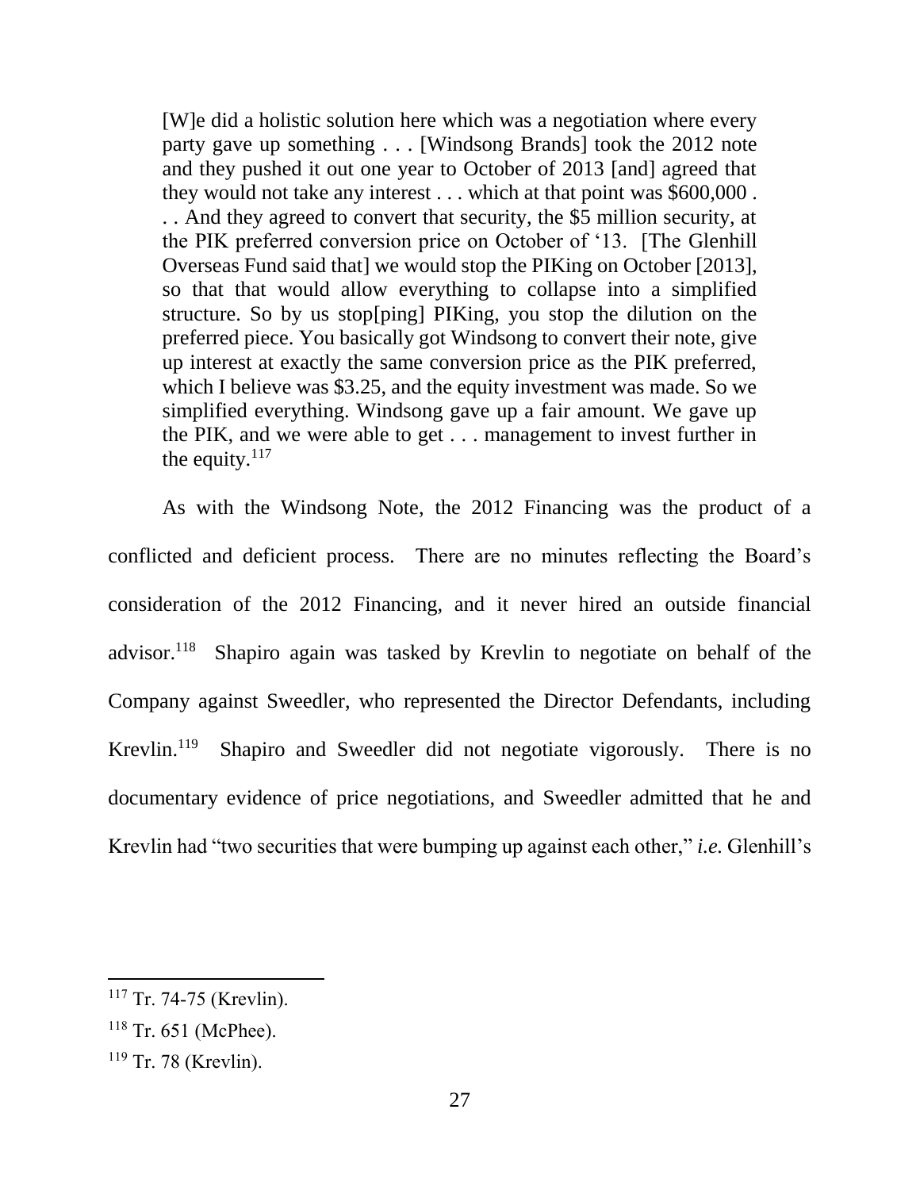> [W]e did a holistic solution here which was a negotiation where every party gave up something . . . [Windsong Brands] took the 2012 note and they pushed it out one year to October of 2013 [and] agreed that they would not take any interest . . . which at that point was $600,000 . . . And they agreed to convert that security, the $5 million security, at the PIK preferred conversion price on October of '13. [The Glenhill Overseas Fund said that] we would stop the PIKing on October [2013], so that that would allow everything to collapse into a simplified structure. So by us stop[ping] PIKing, you stop the dilution on the preferred piece. You basically got Windsong to convert their note, give up interest at exactly the same conversion price as the PIK preferred, which I believe was $3.25, and the equity investment was made. So we simplified everything. Windsong gave up a fair amount. We gave up the PIK, and we were able to get . . . management to invest further in the equity.[117]

As with the Windsong Note, the 2012 Financing was the product of a conflicted and deficient process. There are no minutes reflecting the Board's consideration of the 2012 Financing, and it never hired an outside financial advisor.[118] Shapiro again was tasked by Krevlin to negotiate on behalf of the Company against Sweedler, who represented the Director Defendants, including Krevlin.[119] Shapiro and Sweedler did not negotiate vigorously. There is no documentary evidence of price negotiations, and Sweedler admitted that he and Krevlin had "two securities that were bumping up against each other," *i.e.* Glenhill's

---

[117] Tr. 74-75 (Krevlin).

[118] Tr. 651 (McPhee).

[119] Tr. 78 (Krevlin).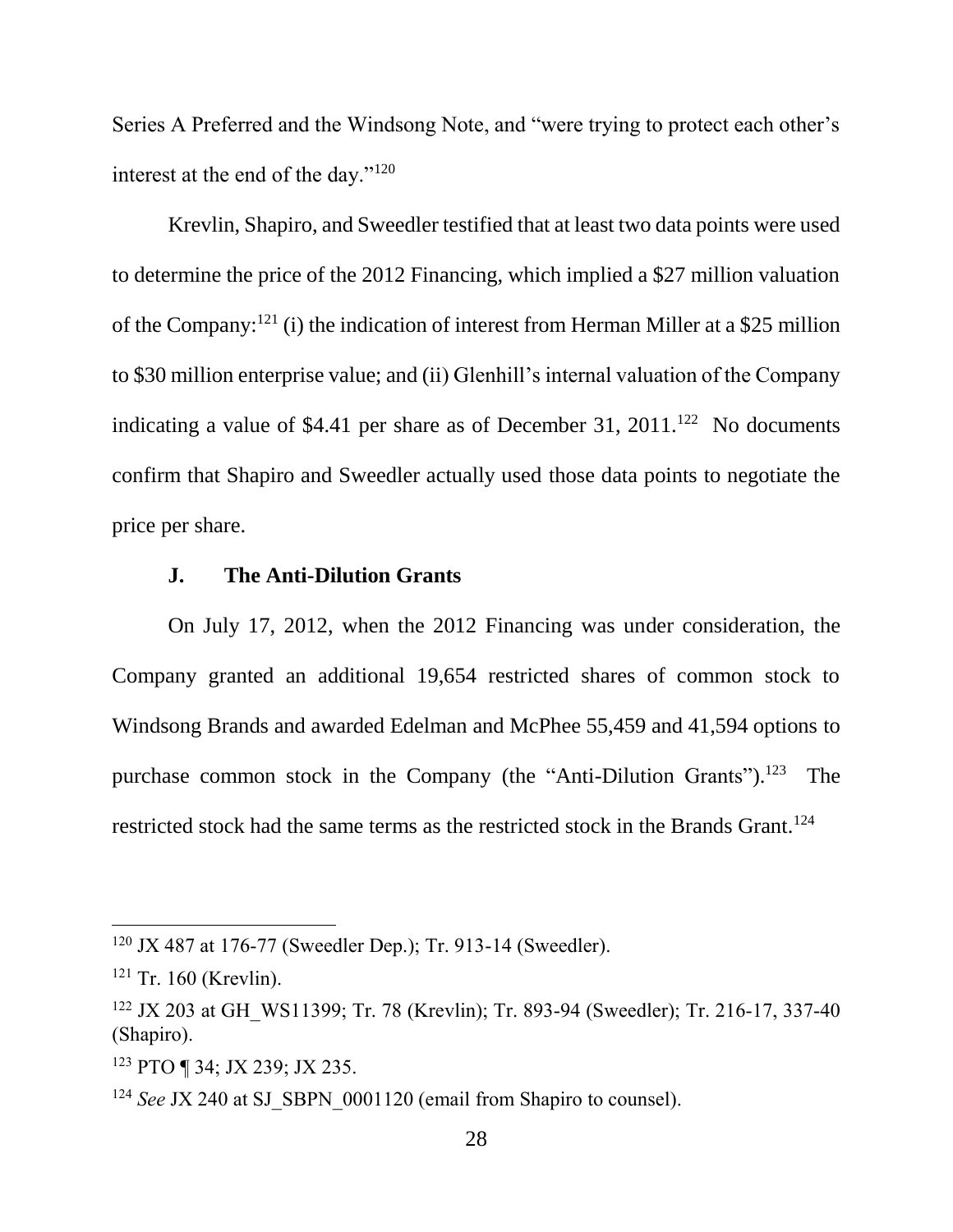Series A Preferred and the Windsong Note, and "were trying to protect each other's interest at the end of the day."[120]

Krevlin, Shapiro, and Sweedler testified that at least two data points were used to determine the price of the 2012 Financing, which implied a $27 million valuation of the Company:[121] (i) the indication of interest from Herman Miller at a $25 million to $30 million enterprise value; and (ii) Glenhill's internal valuation of the Company indicating a value of $4.41 per share as of December 31, 2011.[122] No documents confirm that Shapiro and Sweedler actually used those data points to negotiate the price per share.

### J. The Anti-Dilution Grants

On July 17, 2012, when the 2012 Financing was under consideration, the Company granted an additional 19,654 restricted shares of common stock to Windsong Brands and awarded Edelman and McPhee 55,459 and 41,594 options to purchase common stock in the Company (the "Anti-Dilution Grants").[123] The restricted stock had the same terms as the restricted stock in the Brands Grant.[124]

---

[120] JX 487 at 176-77 (Sweedler Dep.); Tr. 913-14 (Sweedler).

[121] Tr. 160 (Krevlin).

[122] JX 203 at GH_WS11399; Tr. 78 (Krevlin); Tr. 893-94 (Sweedler); Tr. 216-17, 337-40 (Shapiro).

[123] PTO ¶ 34; JX 239; JX 235.

[124] *See* JX 240 at SJ_SBPN_0001120 (email from Shapiro to counsel).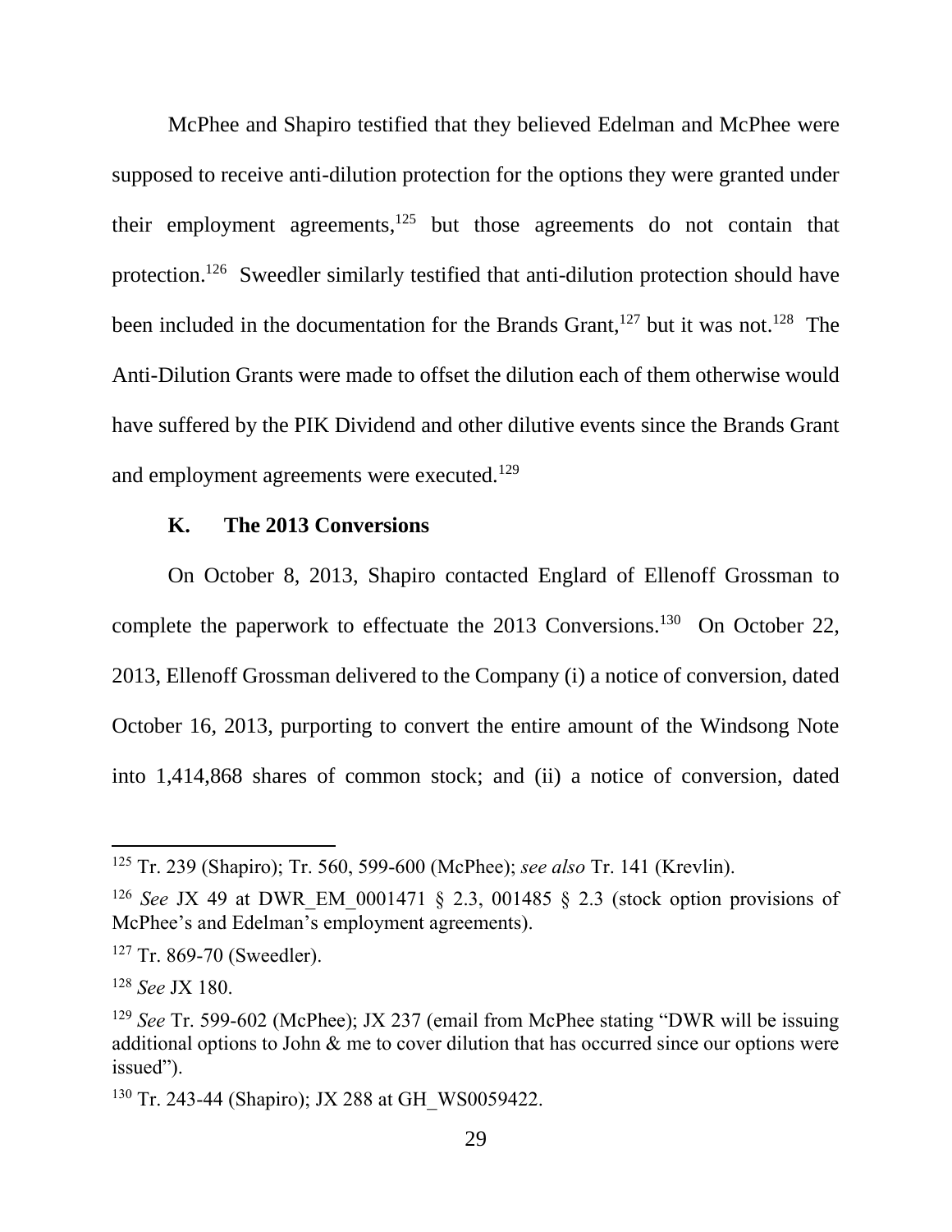McPhee and Shapiro testified that they believed Edelman and McPhee were supposed to receive anti-dilution protection for the options they were granted under their employment agreements,[125] but those agreements do not contain that protection.[126] Sweedler similarly testified that anti-dilution protection should have been included in the documentation for the Brands Grant,[127] but it was not.[128] The Anti-Dilution Grants were made to offset the dilution each of them otherwise would have suffered by the PIK Dividend and other dilutive events since the Brands Grant and employment agreements were executed.[129]

### K. The 2013 Conversions

On October 8, 2013, Shapiro contacted Englard of Ellenoff Grossman to complete the paperwork to effectuate the 2013 Conversions.[130] On October 22, 2013, Ellenoff Grossman delivered to the Company (i) a notice of conversion, dated October 16, 2013, purporting to convert the entire amount of the Windsong Note into 1,414,868 shares of common stock; and (ii) a notice of conversion, dated

---

[125] Tr. 239 (Shapiro); Tr. 560, 599-600 (McPhee); *see also* Tr. 141 (Krevlin).

[126] *See* JX 49 at DWR_EM_0001471 § 2.3, 001485 § 2.3 (stock option provisions of McPhee's and Edelman's employment agreements).

[127] Tr. 869-70 (Sweedler).

[128] *See* JX 180.

[129] *See* Tr. 599-602 (McPhee); JX 237 (email from McPhee stating "DWR will be issuing additional options to John & me to cover dilution that has occurred since our options were issued").

[130] Tr. 243-44 (Shapiro); JX 288 at GH_WS0059422.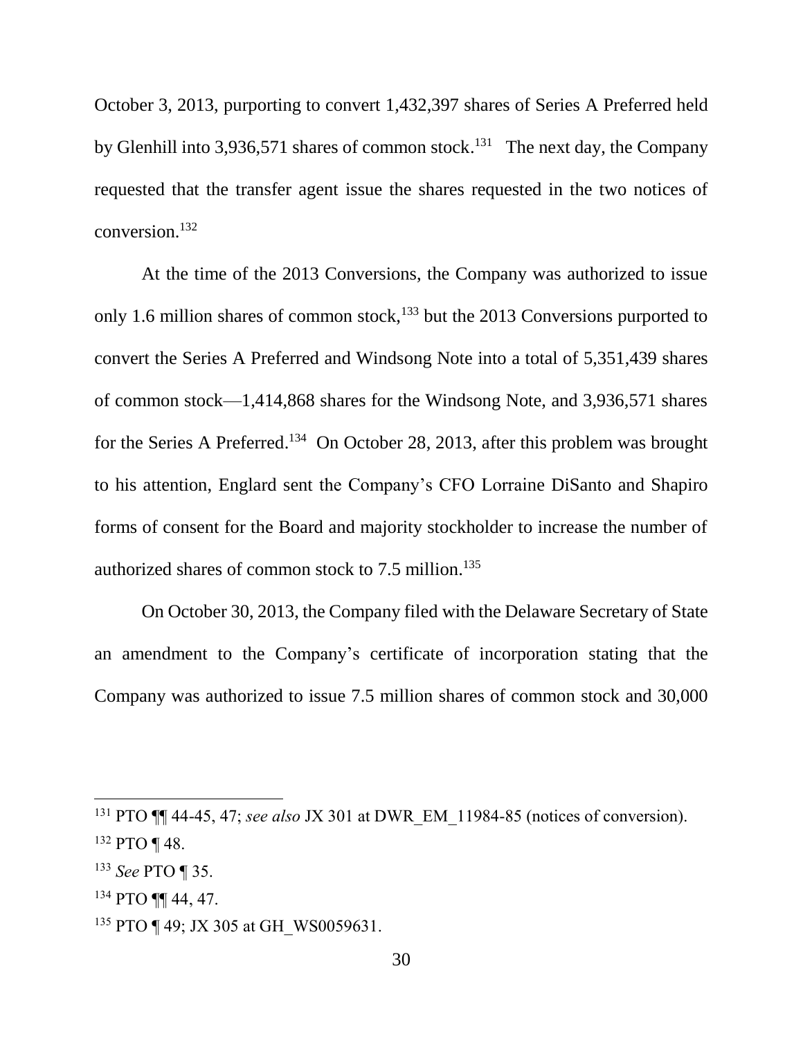October 3, 2013, purporting to convert 1,432,397 shares of Series A Preferred held by Glenhill into 3,936,571 shares of common stock.[131] The next day, the Company requested that the transfer agent issue the shares requested in the two notices of conversion.[132]

At the time of the 2013 Conversions, the Company was authorized to issue only 1.6 million shares of common stock,[133] but the 2013 Conversions purported to convert the Series A Preferred and Windsong Note into a total of 5,351,439 shares of common stock—1,414,868 shares for the Windsong Note, and 3,936,571 shares for the Series A Preferred.[134] On October 28, 2013, after this problem was brought to his attention, Englard sent the Company's CFO Lorraine DiSanto and Shapiro forms of consent for the Board and majority stockholder to increase the number of authorized shares of common stock to 7.5 million.[135]

On October 30, 2013, the Company filed with the Delaware Secretary of State an amendment to the Company's certificate of incorporation stating that the Company was authorized to issue 7.5 million shares of common stock and 30,000

---

[131] PTO ¶¶ 44-45, 47; *see also* JX 301 at DWR_EM_11984-85 (notices of conversion).

[132] PTO ¶ 48.

[133] *See* PTO ¶ 35.

[134] PTO ¶¶ 44, 47.

[135] PTO ¶ 49; JX 305 at GH_WS0059631.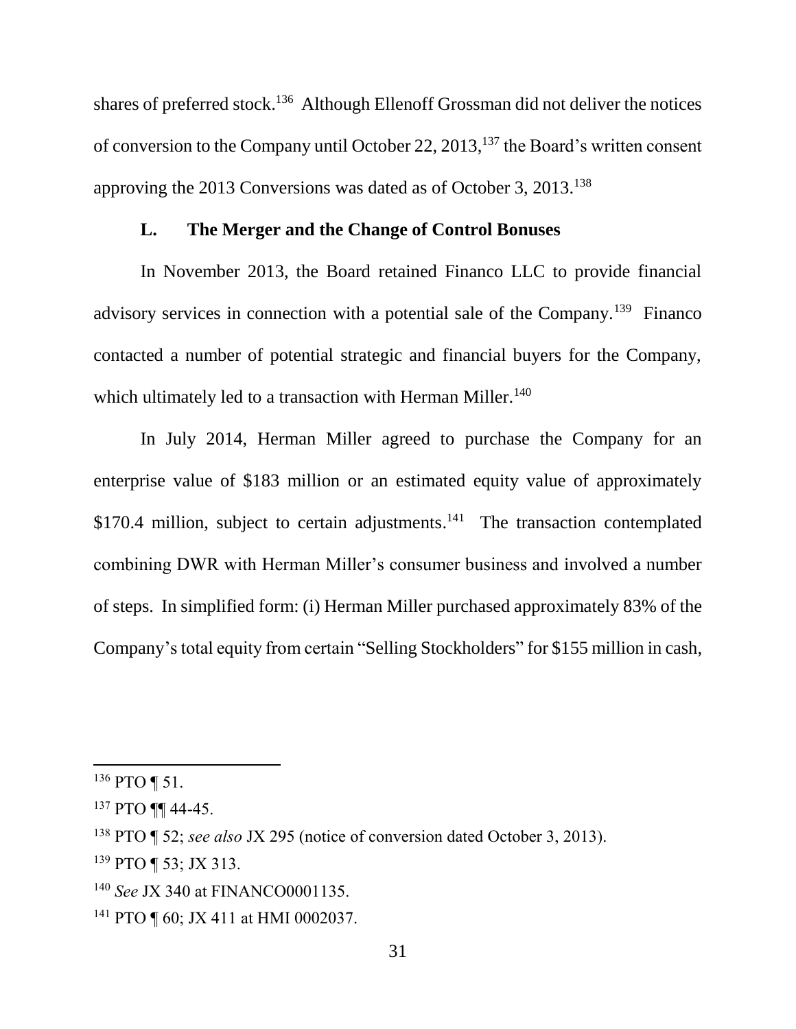shares of preferred stock.[136] Although Ellenoff Grossman did not deliver the notices of conversion to the Company until October 22, 2013,[137] the Board's written consent approving the 2013 Conversions was dated as of October 3, 2013.[138]

### L. The Merger and the Change of Control Bonuses

In November 2013, the Board retained Financo LLC to provide financial advisory services in connection with a potential sale of the Company.[139] Financo contacted a number of potential strategic and financial buyers for the Company, which ultimately led to a transaction with Herman Miller.[140]

In July 2014, Herman Miller agreed to purchase the Company for an enterprise value of $183 million or an estimated equity value of approximately $170.4 million, subject to certain adjustments.[141] The transaction contemplated combining DWR with Herman Miller's consumer business and involved a number of steps. In simplified form: (i) Herman Miller purchased approximately 83% of the Company's total equity from certain "Selling Stockholders" for $155 million in cash,

---

[136] PTO ¶ 51.

[137] PTO ¶¶ 44-45.

[138] PTO ¶ 52; *see also* JX 295 (notice of conversion dated October 3, 2013).

[139] PTO ¶ 53; JX 313.

[140] *See* JX 340 at FINANCO0001135.

[141] PTO ¶ 60; JX 411 at HMI 0002037.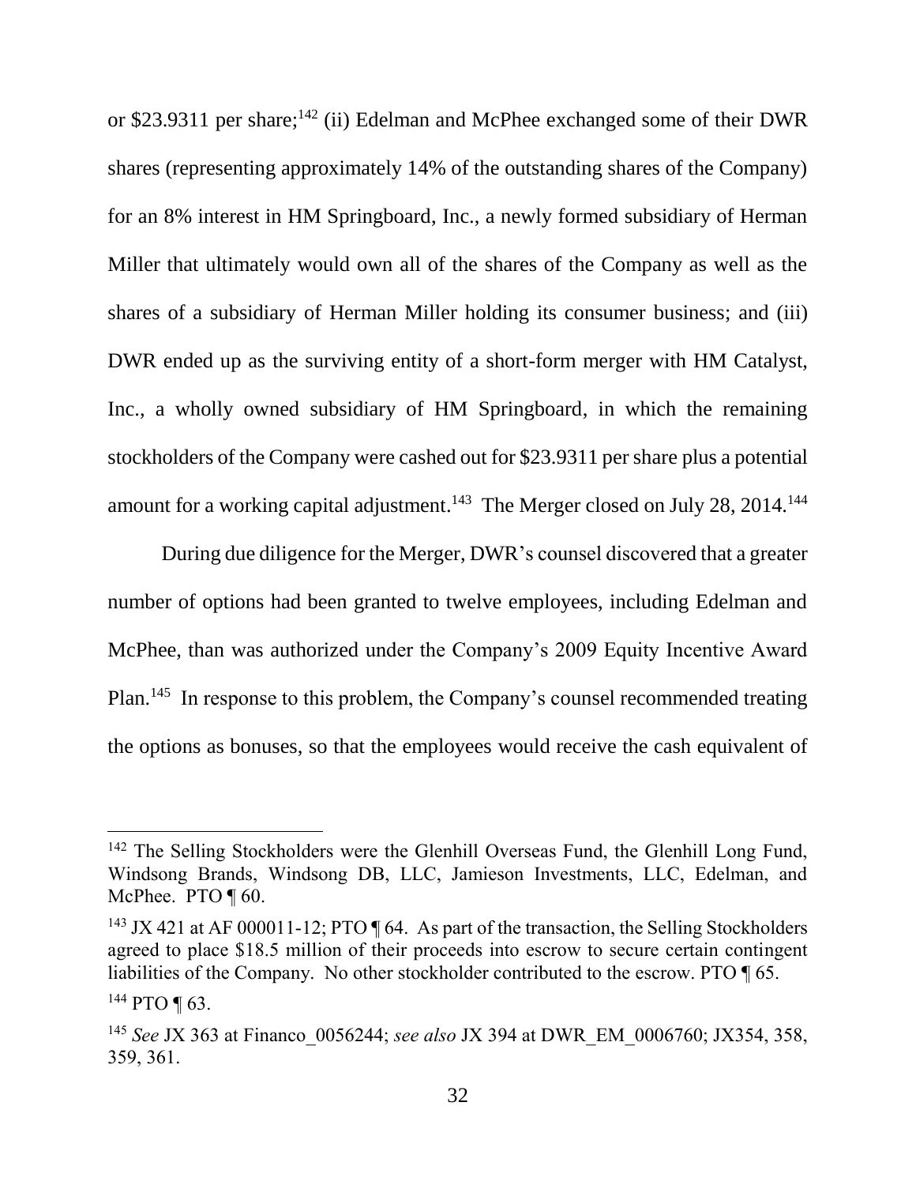or $23.9311 per share;[142] (ii) Edelman and McPhee exchanged some of their DWR shares (representing approximately 14% of the outstanding shares of the Company) for an 8% interest in HM Springboard, Inc., a newly formed subsidiary of Herman Miller that ultimately would own all of the shares of the Company as well as the shares of a subsidiary of Herman Miller holding its consumer business; and (iii) DWR ended up as the surviving entity of a short-form merger with HM Catalyst, Inc., a wholly owned subsidiary of HM Springboard, in which the remaining stockholders of the Company were cashed out for $23.9311 per share plus a potential amount for a working capital adjustment.[143] The Merger closed on July 28, 2014.[144]

During due diligence for the Merger, DWR's counsel discovered that a greater number of options had been granted to twelve employees, including Edelman and McPhee, than was authorized under the Company's 2009 Equity Incentive Award Plan.[145] In response to this problem, the Company's counsel recommended treating the options as bonuses, so that the employees would receive the cash equivalent of

---

[142] The Selling Stockholders were the Glenhill Overseas Fund, the Glenhill Long Fund, Windsong Brands, Windsong DB, LLC, Jamieson Investments, LLC, Edelman, and McPhee. PTO ¶ 60.

[143] JX 421 at AF 000011-12; PTO ¶ 64. As part of the transaction, the Selling Stockholders agreed to place $18.5 million of their proceeds into escrow to secure certain contingent liabilities of the Company. No other stockholder contributed to the escrow. PTO ¶ 65.

[144] PTO ¶ 63.

[145] *See* JX 363 at Financo_0056244; *see also* JX 394 at DWR_EM_0006760; JX354, 358, 359, 361.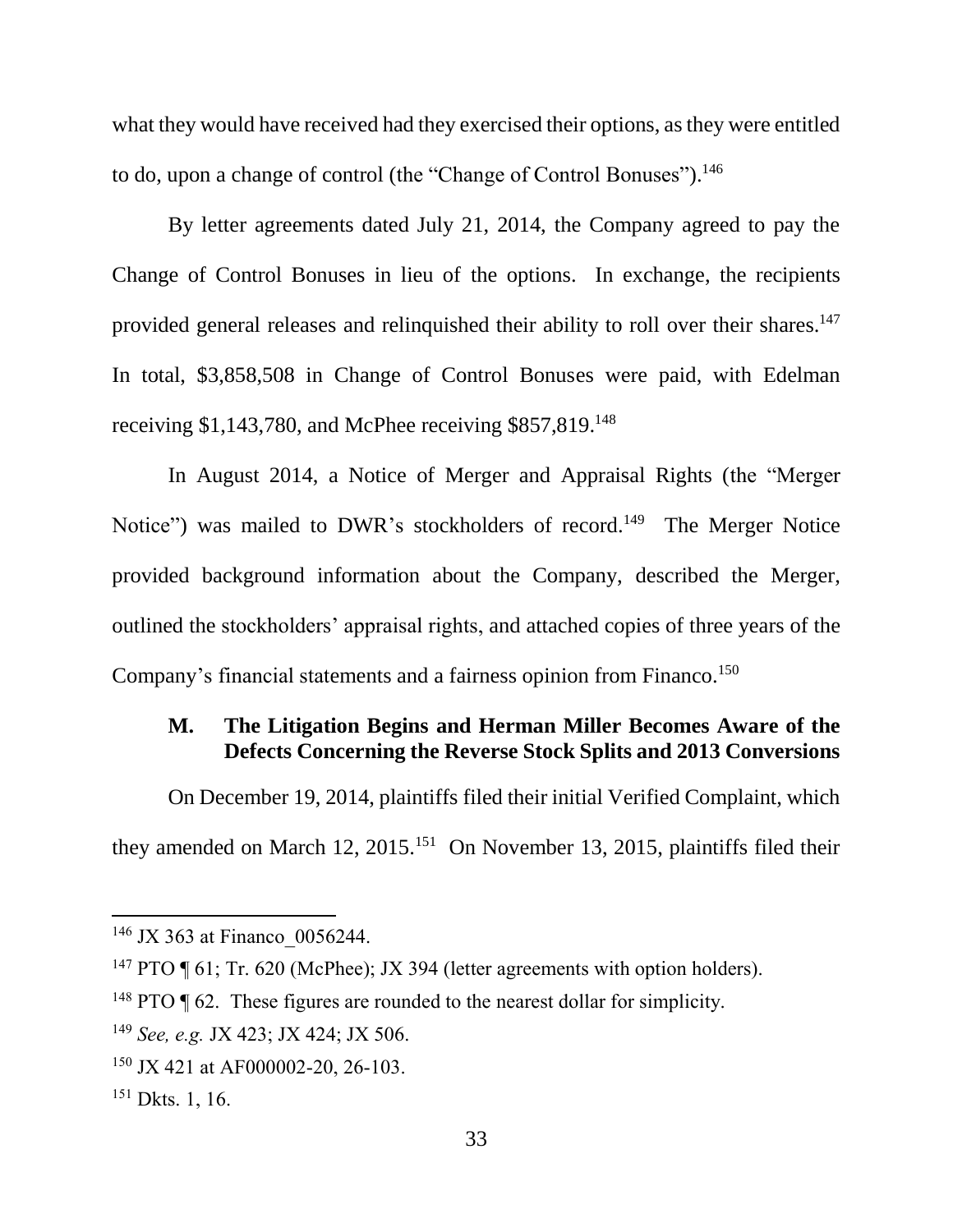what they would have received had they exercised their options, as they were entitled to do, upon a change of control (the "Change of Control Bonuses").[146]

By letter agreements dated July 21, 2014, the Company agreed to pay the Change of Control Bonuses in lieu of the options. In exchange, the recipients provided general releases and relinquished their ability to roll over their shares.[147] In total, $3,858,508 in Change of Control Bonuses were paid, with Edelman receiving $1,143,780, and McPhee receiving $857,819.[148]

In August 2014, a Notice of Merger and Appraisal Rights (the "Merger Notice") was mailed to DWR's stockholders of record.[149] The Merger Notice provided background information about the Company, described the Merger, outlined the stockholders' appraisal rights, and attached copies of three years of the Company's financial statements and a fairness opinion from Financo.[150]

### M. The Litigation Begins and Herman Miller Becomes Aware of the Defects Concerning the Reverse Stock Splits and 2013 Conversions

On December 19, 2014, plaintiffs filed their initial Verified Complaint, which they amended on March 12, 2015.[151] On November 13, 2015, plaintiffs filed their

---

[146] JX 363 at Financo_0056244.

[147] PTO ¶ 61; Tr. 620 (McPhee); JX 394 (letter agreements with option holders).

[148] PTO ¶ 62. These figures are rounded to the nearest dollar for simplicity.

[149] *See, e.g.* JX 423; JX 424; JX 506.

[150] JX 421 at AF000002-20, 26-103.

[151] Dkts. 1, 16.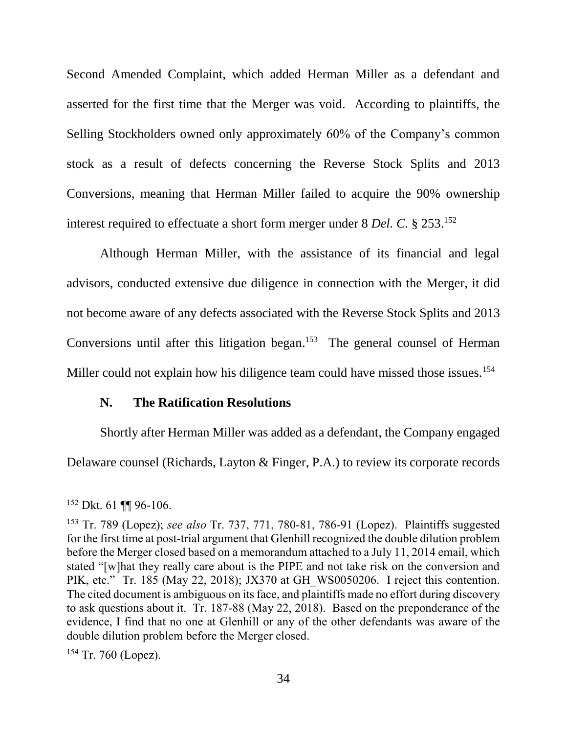Second Amended Complaint, which added Herman Miller as a defendant and asserted for the first time that the Merger was void. According to plaintiffs, the Selling Stockholders owned only approximately 60% of the Company's common stock as a result of defects concerning the Reverse Stock Splits and 2013 Conversions, meaning that Herman Miller failed to acquire the 90% ownership interest required to effectuate a short form merger under 8 *Del. C.* § 253.[152]

Although Herman Miller, with the assistance of its financial and legal advisors, conducted extensive due diligence in connection with the Merger, it did not become aware of any defects associated with the Reverse Stock Splits and 2013 Conversions until after this litigation began.[153] The general counsel of Herman Miller could not explain how his diligence team could have missed those issues.[154]

### N. The Ratification Resolutions

Shortly after Herman Miller was added as a defendant, the Company engaged Delaware counsel (Richards, Layton & Finger, P.A.) to review its corporate records

---

[152] Dkt. 61 ¶¶ 96-106.

[153] Tr. 789 (Lopez); *see also* Tr. 737, 771, 780-81, 786-91 (Lopez). Plaintiffs suggested for the first time at post-trial argument that Glenhill recognized the double dilution problem before the Merger closed based on a memorandum attached to a July 11, 2014 email, which stated "[w]hat they really care about is the PIPE and not take risk on the conversion and PIK, etc." Tr. 185 (May 22, 2018); JX370 at GH_WS0050206. I reject this contention. The cited document is ambiguous on its face, and plaintiffs made no effort during discovery to ask questions about it. Tr. 187-88 (May 22, 2018). Based on the preponderance of the evidence, I find that no one at Glenhill or any of the other defendants was aware of the double dilution problem before the Merger closed.

[154] Tr. 760 (Lopez).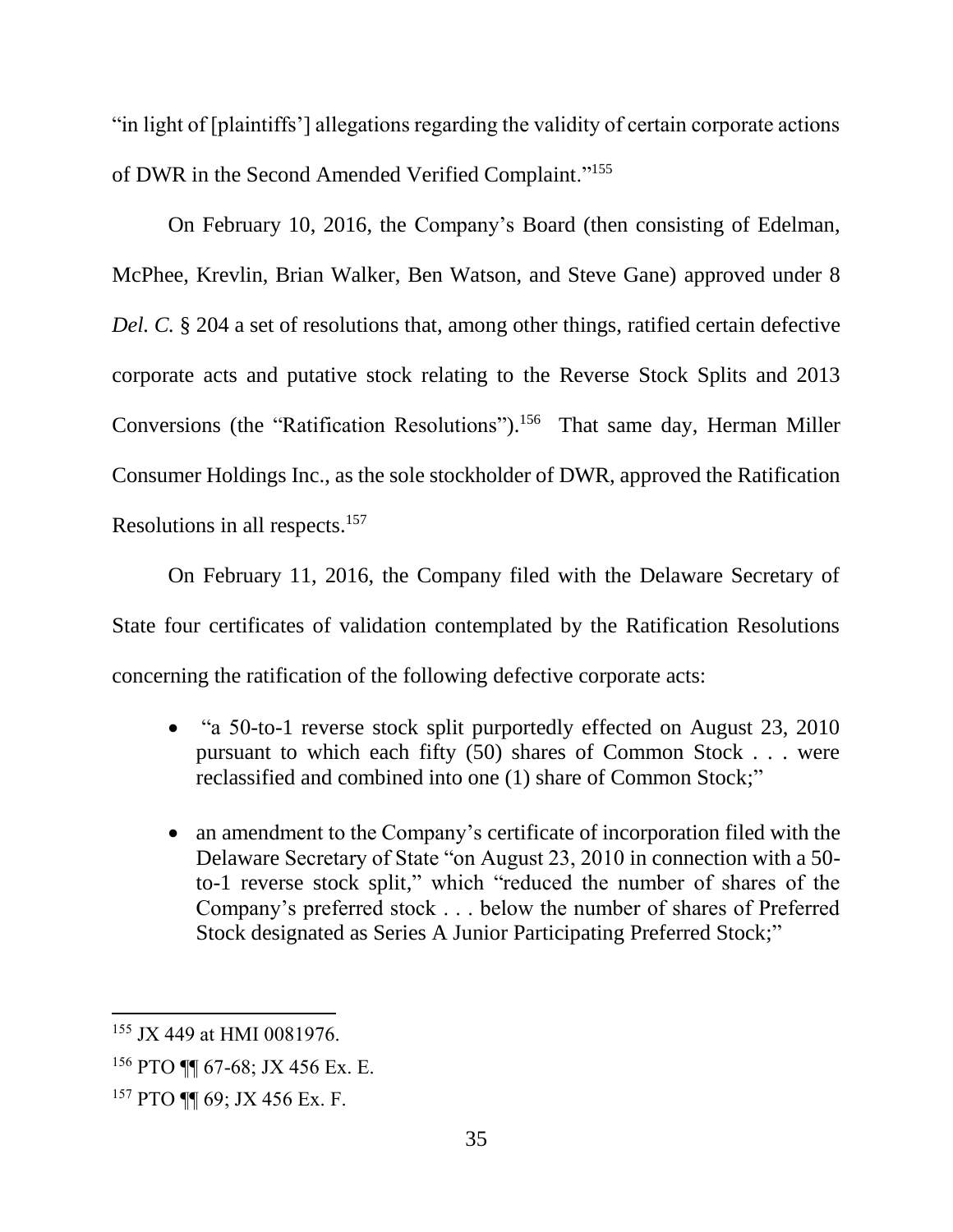"in light of [plaintiffs'] allegations regarding the validity of certain corporate actions of DWR in the Second Amended Verified Complaint."[155]

On February 10, 2016, the Company's Board (then consisting of Edelman, McPhee, Krevlin, Brian Walker, Ben Watson, and Steve Gane) approved under 8 *Del. C.* § 204 a set of resolutions that, among other things, ratified certain defective corporate acts and putative stock relating to the Reverse Stock Splits and 2013 Conversions (the "Ratification Resolutions").[156] That same day, Herman Miller Consumer Holdings Inc., as the sole stockholder of DWR, approved the Ratification Resolutions in all respects.[157]

On February 11, 2016, the Company filed with the Delaware Secretary of State four certificates of validation contemplated by the Ratification Resolutions concerning the ratification of the following defective corporate acts:

- "a 50-to-1 reverse stock split purportedly effected on August 23, 2010 pursuant to which each fifty (50) shares of Common Stock . . . were reclassified and combined into one (1) share of Common Stock;"
- an amendment to the Company's certificate of incorporation filed with the Delaware Secretary of State "on August 23, 2010 in connection with a 50-to-1 reverse stock split," which "reduced the number of shares of the Company's preferred stock . . . below the number of shares of Preferred Stock designated as Series A Junior Participating Preferred Stock;"

---

[155] JX 449 at HMI 0081976.

[156] PTO ¶¶ 67-68; JX 456 Ex. E.

[157] PTO ¶¶ 69; JX 456 Ex. F.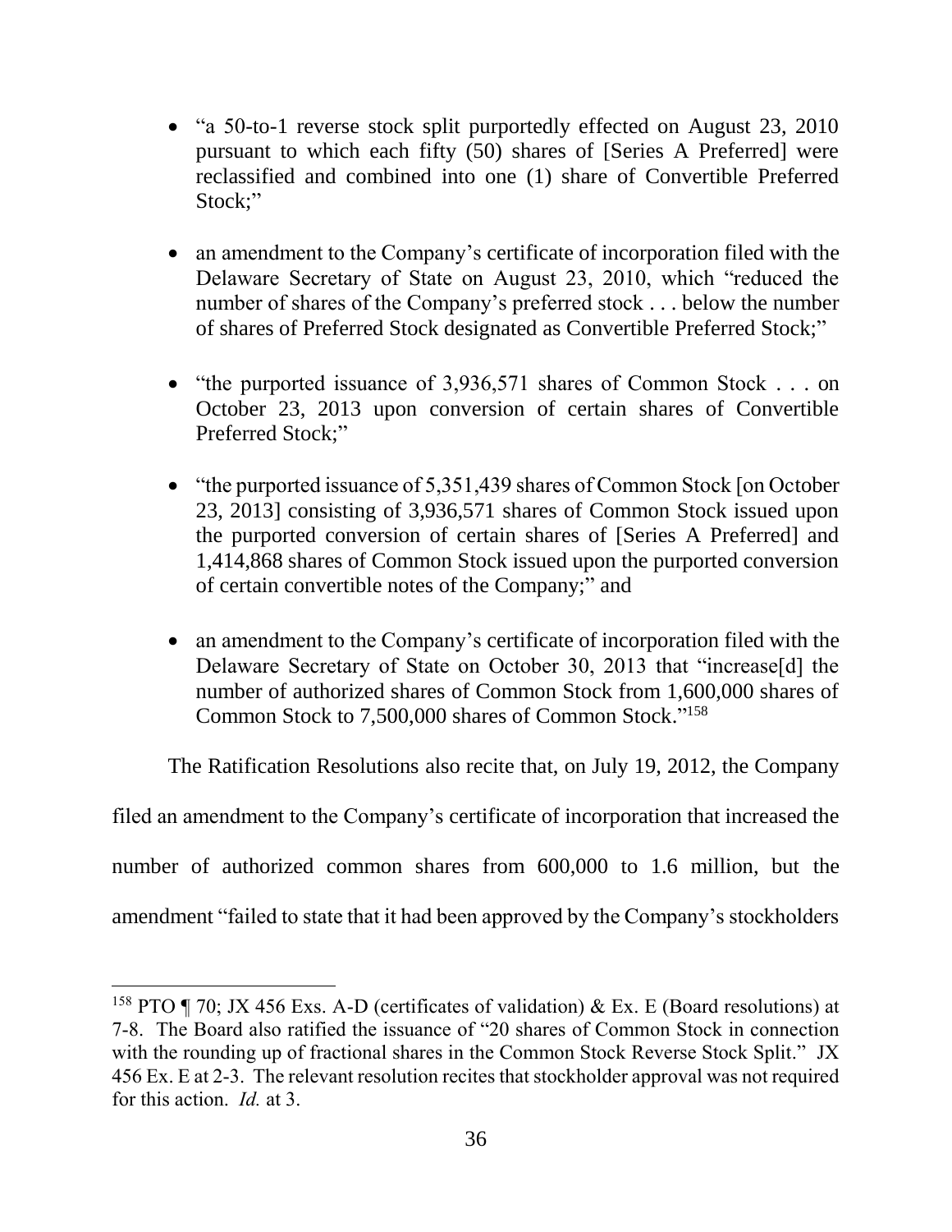- "a 50-to-1 reverse stock split purportedly effected on August 23, 2010 pursuant to which each fifty (50) shares of [Series A Preferred] were reclassified and combined into one (1) share of Convertible Preferred Stock;"

- an amendment to the Company's certificate of incorporation filed with the Delaware Secretary of State on August 23, 2010, which "reduced the number of shares of the Company's preferred stock . . . below the number of shares of Preferred Stock designated as Convertible Preferred Stock;"

- "the purported issuance of 3,936,571 shares of Common Stock . . . on October 23, 2013 upon conversion of certain shares of Convertible Preferred Stock;"

- "the purported issuance of 5,351,439 shares of Common Stock [on October 23, 2013] consisting of 3,936,571 shares of Common Stock issued upon the purported conversion of certain shares of [Series A Preferred] and 1,414,868 shares of Common Stock issued upon the purported conversion of certain convertible notes of the Company;" and

- an amendment to the Company's certificate of incorporation filed with the Delaware Secretary of State on October 30, 2013 that "increase[d] the number of authorized shares of Common Stock from 1,600,000 shares of Common Stock to 7,500,000 shares of Common Stock."[158]

The Ratification Resolutions also recite that, on July 19, 2012, the Company filed an amendment to the Company's certificate of incorporation that increased the number of authorized common shares from 600,000 to 1.6 million, but the amendment "failed to state that it had been approved by the Company's stockholders

---

[158] PTO ¶ 70; JX 456 Exs. A-D (certificates of validation) & Ex. E (Board resolutions) at 7-8. The Board also ratified the issuance of "20 shares of Common Stock in connection with the rounding up of fractional shares in the Common Stock Reverse Stock Split." JX 456 Ex. E at 2-3. The relevant resolution recites that stockholder approval was not required for this action. *Id.* at 3.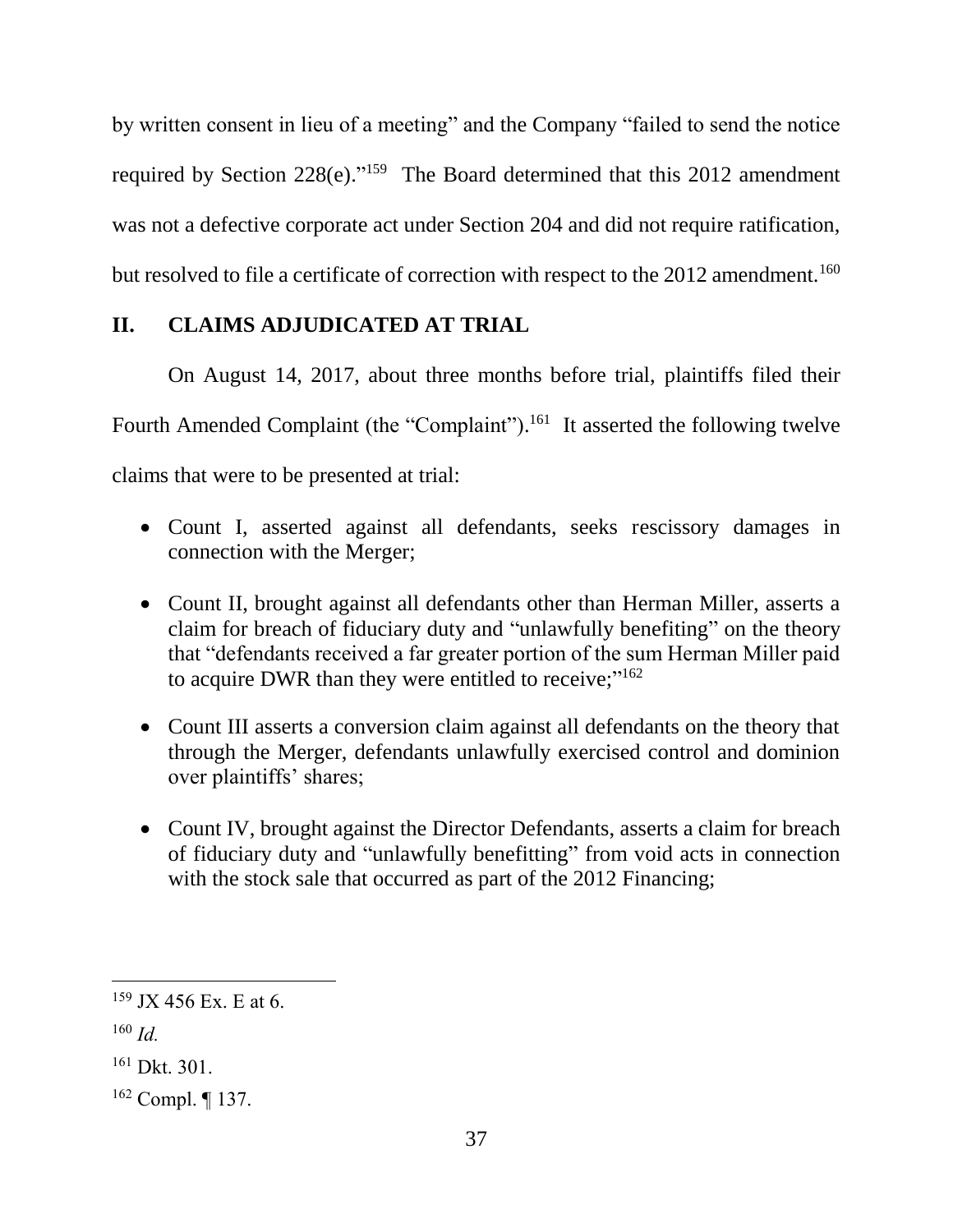by written consent in lieu of a meeting" and the Company "failed to send the notice required by Section 228(e)."[159] The Board determined that this 2012 amendment was not a defective corporate act under Section 204 and did not require ratification, but resolved to file a certificate of correction with respect to the 2012 amendment.[160]

## II. CLAIMS ADJUDICATED AT TRIAL

On August 14, 2017, about three months before trial, plaintiffs filed their Fourth Amended Complaint (the "Complaint").[161] It asserted the following twelve claims that were to be presented at trial:

- Count I, asserted against all defendants, seeks rescissory damages in connection with the Merger;
- Count II, brought against all defendants other than Herman Miller, asserts a claim for breach of fiduciary duty and "unlawfully benefiting" on the theory that "defendants received a far greater portion of the sum Herman Miller paid to acquire DWR than they were entitled to receive;"[162]
- Count III asserts a conversion claim against all defendants on the theory that through the Merger, defendants unlawfully exercised control and dominion over plaintiffs' shares;
- Count IV, brought against the Director Defendants, asserts a claim for breach of fiduciary duty and "unlawfully benefitting" from void acts in connection with the stock sale that occurred as part of the 2012 Financing;

---

[159] JX 456 Ex. E at 6.

[160] *Id.*

[161] Dkt. 301.

[162] Compl. ¶ 137.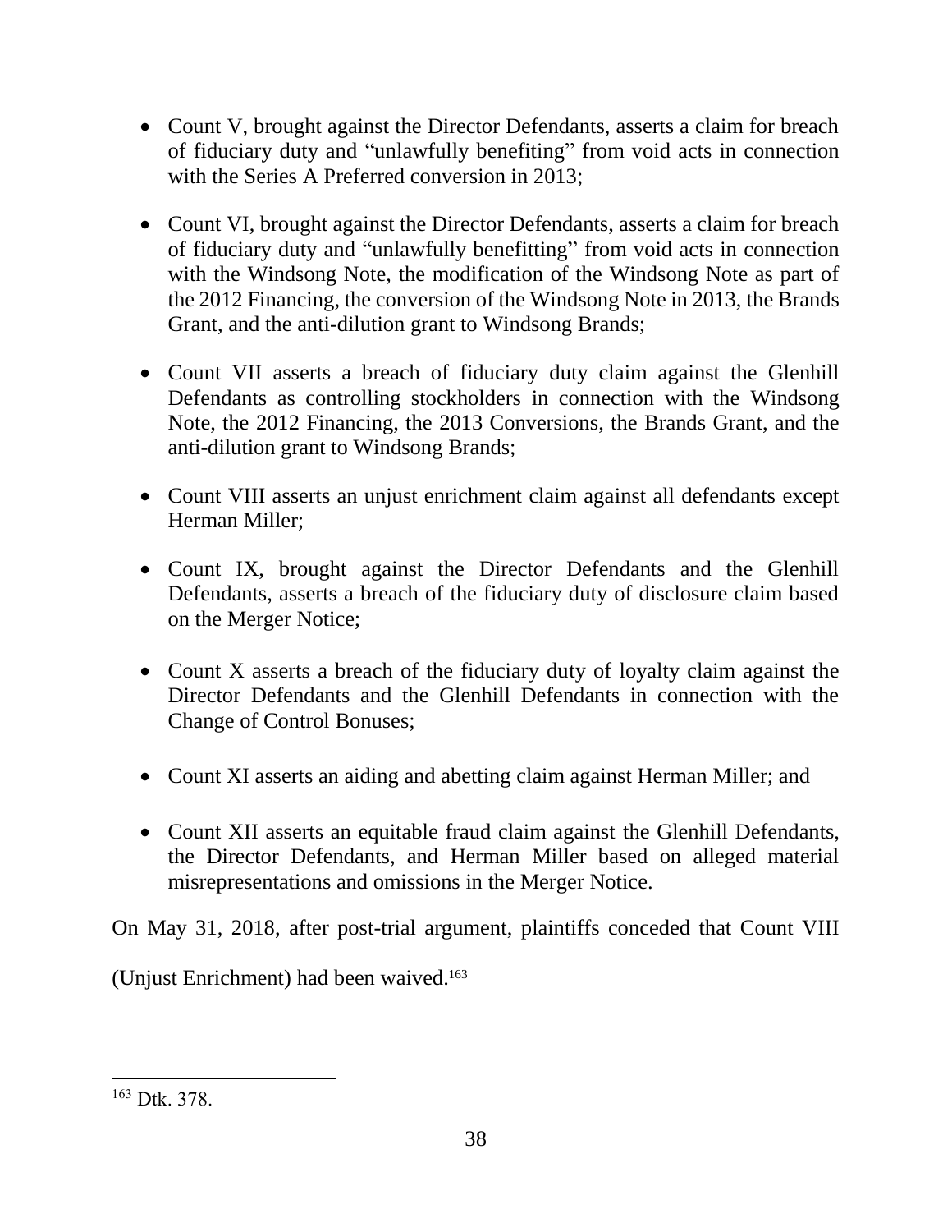- Count V, brought against the Director Defendants, asserts a claim for breach of fiduciary duty and "unlawfully benefiting" from void acts in connection with the Series A Preferred conversion in 2013;

- Count VI, brought against the Director Defendants, asserts a claim for breach of fiduciary duty and "unlawfully benefitting" from void acts in connection with the Windsong Note, the modification of the Windsong Note as part of the 2012 Financing, the conversion of the Windsong Note in 2013, the Brands Grant, and the anti-dilution grant to Windsong Brands;

- Count VII asserts a breach of fiduciary duty claim against the Glenhill Defendants as controlling stockholders in connection with the Windsong Note, the 2012 Financing, the 2013 Conversions, the Brands Grant, and the anti-dilution grant to Windsong Brands;

- Count VIII asserts an unjust enrichment claim against all defendants except Herman Miller;

- Count IX, brought against the Director Defendants and the Glenhill Defendants, asserts a breach of the fiduciary duty of disclosure claim based on the Merger Notice;

- Count X asserts a breach of the fiduciary duty of loyalty claim against the Director Defendants and the Glenhill Defendants in connection with the Change of Control Bonuses;

- Count XI asserts an aiding and abetting claim against Herman Miller; and

- Count XII asserts an equitable fraud claim against the Glenhill Defendants, the Director Defendants, and Herman Miller based on alleged material misrepresentations and omissions in the Merger Notice.

On May 31, 2018, after post-trial argument, plaintiffs conceded that Count VIII (Unjust Enrichment) had been waived.[163]

---

[163] Dtk. 378.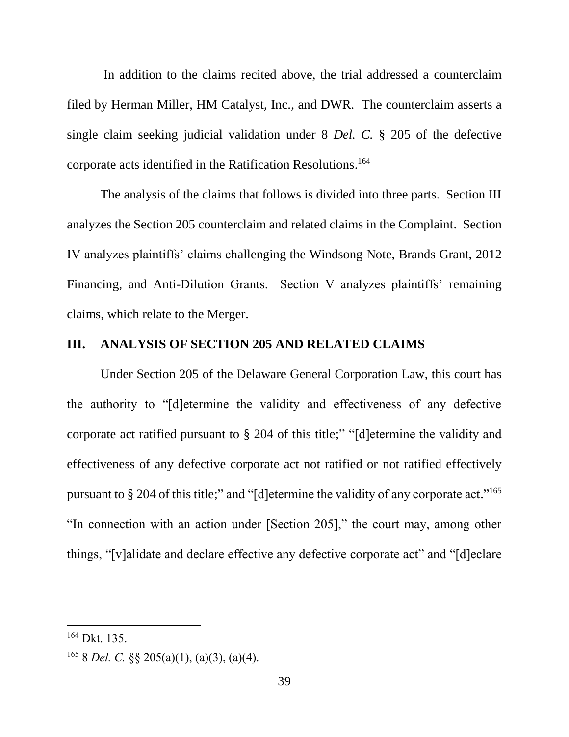In addition to the claims recited above, the trial addressed a counterclaim filed by Herman Miller, HM Catalyst, Inc., and DWR. The counterclaim asserts a single claim seeking judicial validation under 8 *Del. C.* § 205 of the defective corporate acts identified in the Ratification Resolutions.[164]

The analysis of the claims that follows is divided into three parts. Section III analyzes the Section 205 counterclaim and related claims in the Complaint. Section IV analyzes plaintiffs' claims challenging the Windsong Note, Brands Grant, 2012 Financing, and Anti-Dilution Grants. Section V analyzes plaintiffs' remaining claims, which relate to the Merger.

## III. ANALYSIS OF SECTION 205 AND RELATED CLAIMS

Under Section 205 of the Delaware General Corporation Law, this court has the authority to "[d]etermine the validity and effectiveness of any defective corporate act ratified pursuant to § 204 of this title;" "[d]etermine the validity and effectiveness of any defective corporate act not ratified or not ratified effectively pursuant to § 204 of this title;" and "[d]etermine the validity of any corporate act."[165] "In connection with an action under [Section 205]," the court may, among other things, "[v]alidate and declare effective any defective corporate act" and "[d]eclare

---

[164] Dkt. 135.

[165] 8 *Del. C.* §§ 205(a)(1), (a)(3), (a)(4).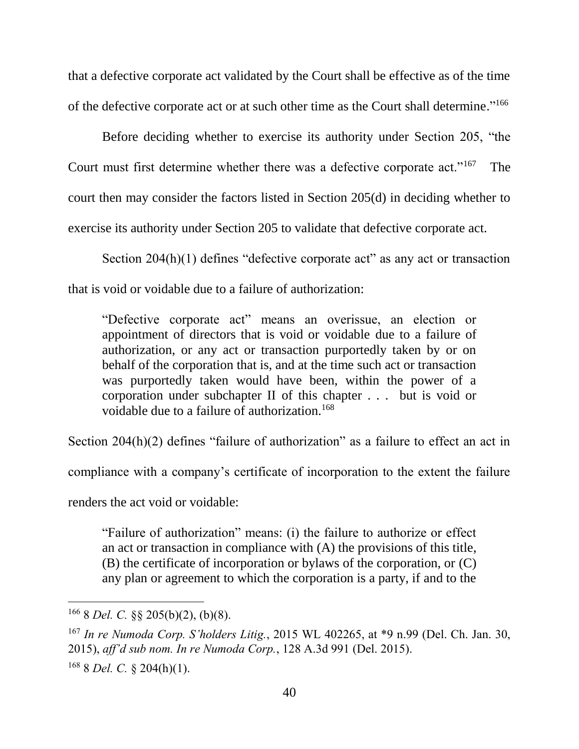that a defective corporate act validated by the Court shall be effective as of the time of the defective corporate act or at such other time as the Court shall determine."[166]

Before deciding whether to exercise its authority under Section 205, "the Court must first determine whether there was a defective corporate act."[167] The court then may consider the factors listed in Section 205(d) in deciding whether to exercise its authority under Section 205 to validate that defective corporate act.

Section 204(h)(1) defines "defective corporate act" as any act or transaction that is void or voidable due to a failure of authorization:

> "Defective corporate act" means an overissue, an election or appointment of directors that is void or voidable due to a failure of authorization, or any act or transaction purportedly taken by or on behalf of the corporation that is, and at the time such act or transaction was purportedly taken would have been, within the power of a corporation under subchapter II of this chapter . . . but is void or voidable due to a failure of authorization.[168]

Section 204(h)(2) defines "failure of authorization" as a failure to effect an act in compliance with a company's certificate of incorporation to the extent the failure renders the act void or voidable:

> "Failure of authorization" means: (i) the failure to authorize or effect an act or transaction in compliance with (A) the provisions of this title, (B) the certificate of incorporation or bylaws of the corporation, or (C) any plan or agreement to which the corporation is a party, if and to the

---

[166] 8 *Del. C.* §§ 205(b)(2), (b)(8).

[167] *In re Numoda Corp. S'holders Litig.*, 2015 WL 402265, at *9 n.99 (Del. Ch. Jan. 30, 2015), *aff'd sub nom. In re Numoda Corp.*, 128 A.3d 991 (Del. 2015).

[168] 8 *Del. C.* § 204(h)(1).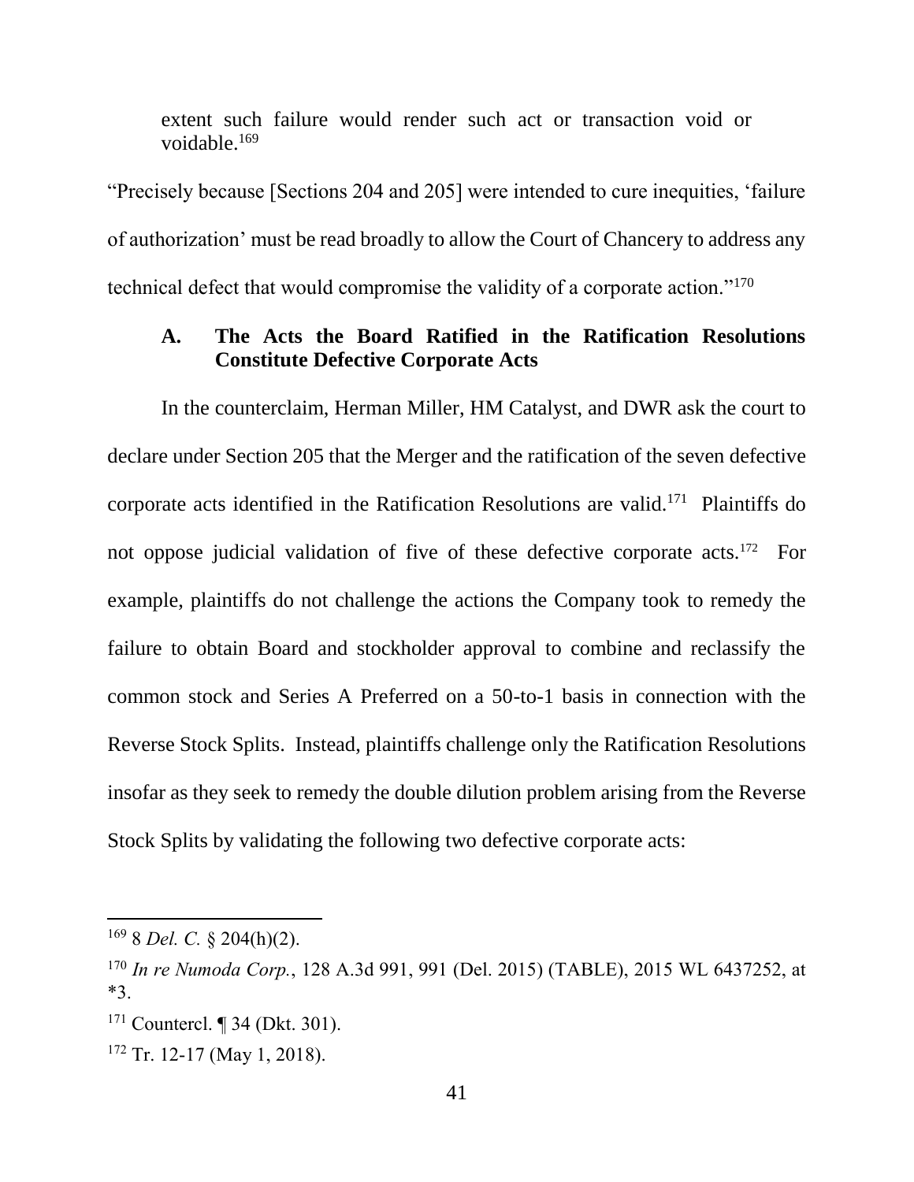> extent such failure would render such act or transaction void or voidable.[169]

"Precisely because [Sections 204 and 205] were intended to cure inequities, 'failure of authorization' must be read broadly to allow the Court of Chancery to address any technical defect that would compromise the validity of a corporate action."[170]

### A. The Acts the Board Ratified in the Ratification Resolutions Constitute Defective Corporate Acts

In the counterclaim, Herman Miller, HM Catalyst, and DWR ask the court to declare under Section 205 that the Merger and the ratification of the seven defective corporate acts identified in the Ratification Resolutions are valid.[171] Plaintiffs do not oppose judicial validation of five of these defective corporate acts.[172] For example, plaintiffs do not challenge the actions the Company took to remedy the failure to obtain Board and stockholder approval to combine and reclassify the common stock and Series A Preferred on a 50-to-1 basis in connection with the Reverse Stock Splits. Instead, plaintiffs challenge only the Ratification Resolutions insofar as they seek to remedy the double dilution problem arising from the Reverse Stock Splits by validating the following two defective corporate acts:

---

[169] 8 *Del. C.* § 204(h)(2).

[170] *In re Numoda Corp.*, 128 A.3d 991, 991 (Del. 2015) (TABLE), 2015 WL 6437252, at *3.

[171] Countercl. ¶ 34 (Dkt. 301).

[172] Tr. 12-17 (May 1, 2018).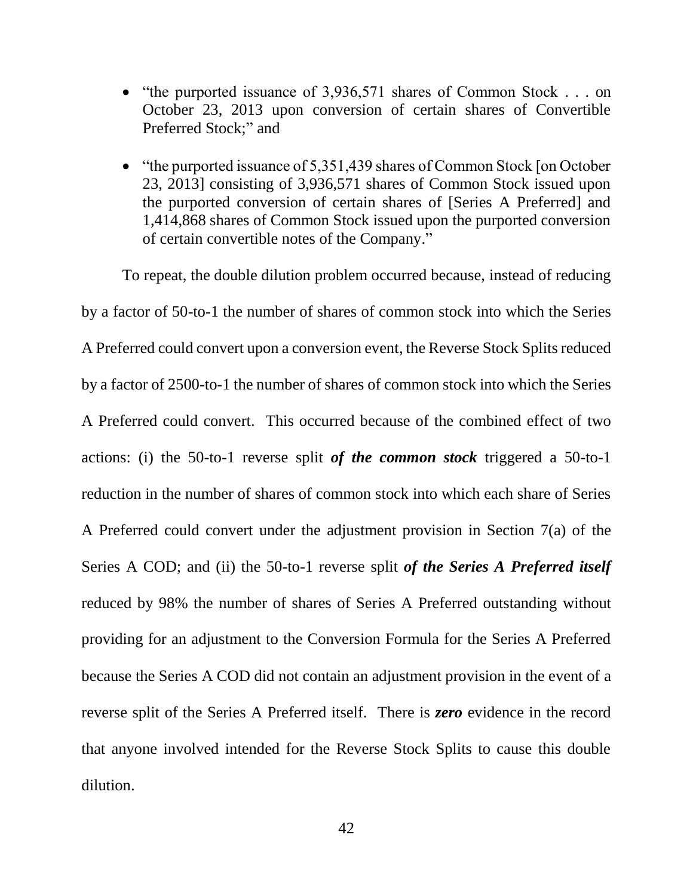- "the purported issuance of 3,936,571 shares of Common Stock . . . on October 23, 2013 upon conversion of certain shares of Convertible Preferred Stock;" and

- "the purported issuance of 5,351,439 shares of Common Stock [on October 23, 2013] consisting of 3,936,571 shares of Common Stock issued upon the purported conversion of certain shares of [Series A Preferred] and 1,414,868 shares of Common Stock issued upon the purported conversion of certain convertible notes of the Company."

To repeat, the double dilution problem occurred because, instead of reducing by a factor of 50-to-1 the number of shares of common stock into which the Series A Preferred could convert upon a conversion event, the Reverse Stock Splits reduced by a factor of 2500-to-1 the number of shares of common stock into which the Series A Preferred could convert. This occurred because of the combined effect of two actions: (i) the 50-to-1 reverse split ***of the common stock*** triggered a 50-to-1 reduction in the number of shares of common stock into which each share of Series A Preferred could convert under the adjustment provision in Section 7(a) of the Series A COD; and (ii) the 50-to-1 reverse split ***of the Series A Preferred itself*** reduced by 98% the number of shares of Series A Preferred outstanding without providing for an adjustment to the Conversion Formula for the Series A Preferred because the Series A COD did not contain an adjustment provision in the event of a reverse split of the Series A Preferred itself. There is ***zero*** evidence in the record that anyone involved intended for the Reverse Stock Splits to cause this double dilution.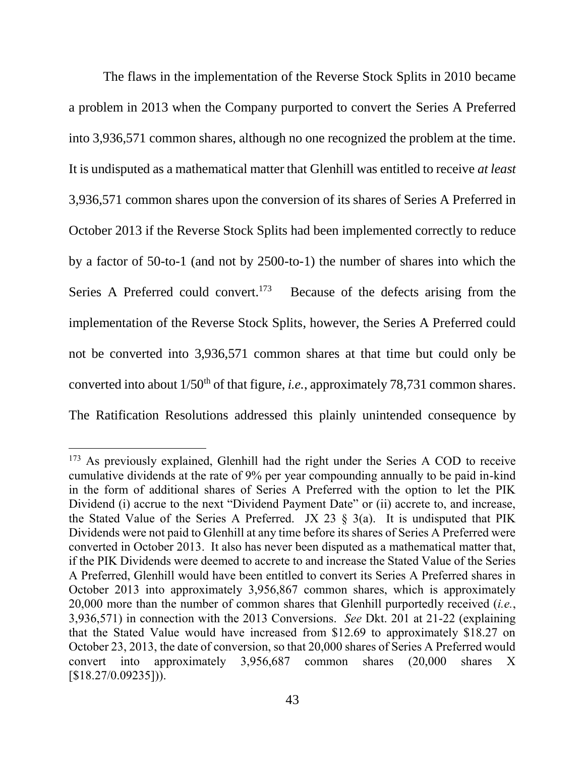The flaws in the implementation of the Reverse Stock Splits in 2010 became a problem in 2013 when the Company purported to convert the Series A Preferred into 3,936,571 common shares, although no one recognized the problem at the time. It is undisputed as a mathematical matter that Glenhill was entitled to receive *at least* 3,936,571 common shares upon the conversion of its shares of Series A Preferred in October 2013 if the Reverse Stock Splits had been implemented correctly to reduce by a factor of 50-to-1 (and not by 2500-to-1) the number of shares into which the Series A Preferred could convert.[173] Because of the defects arising from the implementation of the Reverse Stock Splits, however, the Series A Preferred could not be converted into 3,936,571 common shares at that time but could only be converted into about 1/50[th] of that figure, *i.e.*, approximately 78,731 common shares. The Ratification Resolutions addressed this plainly unintended consequence by

---

[173] As previously explained, Glenhill had the right under the Series A COD to receive cumulative dividends at the rate of 9% per year compounding annually to be paid in-kind in the form of additional shares of Series A Preferred with the option to let the PIK Dividend (i) accrue to the next "Dividend Payment Date" or (ii) accrete to, and increase, the Stated Value of the Series A Preferred. JX 23 § 3(a). It is undisputed that PIK Dividends were not paid to Glenhill at any time before its shares of Series A Preferred were converted in October 2013. It also has never been disputed as a mathematical matter that, if the PIK Dividends were deemed to accrete to and increase the Stated Value of the Series A Preferred, Glenhill would have been entitled to convert its Series A Preferred shares in October 2013 into approximately 3,956,867 common shares, which is approximately 20,000 more than the number of common shares that Glenhill purportedly received (*i.e.*, 3,936,571) in connection with the 2013 Conversions. *See* Dkt. 201 at 21-22 (explaining that the Stated Value would have increased from $12.69 to approximately $18.27 on October 23, 2013, the date of conversion, so that 20,000 shares of Series A Preferred would convert into approximately 3,956,687 common shares (20,000 shares X [$18.27/0.09235])).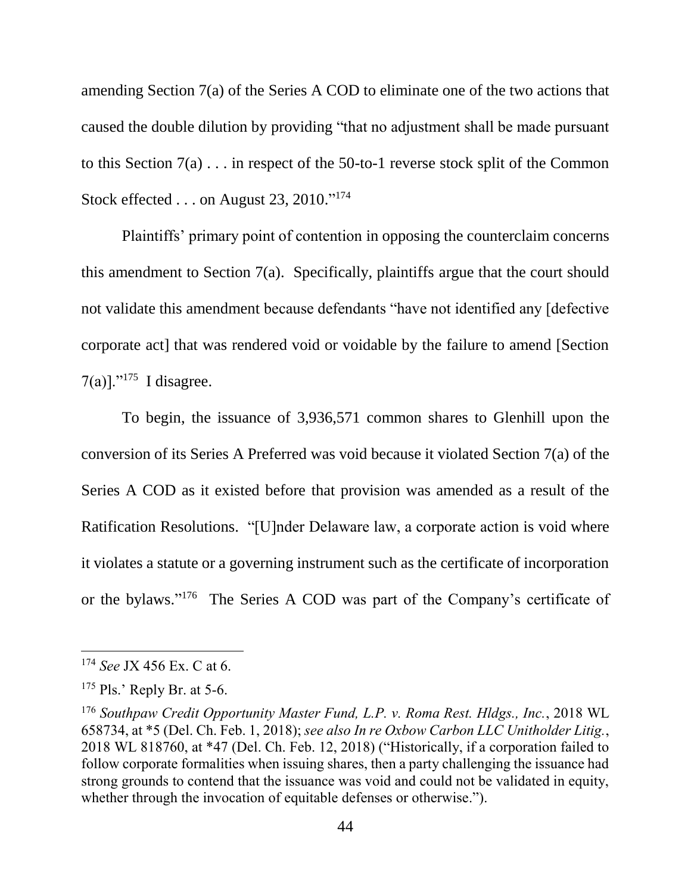amending Section 7(a) of the Series A COD to eliminate one of the two actions that caused the double dilution by providing "that no adjustment shall be made pursuant to this Section 7(a) . . . in respect of the 50-to-1 reverse stock split of the Common Stock effected . . . on August 23, 2010."[174]

Plaintiffs' primary point of contention in opposing the counterclaim concerns this amendment to Section 7(a). Specifically, plaintiffs argue that the court should not validate this amendment because defendants "have not identified any [defective corporate act] that was rendered void or voidable by the failure to amend [Section 7(a)]."[175] I disagree.

To begin, the issuance of 3,936,571 common shares to Glenhill upon the conversion of its Series A Preferred was void because it violated Section 7(a) of the Series A COD as it existed before that provision was amended as a result of the Ratification Resolutions. "[U]nder Delaware law, a corporate action is void where it violates a statute or a governing instrument such as the certificate of incorporation or the bylaws."[176] The Series A COD was part of the Company's certificate of

---

[174] *See* JX 456 Ex. C at 6.

[175] Pls.' Reply Br. at 5-6.

[176] *Southpaw Credit Opportunity Master Fund, L.P. v. Roma Rest. Hldgs., Inc.*, 2018 WL 658734, at *5 (Del. Ch. Feb. 1, 2018); *see also In re Oxbow Carbon LLC Unitholder Litig.*, 2018 WL 818760, at *47 (Del. Ch. Feb. 12, 2018) ("Historically, if a corporation failed to follow corporate formalities when issuing shares, then a party challenging the issuance had strong grounds to contend that the issuance was void and could not be validated in equity, whether through the invocation of equitable defenses or otherwise.").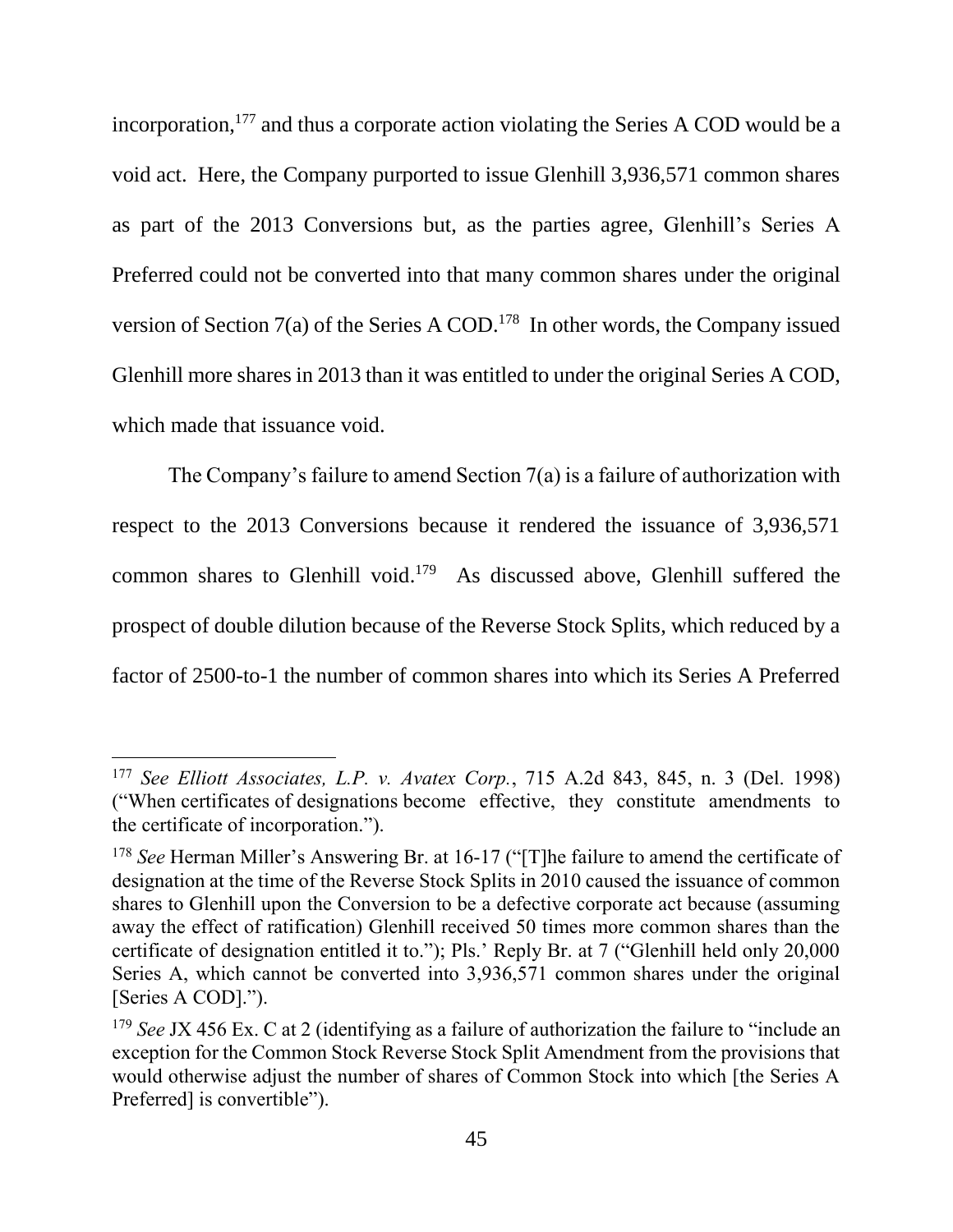incorporation,[177] and thus a corporate action violating the Series A COD would be a void act. Here, the Company purported to issue Glenhill 3,936,571 common shares as part of the 2013 Conversions but, as the parties agree, Glenhill's Series A Preferred could not be converted into that many common shares under the original version of Section 7(a) of the Series A COD.[178] In other words, the Company issued Glenhill more shares in 2013 than it was entitled to under the original Series A COD, which made that issuance void.

The Company's failure to amend Section 7(a) is a failure of authorization with respect to the 2013 Conversions because it rendered the issuance of 3,936,571 common shares to Glenhill void.[179] As discussed above, Glenhill suffered the prospect of double dilution because of the Reverse Stock Splits, which reduced by a factor of 2500-to-1 the number of common shares into which its Series A Preferred

---

[177] *See Elliott Associates, L.P. v. Avatex Corp.*, 715 A.2d 843, 845, n. 3 (Del. 1998) ("When certificates of designations become effective, they constitute amendments to the certificate of incorporation.").

[178] *See* Herman Miller's Answering Br. at 16-17 ("[T]he failure to amend the certificate of designation at the time of the Reverse Stock Splits in 2010 caused the issuance of common shares to Glenhill upon the Conversion to be a defective corporate act because (assuming away the effect of ratification) Glenhill received 50 times more common shares than the certificate of designation entitled it to."); Pls.' Reply Br. at 7 ("Glenhill held only 20,000 Series A, which cannot be converted into 3,936,571 common shares under the original [Series A COD].").

[179] *See* JX 456 Ex. C at 2 (identifying as a failure of authorization the failure to "include an exception for the Common Stock Reverse Stock Split Amendment from the provisions that would otherwise adjust the number of shares of Common Stock into which [the Series A Preferred] is convertible").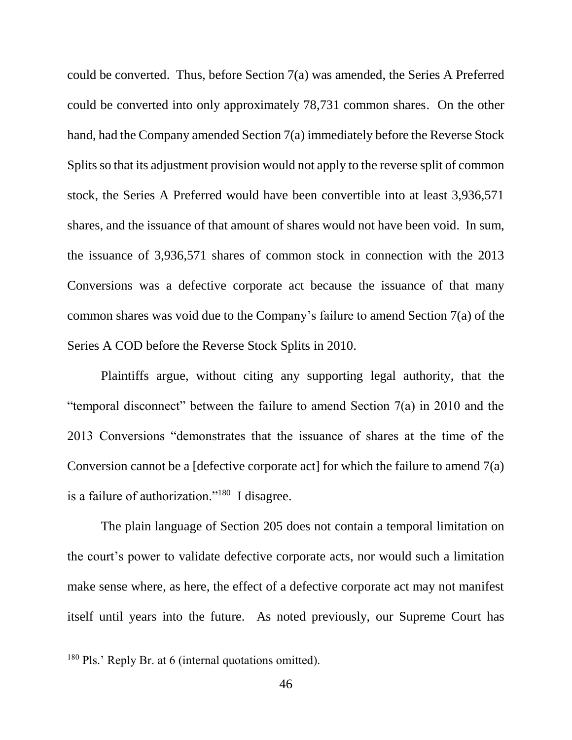could be converted. Thus, before Section 7(a) was amended, the Series A Preferred could be converted into only approximately 78,731 common shares. On the other hand, had the Company amended Section 7(a) immediately before the Reverse Stock Splits so that its adjustment provision would not apply to the reverse split of common stock, the Series A Preferred would have been convertible into at least 3,936,571 shares, and the issuance of that amount of shares would not have been void. In sum, the issuance of 3,936,571 shares of common stock in connection with the 2013 Conversions was a defective corporate act because the issuance of that many common shares was void due to the Company's failure to amend Section 7(a) of the Series A COD before the Reverse Stock Splits in 2010.

Plaintiffs argue, without citing any supporting legal authority, that the "temporal disconnect" between the failure to amend Section 7(a) in 2010 and the 2013 Conversions "demonstrates that the issuance of shares at the time of the Conversion cannot be a [defective corporate act] for which the failure to amend 7(a) is a failure of authorization."[180] I disagree.

The plain language of Section 205 does not contain a temporal limitation on the court's power to validate defective corporate acts, nor would such a limitation make sense where, as here, the effect of a defective corporate act may not manifest itself until years into the future. As noted previously, our Supreme Court has

---

[180] Pls.' Reply Br. at 6 (internal quotations omitted).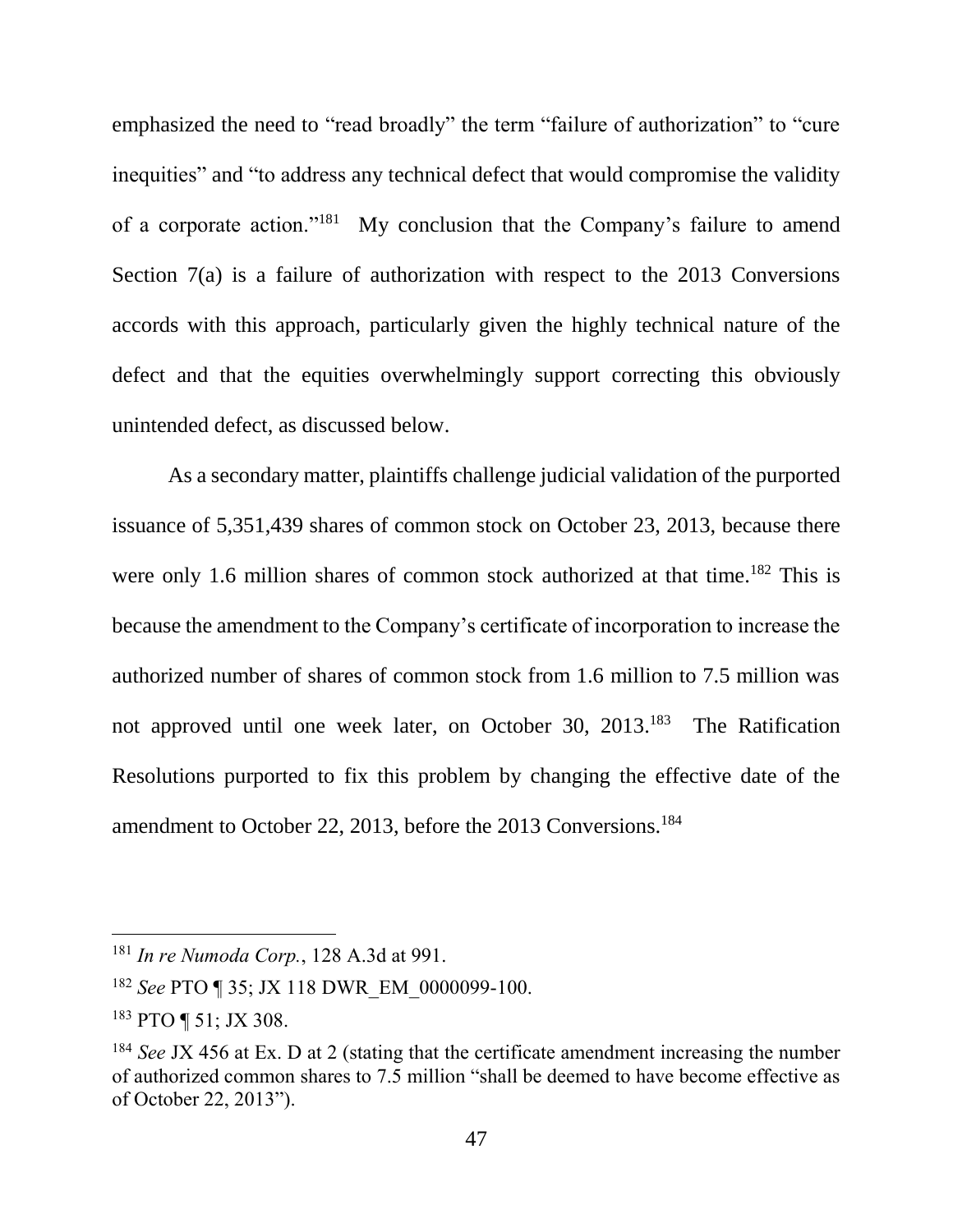emphasized the need to "read broadly" the term "failure of authorization" to "cure inequities" and "to address any technical defect that would compromise the validity of a corporate action."[181] My conclusion that the Company's failure to amend Section 7(a) is a failure of authorization with respect to the 2013 Conversions accords with this approach, particularly given the highly technical nature of the defect and that the equities overwhelmingly support correcting this obviously unintended defect, as discussed below.

As a secondary matter, plaintiffs challenge judicial validation of the purported issuance of 5,351,439 shares of common stock on October 23, 2013, because there were only 1.6 million shares of common stock authorized at that time.[182] This is because the amendment to the Company's certificate of incorporation to increase the authorized number of shares of common stock from 1.6 million to 7.5 million was not approved until one week later, on October 30, 2013.[183] The Ratification Resolutions purported to fix this problem by changing the effective date of the amendment to October 22, 2013, before the 2013 Conversions.[184]

---

[181] *In re Numoda Corp.*, 128 A.3d at 991.

[182] *See* PTO ¶ 35; JX 118 DWR_EM_0000099-100.

[183] PTO ¶ 51; JX 308.

[184] *See* JX 456 at Ex. D at 2 (stating that the certificate amendment increasing the number of authorized common shares to 7.5 million "shall be deemed to have become effective as of October 22, 2013").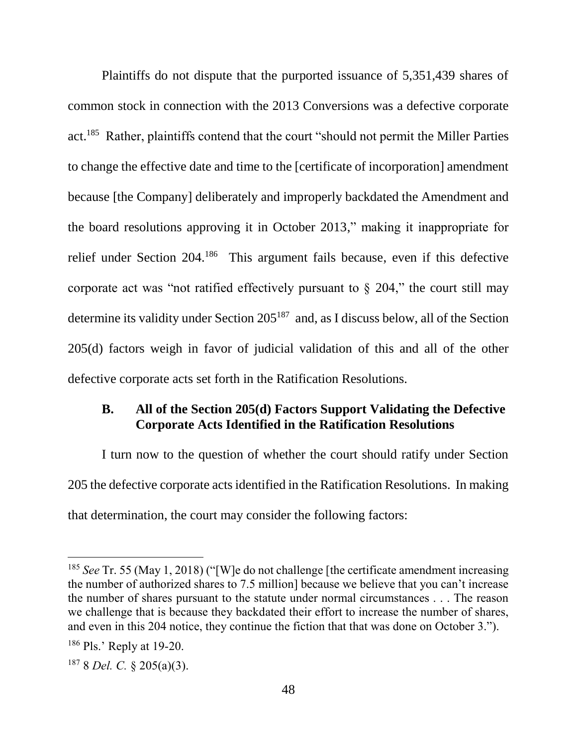Plaintiffs do not dispute that the purported issuance of 5,351,439 shares of common stock in connection with the 2013 Conversions was a defective corporate act.[185] Rather, plaintiffs contend that the court "should not permit the Miller Parties to change the effective date and time to the [certificate of incorporation] amendment because [the Company] deliberately and improperly backdated the Amendment and the board resolutions approving it in October 2013," making it inappropriate for relief under Section 204.[186] This argument fails because, even if this defective corporate act was "not ratified effectively pursuant to § 204," the court still may determine its validity under Section 205[187] and, as I discuss below, all of the Section 205(d) factors weigh in favor of judicial validation of this and all of the other defective corporate acts set forth in the Ratification Resolutions.

### B. All of the Section 205(d) Factors Support Validating the Defective Corporate Acts Identified in the Ratification Resolutions

I turn now to the question of whether the court should ratify under Section 205 the defective corporate acts identified in the Ratification Resolutions. In making that determination, the court may consider the following factors:

---

[185] *See* Tr. 55 (May 1, 2018) ("[W]e do not challenge [the certificate amendment increasing the number of authorized shares to 7.5 million] because we believe that you can't increase the number of shares pursuant to the statute under normal circumstances . . . The reason we challenge that is because they backdated their effort to increase the number of shares, and even in this 204 notice, they continue the fiction that that was done on October 3.").

[186] Pls.' Reply at 19-20.

[187] 8 *Del. C.* § 205(a)(3).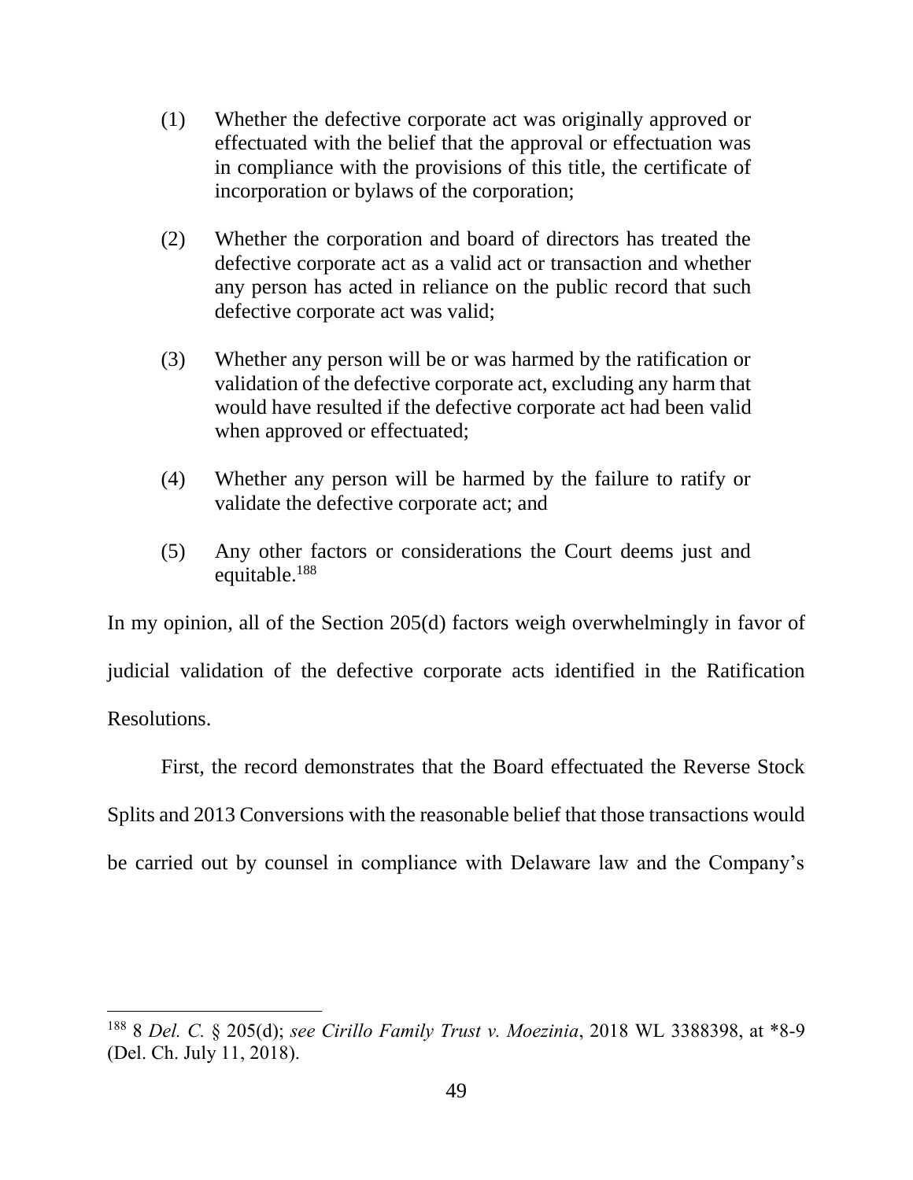> (1) Whether the defective corporate act was originally approved or effectuated with the belief that the approval or effectuation was in compliance with the provisions of this title, the certificate of incorporation or bylaws of the corporation;
>
> (2) Whether the corporation and board of directors has treated the defective corporate act as a valid act or transaction and whether any person has acted in reliance on the public record that such defective corporate act was valid;
>
> (3) Whether any person will be or was harmed by the ratification or validation of the defective corporate act, excluding any harm that would have resulted if the defective corporate act had been valid when approved or effectuated;
>
> (4) Whether any person will be harmed by the failure to ratify or validate the defective corporate act; and
>
> (5) Any other factors or considerations the Court deems just and equitable.[188]

In my opinion, all of the Section 205(d) factors weigh overwhelmingly in favor of judicial validation of the defective corporate acts identified in the Ratification Resolutions.

First, the record demonstrates that the Board effectuated the Reverse Stock Splits and 2013 Conversions with the reasonable belief that those transactions would be carried out by counsel in compliance with Delaware law and the Company's

---

[188] 8 *Del. C.* § 205(d); *see Cirillo Family Trust v. Moezinia*, 2018 WL 3388398, at *8-9 (Del. Ch. July 11, 2018).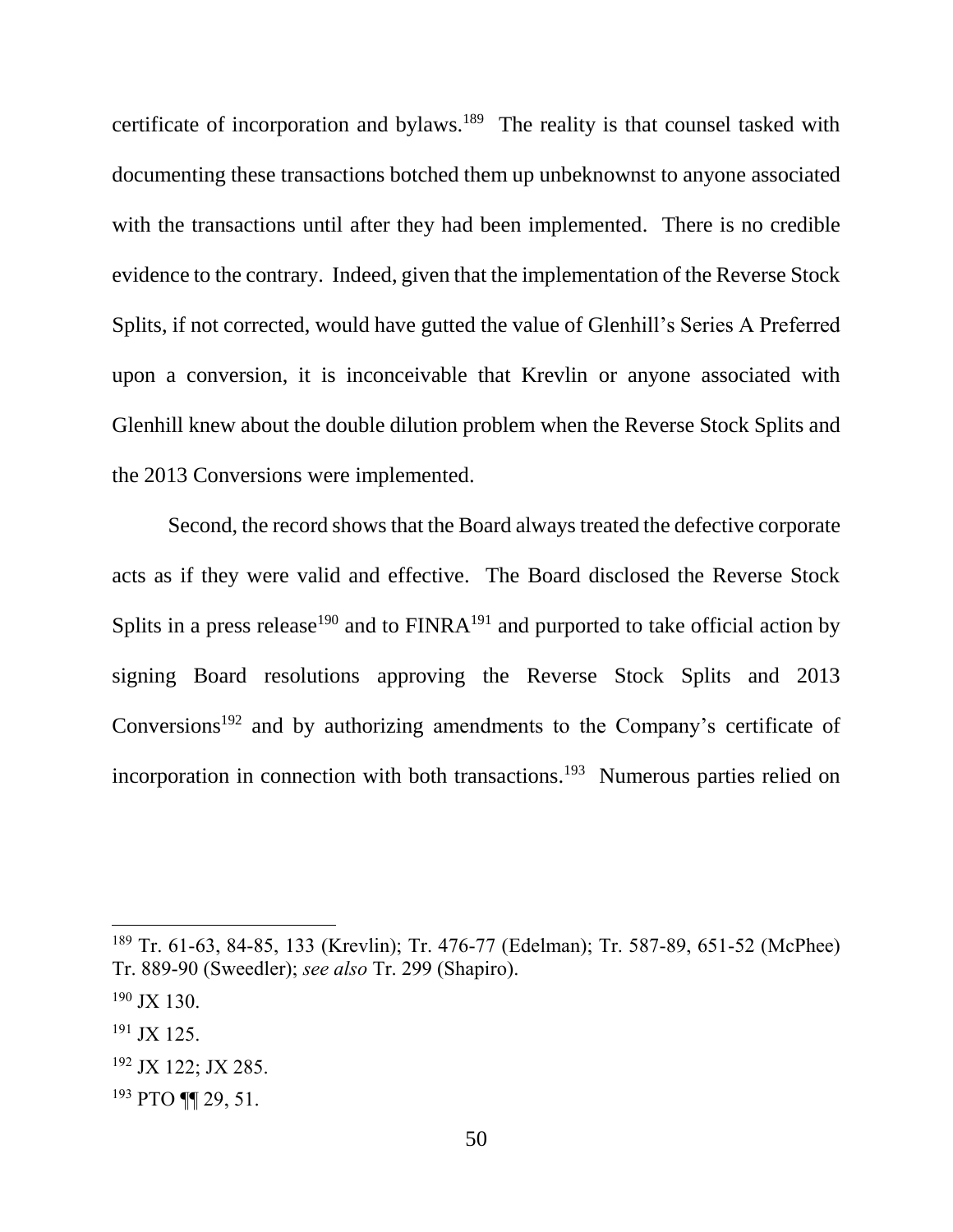certificate of incorporation and bylaws.[189] The reality is that counsel tasked with documenting these transactions botched them up unbeknownst to anyone associated with the transactions until after they had been implemented. There is no credible evidence to the contrary. Indeed, given that the implementation of the Reverse Stock Splits, if not corrected, would have gutted the value of Glenhill's Series A Preferred upon a conversion, it is inconceivable that Krevlin or anyone associated with Glenhill knew about the double dilution problem when the Reverse Stock Splits and the 2013 Conversions were implemented.

Second, the record shows that the Board always treated the defective corporate acts as if they were valid and effective. The Board disclosed the Reverse Stock Splits in a press release[190] and to FINRA[191] and purported to take official action by signing Board resolutions approving the Reverse Stock Splits and 2013 Conversions[192] and by authorizing amendments to the Company's certificate of incorporation in connection with both transactions.[193] Numerous parties relied on

---

[189] Tr. 61-63, 84-85, 133 (Krevlin); Tr. 476-77 (Edelman); Tr. 587-89, 651-52 (McPhee) Tr. 889-90 (Sweedler); *see also* Tr. 299 (Shapiro).

[190] JX 130.

[191] JX 125.

[192] JX 122; JX 285.

[193] PTO ¶¶ 29, 51.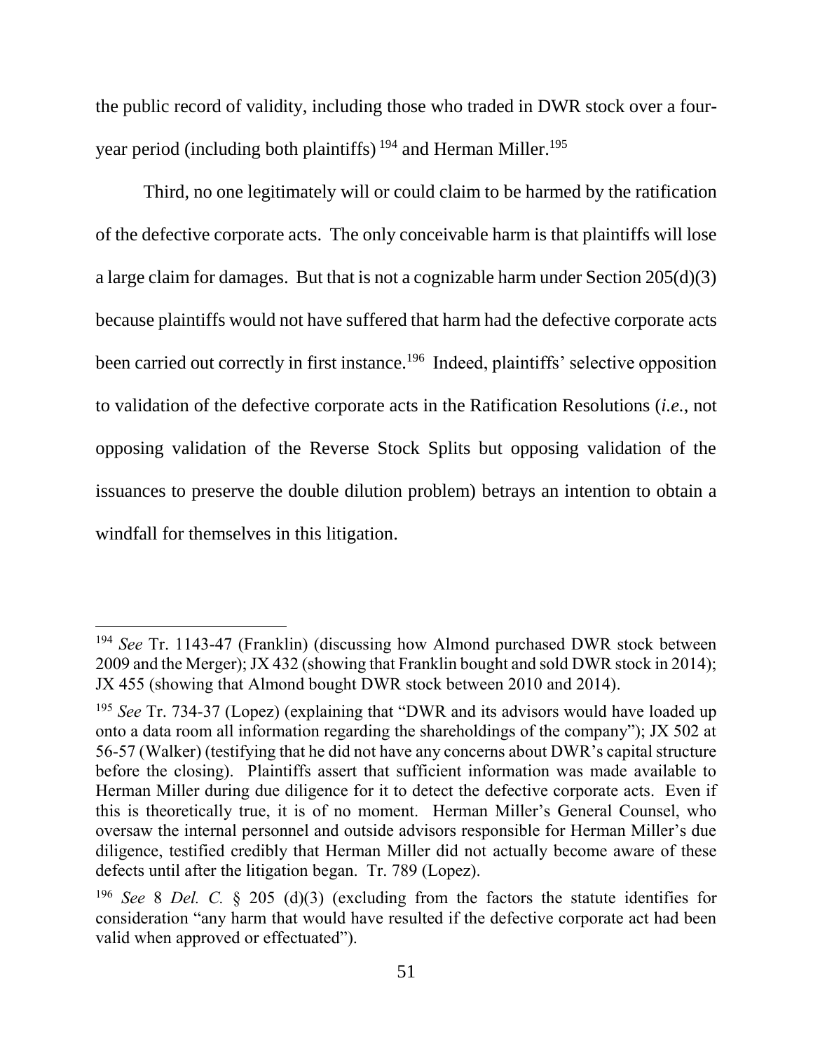the public record of validity, including those who traded in DWR stock over a four-year period (including both plaintiffs)[194] and Herman Miller.[195]

Third, no one legitimately will or could claim to be harmed by the ratification of the defective corporate acts. The only conceivable harm is that plaintiffs will lose a large claim for damages. But that is not a cognizable harm under Section 205(d)(3) because plaintiffs would not have suffered that harm had the defective corporate acts been carried out correctly in first instance.[196] Indeed, plaintiffs' selective opposition to validation of the defective corporate acts in the Ratification Resolutions (*i.e.*, not opposing validation of the Reverse Stock Splits but opposing validation of the issuances to preserve the double dilution problem) betrays an intention to obtain a windfall for themselves in this litigation.

---

[194] *See* Tr. 1143-47 (Franklin) (discussing how Almond purchased DWR stock between 2009 and the Merger); JX 432 (showing that Franklin bought and sold DWR stock in 2014); JX 455 (showing that Almond bought DWR stock between 2010 and 2014).

[195] *See* Tr. 734-37 (Lopez) (explaining that "DWR and its advisors would have loaded up onto a data room all information regarding the shareholdings of the company"); JX 502 at 56-57 (Walker) (testifying that he did not have any concerns about DWR's capital structure before the closing). Plaintiffs assert that sufficient information was made available to Herman Miller during due diligence for it to detect the defective corporate acts. Even if this is theoretically true, it is of no moment. Herman Miller's General Counsel, who oversaw the internal personnel and outside advisors responsible for Herman Miller's due diligence, testified credibly that Herman Miller did not actually become aware of these defects until after the litigation began. Tr. 789 (Lopez).

[196] *See* 8 *Del. C.* § 205 (d)(3) (excluding from the factors the statute identifies for consideration "any harm that would have resulted if the defective corporate act had been valid when approved or effectuated").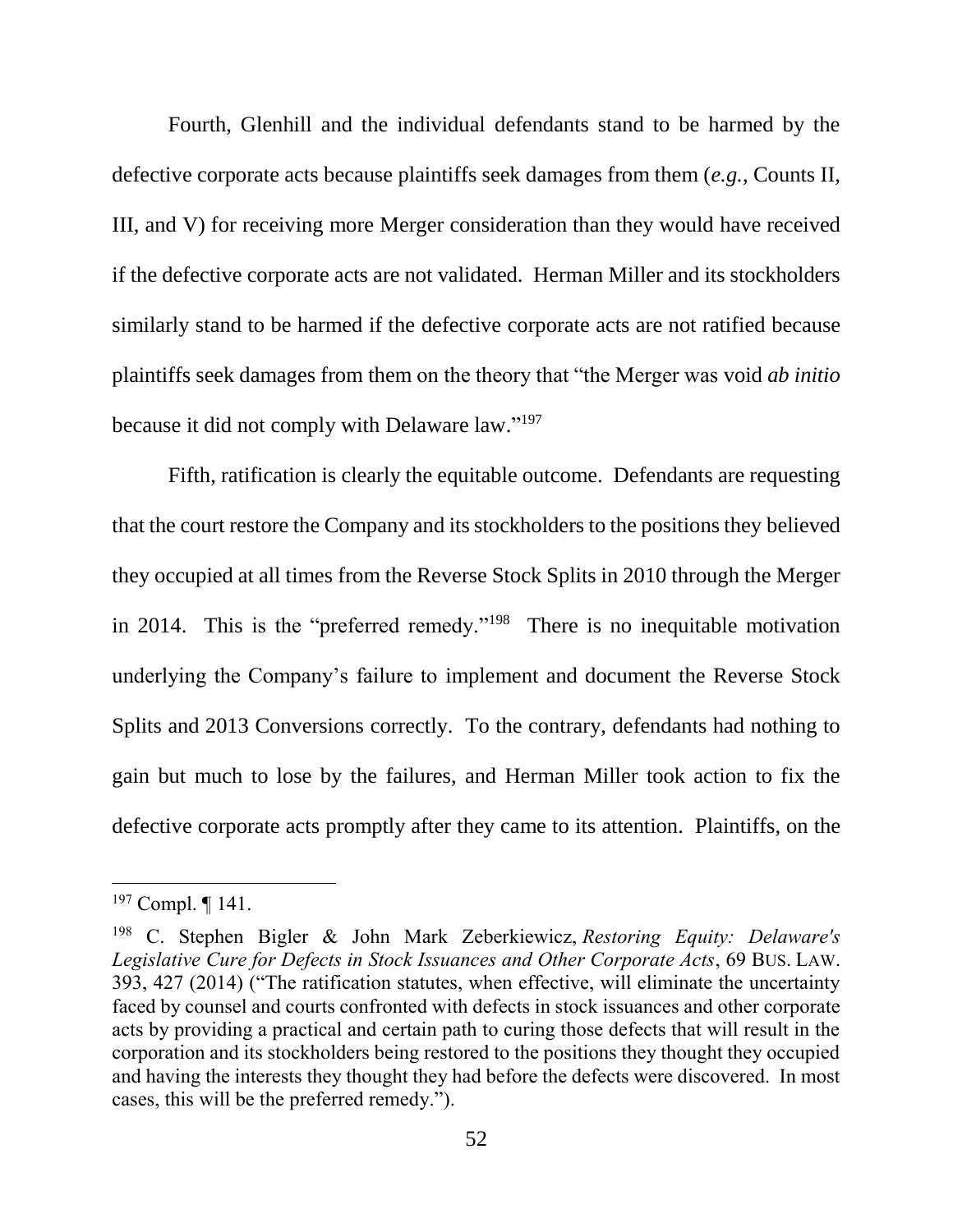Fourth, Glenhill and the individual defendants stand to be harmed by the defective corporate acts because plaintiffs seek damages from them (*e.g.*, Counts II, III, and V) for receiving more Merger consideration than they would have received if the defective corporate acts are not validated. Herman Miller and its stockholders similarly stand to be harmed if the defective corporate acts are not ratified because plaintiffs seek damages from them on the theory that "the Merger was void *ab initio* because it did not comply with Delaware law."[197]

Fifth, ratification is clearly the equitable outcome. Defendants are requesting that the court restore the Company and its stockholders to the positions they believed they occupied at all times from the Reverse Stock Splits in 2010 through the Merger in 2014. This is the "preferred remedy."[198] There is no inequitable motivation underlying the Company's failure to implement and document the Reverse Stock Splits and 2013 Conversions correctly. To the contrary, defendants had nothing to gain but much to lose by the failures, and Herman Miller took action to fix the defective corporate acts promptly after they came to its attention. Plaintiffs, on the

---

[197] Compl. ¶ 141.

[198] C. Stephen Bigler & John Mark Zeberkiewicz, *Restoring Equity: Delaware's Legislative Cure for Defects in Stock Issuances and Other Corporate Acts*, 69 BUS. LAW. 393, 427 (2014) ("The ratification statutes, when effective, will eliminate the uncertainty faced by counsel and courts confronted with defects in stock issuances and other corporate acts by providing a practical and certain path to curing those defects that will result in the corporation and its stockholders being restored to the positions they thought they occupied and having the interests they thought they had before the defects were discovered. In most cases, this will be the preferred remedy.").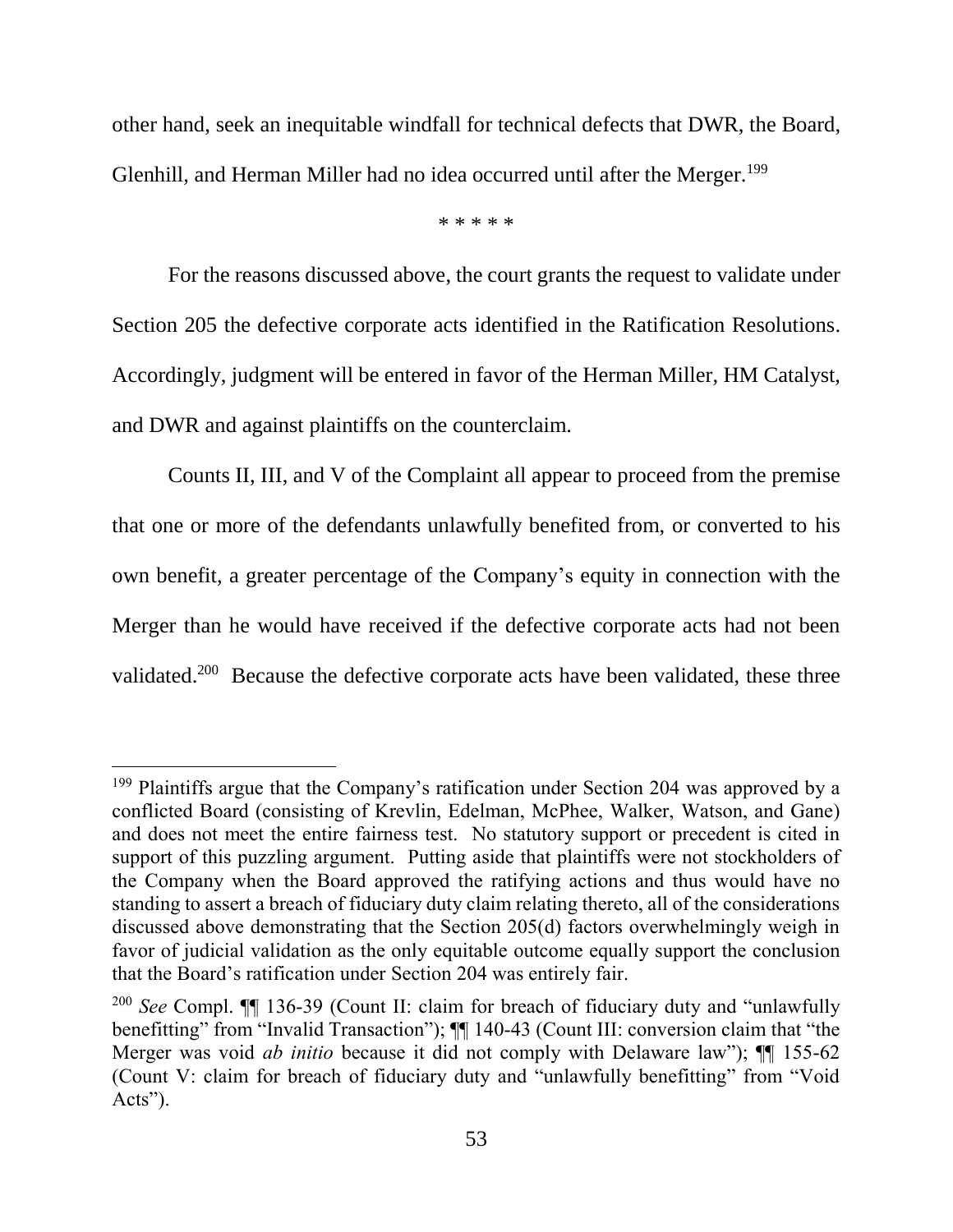other hand, seek an inequitable windfall for technical defects that DWR, the Board, Glenhill, and Herman Miller had no idea occurred until after the Merger.[199]

\* \* \* \* \*

For the reasons discussed above, the court grants the request to validate under Section 205 the defective corporate acts identified in the Ratification Resolutions. Accordingly, judgment will be entered in favor of the Herman Miller, HM Catalyst, and DWR and against plaintiffs on the counterclaim.

Counts II, III, and V of the Complaint all appear to proceed from the premise that one or more of the defendants unlawfully benefited from, or converted to his own benefit, a greater percentage of the Company's equity in connection with the Merger than he would have received if the defective corporate acts had not been validated.[200] Because the defective corporate acts have been validated, these three

---

[199] Plaintiffs argue that the Company's ratification under Section 204 was approved by a conflicted Board (consisting of Krevlin, Edelman, McPhee, Walker, Watson, and Gane) and does not meet the entire fairness test. No statutory support or precedent is cited in support of this puzzling argument. Putting aside that plaintiffs were not stockholders of the Company when the Board approved the ratifying actions and thus would have no standing to assert a breach of fiduciary duty claim relating thereto, all of the considerations discussed above demonstrating that the Section 205(d) factors overwhelmingly weigh in favor of judicial validation as the only equitable outcome equally support the conclusion that the Board's ratification under Section 204 was entirely fair.

[200] *See* Compl. ¶¶ 136-39 (Count II: claim for breach of fiduciary duty and "unlawfully benefitting" from "Invalid Transaction"); ¶¶ 140-43 (Count III: conversion claim that "the Merger was void *ab initio* because it did not comply with Delaware law"); ¶¶ 155-62 (Count V: claim for breach of fiduciary duty and "unlawfully benefitting" from "Void Acts").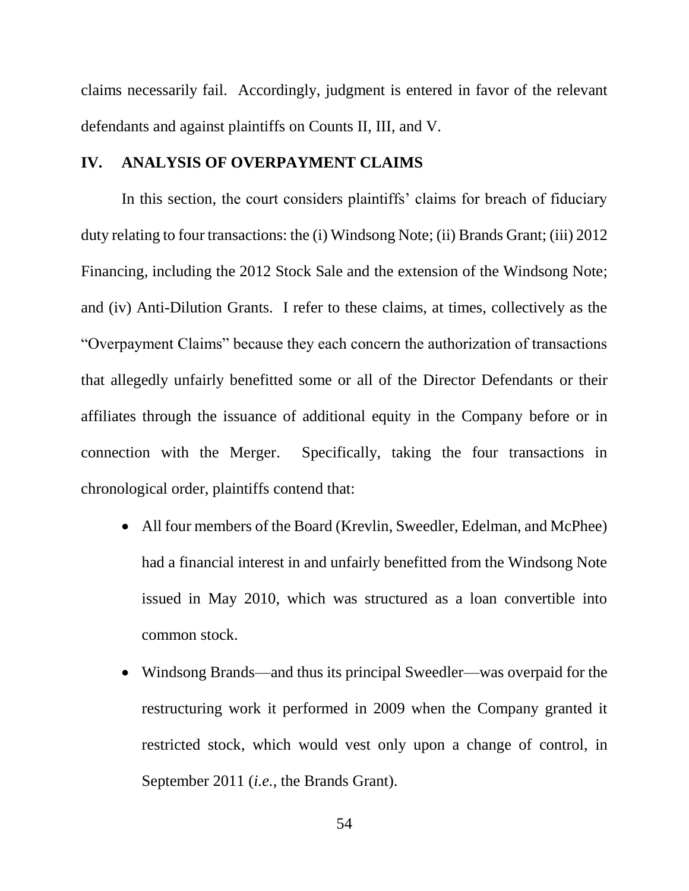claims necessarily fail. Accordingly, judgment is entered in favor of the relevant defendants and against plaintiffs on Counts II, III, and V.

## IV. ANALYSIS OF OVERPAYMENT CLAIMS

In this section, the court considers plaintiffs' claims for breach of fiduciary duty relating to four transactions: the (i) Windsong Note; (ii) Brands Grant; (iii) 2012 Financing, including the 2012 Stock Sale and the extension of the Windsong Note; and (iv) Anti-Dilution Grants. I refer to these claims, at times, collectively as the "Overpayment Claims" because they each concern the authorization of transactions that allegedly unfairly benefitted some or all of the Director Defendants or their affiliates through the issuance of additional equity in the Company before or in connection with the Merger. Specifically, taking the four transactions in chronological order, plaintiffs contend that:

- All four members of the Board (Krevlin, Sweedler, Edelman, and McPhee) had a financial interest in and unfairly benefitted from the Windsong Note issued in May 2010, which was structured as a loan convertible into common stock.
- Windsong Brands—and thus its principal Sweedler—was overpaid for the restructuring work it performed in 2009 when the Company granted it restricted stock, which would vest only upon a change of control, in September 2011 (*i.e.*, the Brands Grant).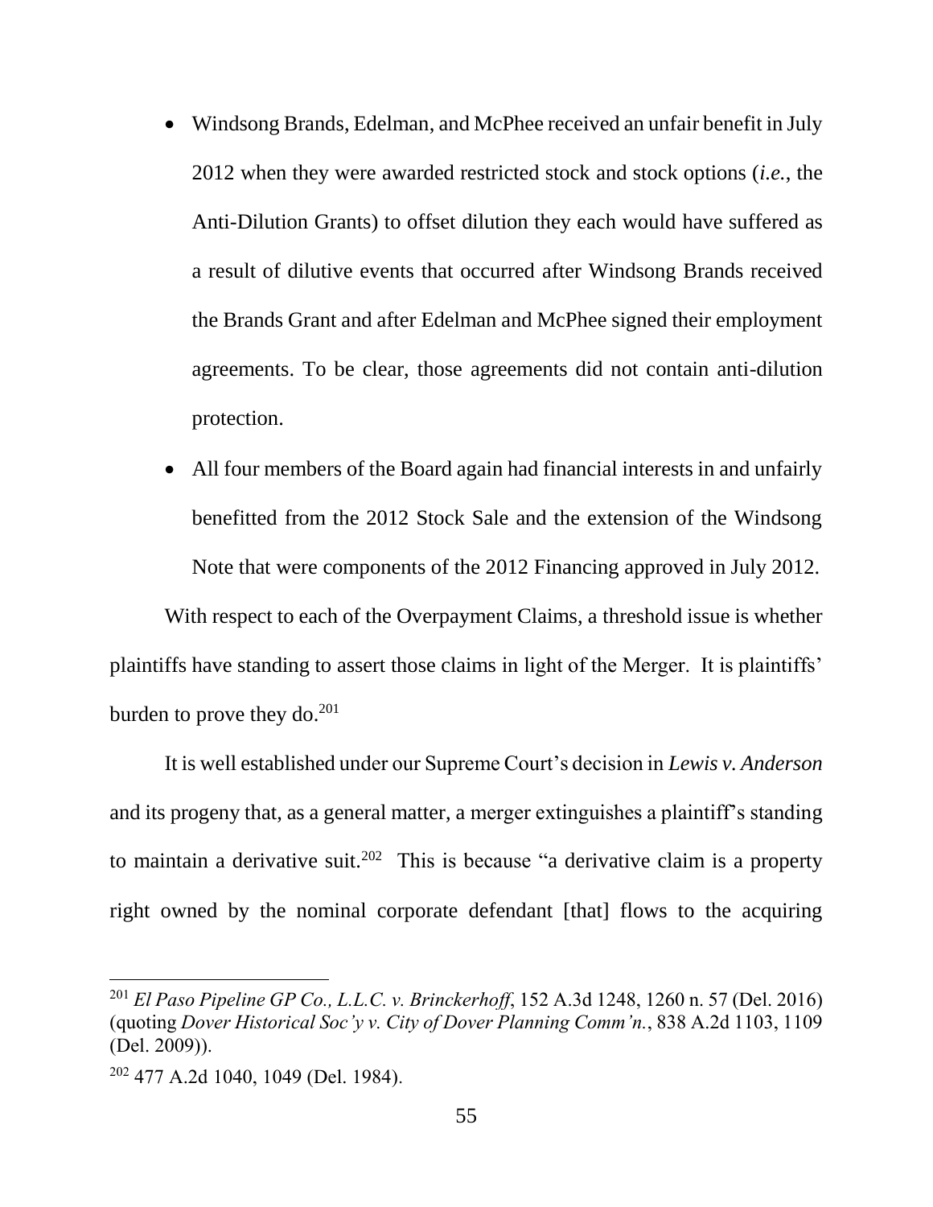- Windsong Brands, Edelman, and McPhee received an unfair benefit in July 2012 when they were awarded restricted stock and stock options (*i.e.*, the Anti-Dilution Grants) to offset dilution they each would have suffered as a result of dilutive events that occurred after Windsong Brands received the Brands Grant and after Edelman and McPhee signed their employment agreements. To be clear, those agreements did not contain anti-dilution protection.
- All four members of the Board again had financial interests in and unfairly benefitted from the 2012 Stock Sale and the extension of the Windsong Note that were components of the 2012 Financing approved in July 2012.

With respect to each of the Overpayment Claims, a threshold issue is whether plaintiffs have standing to assert those claims in light of the Merger. It is plaintiffs' burden to prove they do.[201]

It is well established under our Supreme Court's decision in *Lewis v. Anderson* and its progeny that, as a general matter, a merger extinguishes a plaintiff's standing to maintain a derivative suit.[202] This is because "a derivative claim is a property right owned by the nominal corporate defendant [that] flows to the acquiring

---

[201] *El Paso Pipeline GP Co., L.L.C. v. Brinckerhoff*, 152 A.3d 1248, 1260 n. 57 (Del. 2016) (quoting *Dover Historical Soc'y v. City of Dover Planning Comm'n.*, 838 A.2d 1103, 1109 (Del. 2009)).

[202] 477 A.2d 1040, 1049 (Del. 1984).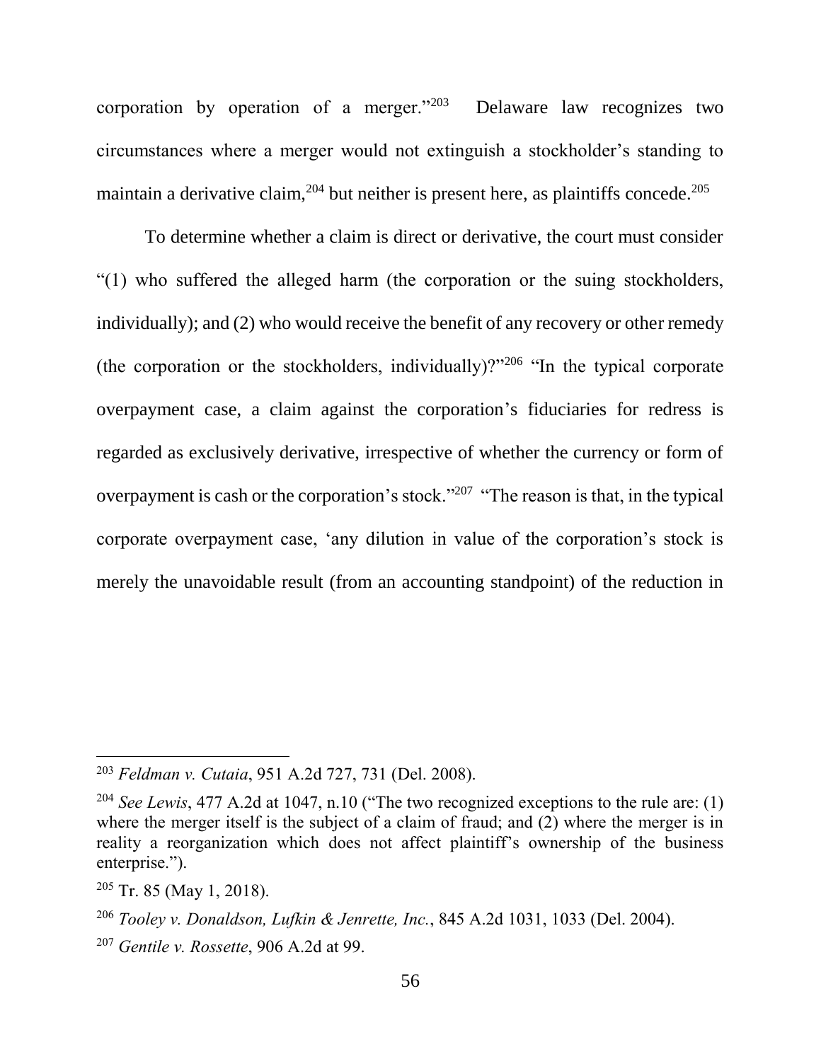corporation by operation of a merger."[203] Delaware law recognizes two circumstances where a merger would not extinguish a stockholder's standing to maintain a derivative claim,[204] but neither is present here, as plaintiffs concede.[205]

To determine whether a claim is direct or derivative, the court must consider "(1) who suffered the alleged harm (the corporation or the suing stockholders, individually); and (2) who would receive the benefit of any recovery or other remedy (the corporation or the stockholders, individually)?"[206] "In the typical corporate overpayment case, a claim against the corporation's fiduciaries for redress is regarded as exclusively derivative, irrespective of whether the currency or form of overpayment is cash or the corporation's stock."[207] "The reason is that, in the typical corporate overpayment case, 'any dilution in value of the corporation's stock is merely the unavoidable result (from an accounting standpoint) of the reduction in

---

[203] *Feldman v. Cutaia*, 951 A.2d 727, 731 (Del. 2008).

[204] *See Lewis*, 477 A.2d at 1047, n.10 ("The two recognized exceptions to the rule are: (1) where the merger itself is the subject of a claim of fraud; and (2) where the merger is in reality a reorganization which does not affect plaintiff's ownership of the business enterprise.").

[205] Tr. 85 (May 1, 2018).

[206] *Tooley v. Donaldson, Lufkin & Jenrette, Inc.*, 845 A.2d 1031, 1033 (Del. 2004).

[207] *Gentile v. Rossette*, 906 A.2d at 99.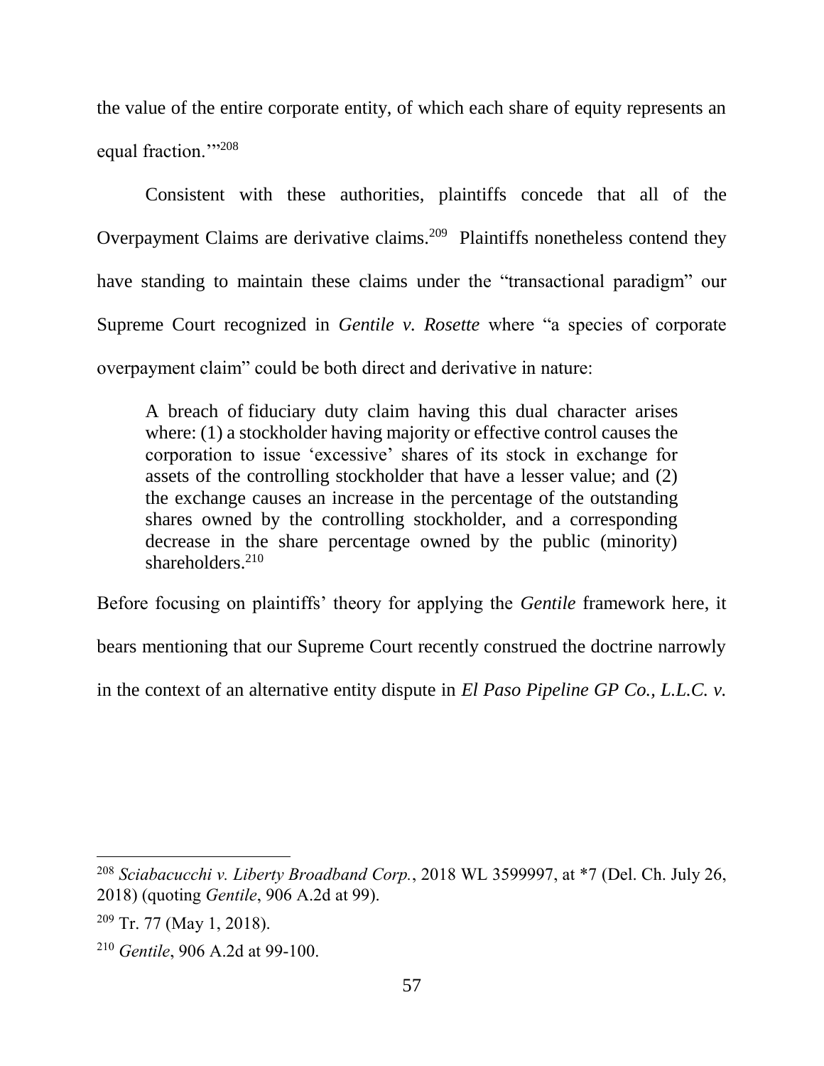the value of the entire corporate entity, of which each share of equity represents an equal fraction.'"[208]

Consistent with these authorities, plaintiffs concede that all of the Overpayment Claims are derivative claims.[209] Plaintiffs nonetheless contend they have standing to maintain these claims under the "transactional paradigm" our Supreme Court recognized in *Gentile v. Rosette* where "a species of corporate overpayment claim" could be both direct and derivative in nature:

> A breach of fiduciary duty claim having this dual character arises where: (1) a stockholder having majority or effective control causes the corporation to issue 'excessive' shares of its stock in exchange for assets of the controlling stockholder that have a lesser value; and (2) the exchange causes an increase in the percentage of the outstanding shares owned by the controlling stockholder, and a corresponding decrease in the share percentage owned by the public (minority) shareholders.[210]

Before focusing on plaintiffs' theory for applying the *Gentile* framework here, it bears mentioning that our Supreme Court recently construed the doctrine narrowly in the context of an alternative entity dispute in *El Paso Pipeline GP Co., L.L.C. v.*

---

[208] *Sciabacucchi v. Liberty Broadband Corp.*, 2018 WL 3599997, at *7 (Del. Ch. July 26, 2018) (quoting *Gentile*, 906 A.2d at 99).

[209] Tr. 77 (May 1, 2018).

[210] *Gentile*, 906 A.2d at 99-100.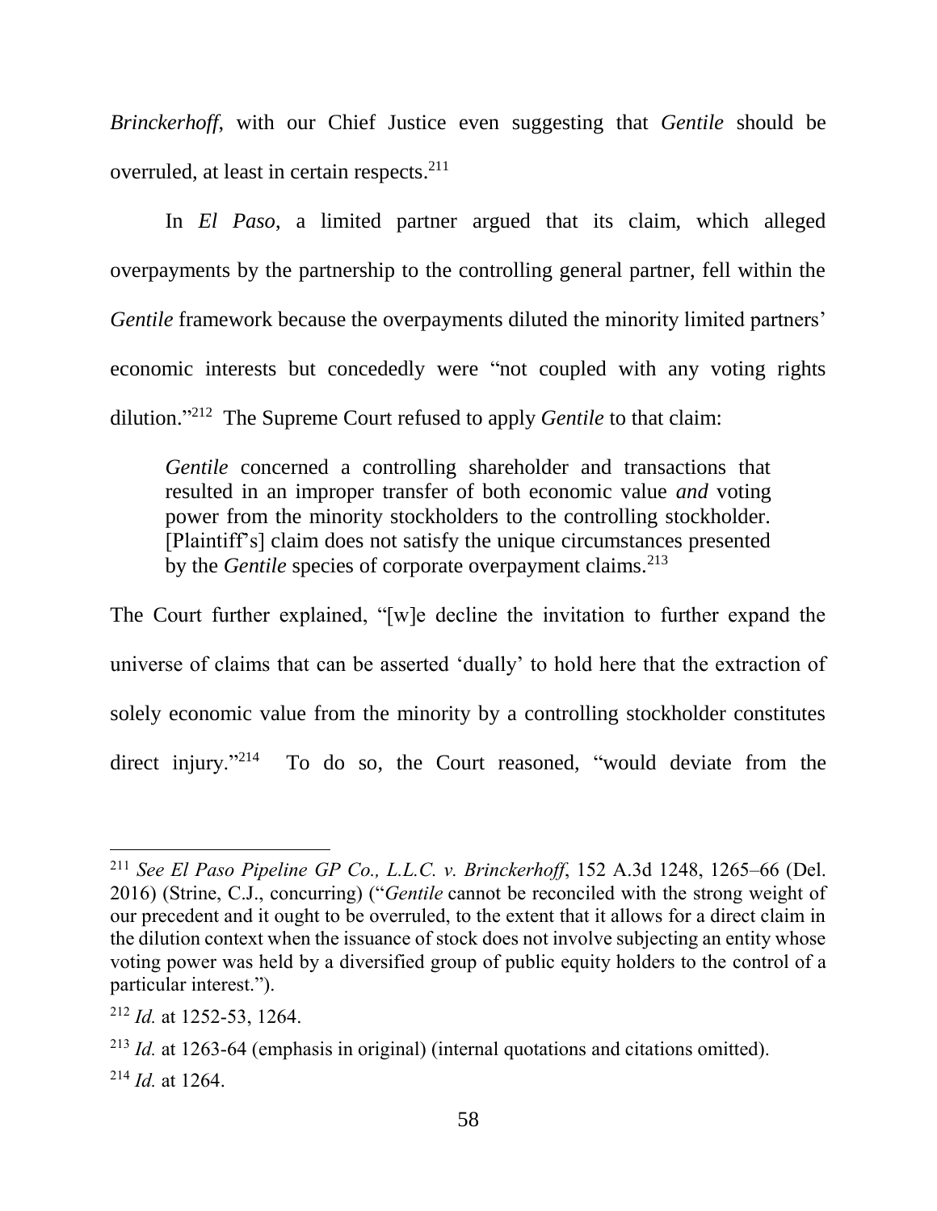*Brinckerhoff*, with our Chief Justice even suggesting that *Gentile* should be overruled, at least in certain respects.[211]

In *El Paso*, a limited partner argued that its claim, which alleged overpayments by the partnership to the controlling general partner, fell within the *Gentile* framework because the overpayments diluted the minority limited partners' economic interests but concededly were "not coupled with any voting rights dilution."[212] The Supreme Court refused to apply *Gentile* to that claim:

> *Gentile* concerned a controlling shareholder and transactions that resulted in an improper transfer of both economic value *and* voting power from the minority stockholders to the controlling stockholder. [Plaintiff's] claim does not satisfy the unique circumstances presented by the *Gentile* species of corporate overpayment claims.[213]

The Court further explained, "[w]e decline the invitation to further expand the universe of claims that can be asserted 'dually' to hold here that the extraction of solely economic value from the minority by a controlling stockholder constitutes direct injury."[214] To do so, the Court reasoned, "would deviate from the

---

[211] *See El Paso Pipeline GP Co., L.L.C. v. Brinckerhoff*, 152 A.3d 1248, 1265–66 (Del. 2016) (Strine, C.J., concurring) ("*Gentile* cannot be reconciled with the strong weight of our precedent and it ought to be overruled, to the extent that it allows for a direct claim in the dilution context when the issuance of stock does not involve subjecting an entity whose voting power was held by a diversified group of public equity holders to the control of a particular interest.").

[212] *Id.* at 1252-53, 1264.

[213] *Id.* at 1263-64 (emphasis in original) (internal quotations and citations omitted).

[214] *Id.* at 1264.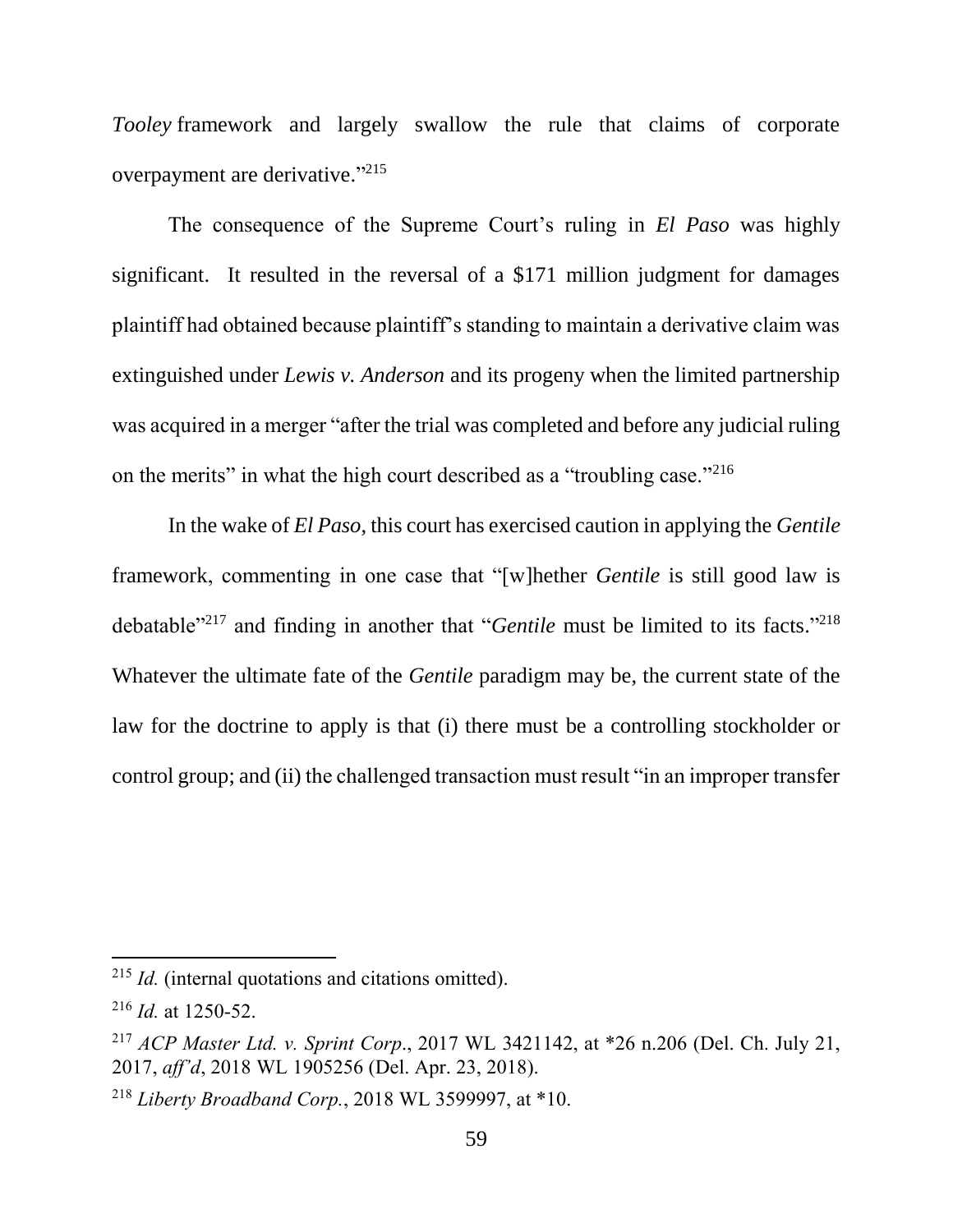*Tooley* framework and largely swallow the rule that claims of corporate overpayment are derivative."[215]

The consequence of the Supreme Court's ruling in *El Paso* was highly significant. It resulted in the reversal of a $171 million judgment for damages plaintiff had obtained because plaintiff's standing to maintain a derivative claim was extinguished under *Lewis v. Anderson* and its progeny when the limited partnership was acquired in a merger "after the trial was completed and before any judicial ruling on the merits" in what the high court described as a "troubling case."[216]

In the wake of *El Paso,* this court has exercised caution in applying the *Gentile* framework, commenting in one case that "[w]hether *Gentile* is still good law is debatable"[217] and finding in another that "*Gentile* must be limited to its facts."[218] Whatever the ultimate fate of the *Gentile* paradigm may be, the current state of the law for the doctrine to apply is that (i) there must be a controlling stockholder or control group; and (ii) the challenged transaction must result "in an improper transfer

---

[215] *Id.* (internal quotations and citations omitted).

[216] *Id.* at 1250-52.

[217] *ACP Master Ltd. v. Sprint Corp*., 2017 WL 3421142, at *26 n.206 (Del. Ch. July 21, 2017, *aff'd*, 2018 WL 1905256 (Del. Apr. 23, 2018).

[218] *Liberty Broadband Corp.*, 2018 WL 3599997, at *10.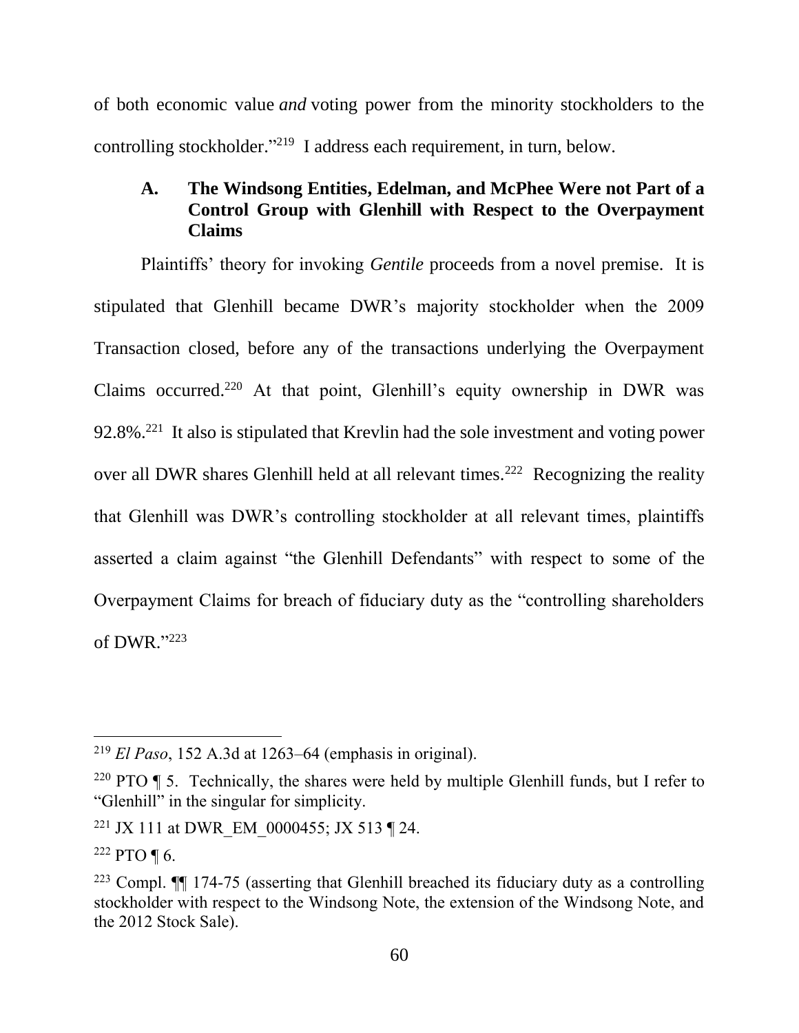of both economic value *and* voting power from the minority stockholders to the controlling stockholder."[219] I address each requirement, in turn, below.

### A. The Windsong Entities, Edelman, and McPhee Were not Part of a Control Group with Glenhill with Respect to the Overpayment Claims

Plaintiffs' theory for invoking *Gentile* proceeds from a novel premise. It is stipulated that Glenhill became DWR's majority stockholder when the 2009 Transaction closed, before any of the transactions underlying the Overpayment Claims occurred.[220] At that point, Glenhill's equity ownership in DWR was 92.8%.[221] It also is stipulated that Krevlin had the sole investment and voting power over all DWR shares Glenhill held at all relevant times.[222] Recognizing the reality that Glenhill was DWR's controlling stockholder at all relevant times, plaintiffs asserted a claim against "the Glenhill Defendants" with respect to some of the Overpayment Claims for breach of fiduciary duty as the "controlling shareholders of DWR."[223]

---

[219] *El Paso*, 152 A.3d at 1263–64 (emphasis in original).

[220] PTO ¶ 5. Technically, the shares were held by multiple Glenhill funds, but I refer to "Glenhill" in the singular for simplicity.

[221] JX 111 at DWR_EM_0000455; JX 513 ¶ 24.

[222] PTO ¶ 6.

[223] Compl. ¶¶ 174-75 (asserting that Glenhill breached its fiduciary duty as a controlling stockholder with respect to the Windsong Note, the extension of the Windsong Note, and the 2012 Stock Sale).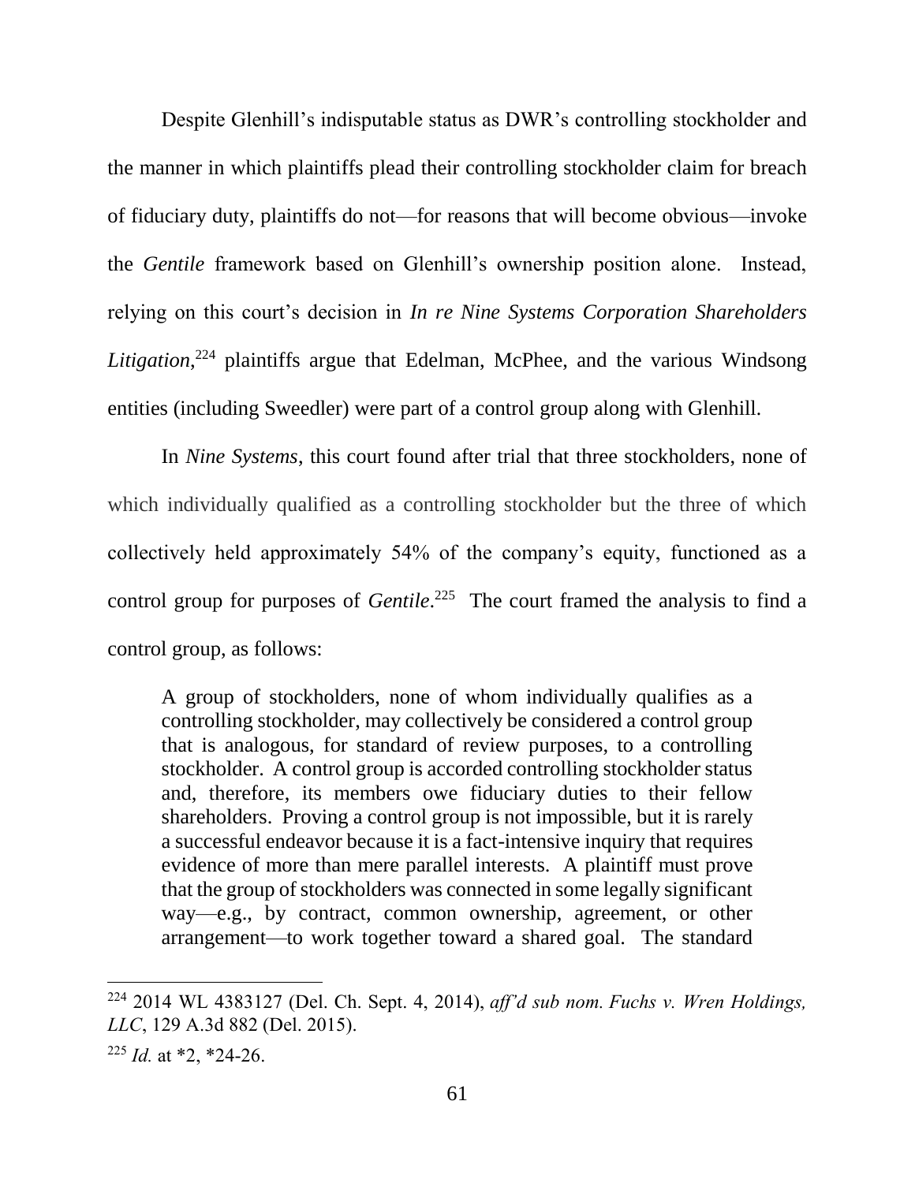Despite Glenhill's indisputable status as DWR's controlling stockholder and the manner in which plaintiffs plead their controlling stockholder claim for breach of fiduciary duty, plaintiffs do not—for reasons that will become obvious—invoke the *Gentile* framework based on Glenhill's ownership position alone. Instead, relying on this court's decision in *In re Nine Systems Corporation Shareholders Litigation*,[224] plaintiffs argue that Edelman, McPhee, and the various Windsong entities (including Sweedler) were part of a control group along with Glenhill.

In *Nine Systems*, this court found after trial that three stockholders, none of which individually qualified as a controlling stockholder but the three of which collectively held approximately 54% of the company's equity, functioned as a control group for purposes of *Gentile*.[225] The court framed the analysis to find a control group, as follows:

> A group of stockholders, none of whom individually qualifies as a controlling stockholder, may collectively be considered a control group that is analogous, for standard of review purposes, to a controlling stockholder. A control group is accorded controlling stockholder status and, therefore, its members owe fiduciary duties to their fellow shareholders. Proving a control group is not impossible, but it is rarely a successful endeavor because it is a fact-intensive inquiry that requires evidence of more than mere parallel interests. A plaintiff must prove that the group of stockholders was connected in some legally significant way—e.g., by contract, common ownership, agreement, or other arrangement—to work together toward a shared goal. The standard

---

[224] 2014 WL 4383127 (Del. Ch. Sept. 4, 2014), *aff'd sub nom. Fuchs v. Wren Holdings, LLC*, 129 A.3d 882 (Del. 2015).

[225] *Id.* at *2, *24-26.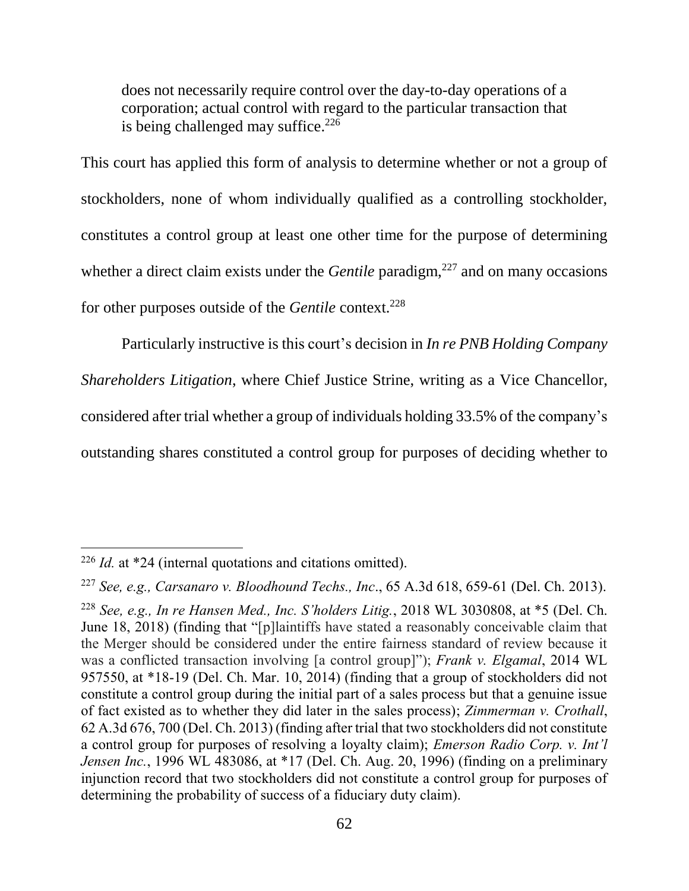> does not necessarily require control over the day-to-day operations of a corporation; actual control with regard to the particular transaction that is being challenged may suffice.[226]

This court has applied this form of analysis to determine whether or not a group of stockholders, none of whom individually qualified as a controlling stockholder, constitutes a control group at least one other time for the purpose of determining whether a direct claim exists under the *Gentile* paradigm,[227] and on many occasions for other purposes outside of the *Gentile* context.[228]

Particularly instructive is this court's decision in *In re PNB Holding Company Shareholders Litigation*, where Chief Justice Strine, writing as a Vice Chancellor, considered after trial whether a group of individuals holding 33.5% of the company's outstanding shares constituted a control group for purposes of deciding whether to

---

[226] *Id.* at *24 (internal quotations and citations omitted).

[227] *See, e.g., Carsanaro v. Bloodhound Techs., Inc*., 65 A.3d 618, 659-61 (Del. Ch. 2013).

[228] *See, e.g., In re Hansen Med., Inc. S'holders Litig.*, 2018 WL 3030808, at *5 (Del. Ch. June 18, 2018) (finding that "[p]laintiffs have stated a reasonably conceivable claim that the Merger should be considered under the entire fairness standard of review because it was a conflicted transaction involving [a control group]"); *Frank v. Elgamal*, 2014 WL 957550, at *18-19 (Del. Ch. Mar. 10, 2014) (finding that a group of stockholders did not constitute a control group during the initial part of a sales process but that a genuine issue of fact existed as to whether they did later in the sales process); *Zimmerman v. Crothall*, 62 A.3d 676, 700 (Del. Ch. 2013) (finding after trial that two stockholders did not constitute a control group for purposes of resolving a loyalty claim); *Emerson Radio Corp. v. Int'l Jensen Inc.*, 1996 WL 483086, at *17 (Del. Ch. Aug. 20, 1996) (finding on a preliminary injunction record that two stockholders did not constitute a control group for purposes of determining the probability of success of a fiduciary duty claim).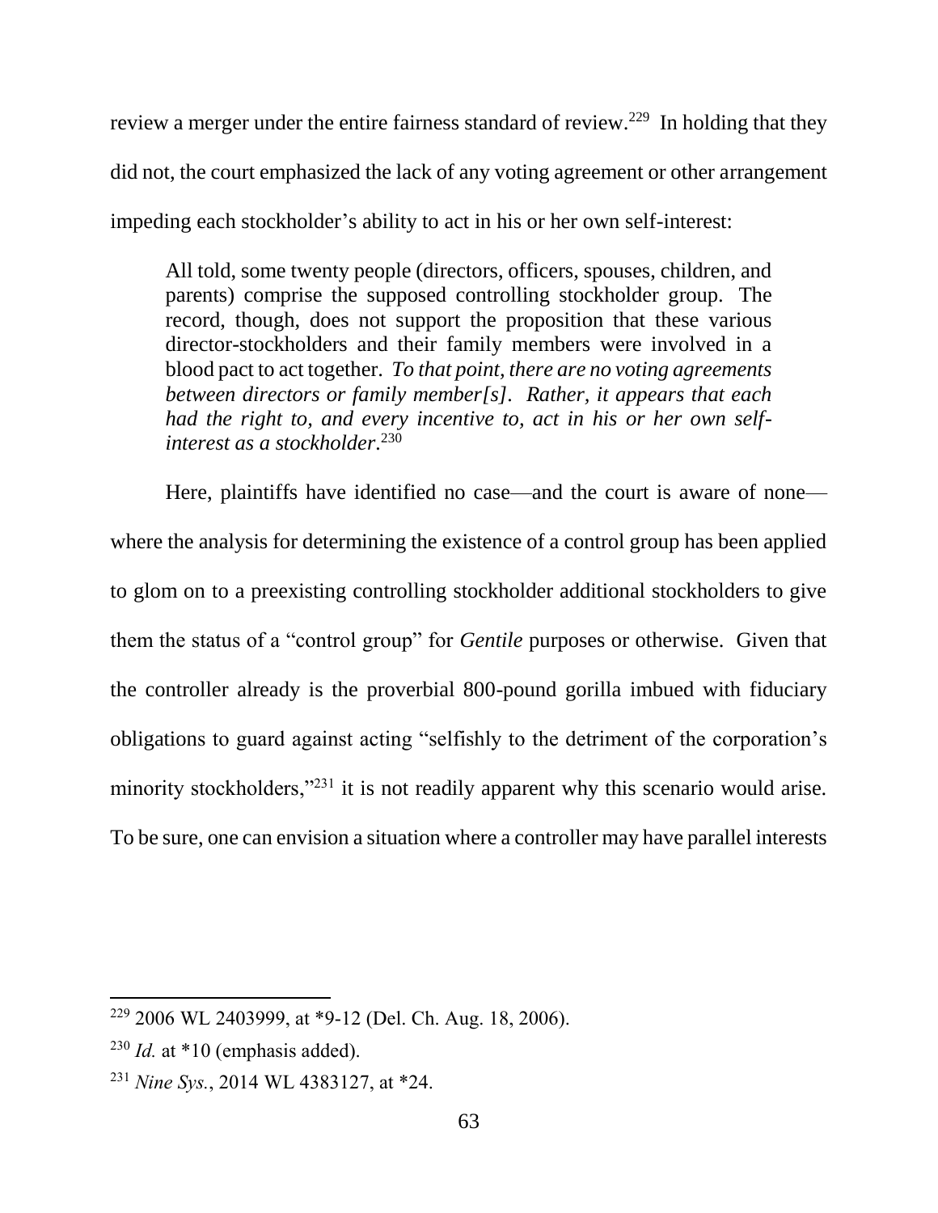review a merger under the entire fairness standard of review.[229] In holding that they did not, the court emphasized the lack of any voting agreement or other arrangement impeding each stockholder's ability to act in his or her own self-interest:

> All told, some twenty people (directors, officers, spouses, children, and parents) comprise the supposed controlling stockholder group. The record, though, does not support the proposition that these various director-stockholders and their family members were involved in a blood pact to act together. *To that point, there are no voting agreements between directors or family member[s]. Rather, it appears that each had the right to, and every incentive to, act in his or her own self-interest as a stockholder.*[230]

Here, plaintiffs have identified no case—and the court is aware of none—where the analysis for determining the existence of a control group has been applied to glom on to a preexisting controlling stockholder additional stockholders to give them the status of a "control group" for *Gentile* purposes or otherwise. Given that the controller already is the proverbial 800-pound gorilla imbued with fiduciary obligations to guard against acting "selfishly to the detriment of the corporation's minority stockholders,"[231] it is not readily apparent why this scenario would arise. To be sure, one can envision a situation where a controller may have parallel interests

---

[229] 2006 WL 2403999, at *9-12 (Del. Ch. Aug. 18, 2006).

[230] *Id.* at *10 (emphasis added).

[231] *Nine Sys.*, 2014 WL 4383127, at *24.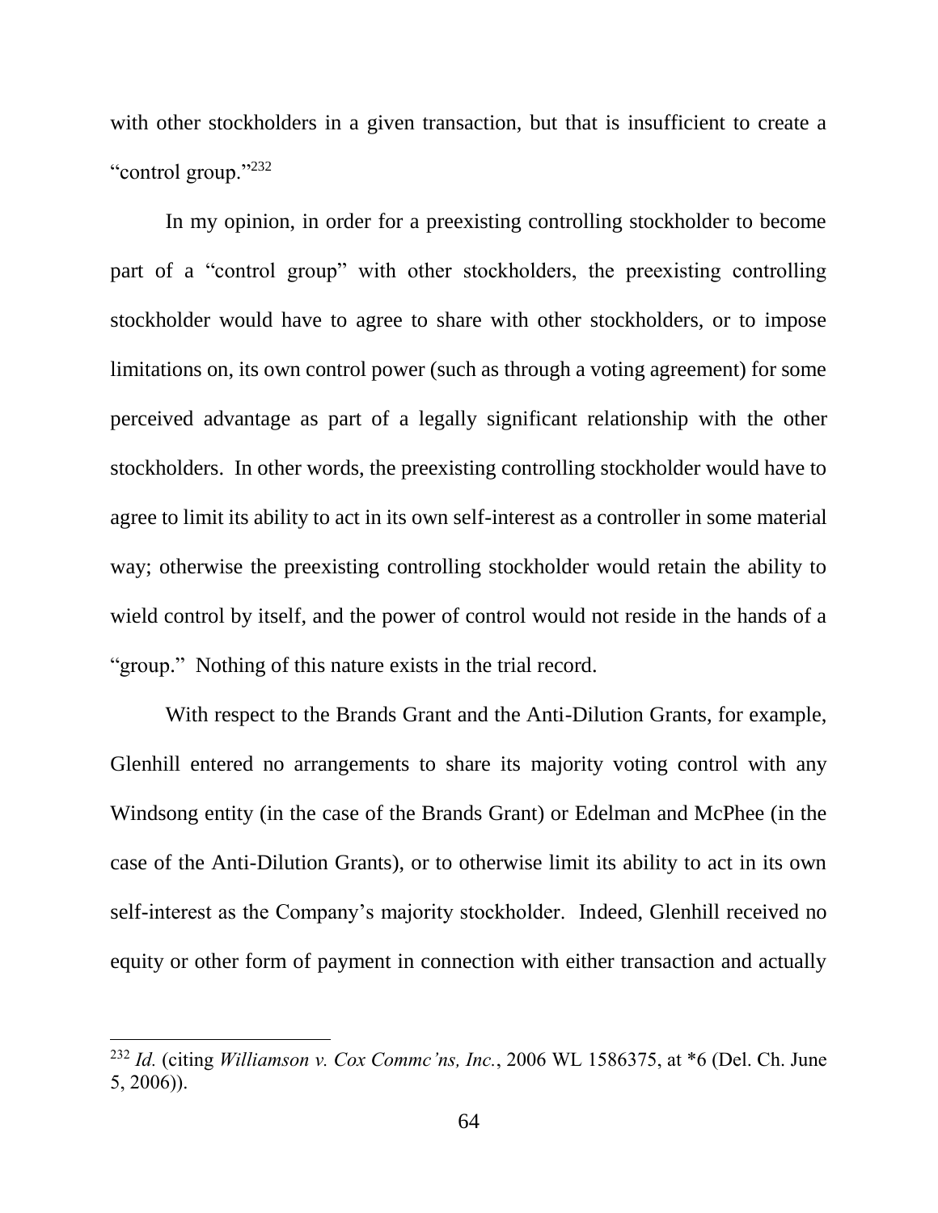with other stockholders in a given transaction, but that is insufficient to create a "control group."[232]

In my opinion, in order for a preexisting controlling stockholder to become part of a "control group" with other stockholders, the preexisting controlling stockholder would have to agree to share with other stockholders, or to impose limitations on, its own control power (such as through a voting agreement) for some perceived advantage as part of a legally significant relationship with the other stockholders. In other words, the preexisting controlling stockholder would have to agree to limit its ability to act in its own self-interest as a controller in some material way; otherwise the preexisting controlling stockholder would retain the ability to wield control by itself, and the power of control would not reside in the hands of a "group." Nothing of this nature exists in the trial record.

With respect to the Brands Grant and the Anti-Dilution Grants, for example, Glenhill entered no arrangements to share its majority voting control with any Windsong entity (in the case of the Brands Grant) or Edelman and McPhee (in the case of the Anti-Dilution Grants), or to otherwise limit its ability to act in its own self-interest as the Company's majority stockholder. Indeed, Glenhill received no equity or other form of payment in connection with either transaction and actually

---

[232] *Id.* (citing *Williamson v. Cox Commc'ns, Inc.*, 2006 WL 1586375, at *6 (Del. Ch. June 5, 2006)).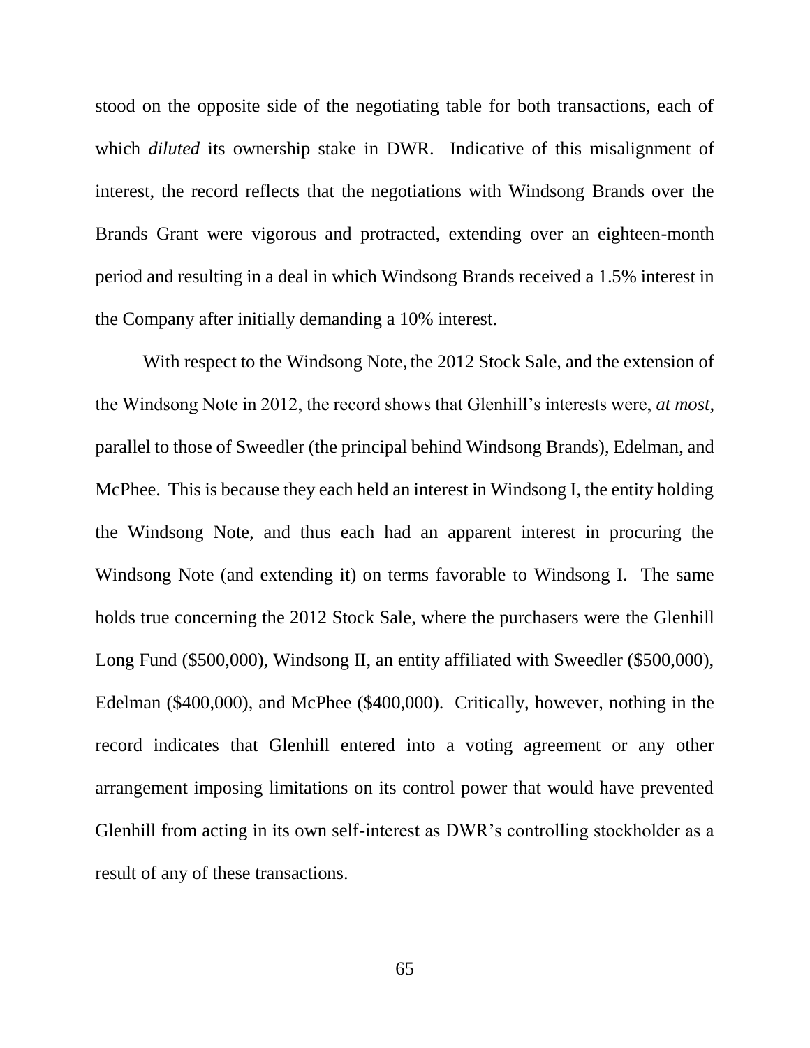stood on the opposite side of the negotiating table for both transactions, each of which *diluted* its ownership stake in DWR. Indicative of this misalignment of interest, the record reflects that the negotiations with Windsong Brands over the Brands Grant were vigorous and protracted, extending over an eighteen-month period and resulting in a deal in which Windsong Brands received a 1.5% interest in the Company after initially demanding a 10% interest.

With respect to the Windsong Note, the 2012 Stock Sale, and the extension of the Windsong Note in 2012, the record shows that Glenhill's interests were, *at most*, parallel to those of Sweedler (the principal behind Windsong Brands), Edelman, and McPhee. This is because they each held an interest in Windsong I, the entity holding the Windsong Note, and thus each had an apparent interest in procuring the Windsong Note (and extending it) on terms favorable to Windsong I. The same holds true concerning the 2012 Stock Sale, where the purchasers were the Glenhill Long Fund ($500,000), Windsong II, an entity affiliated with Sweedler ($500,000), Edelman ($400,000), and McPhee ($400,000). Critically, however, nothing in the record indicates that Glenhill entered into a voting agreement or any other arrangement imposing limitations on its control power that would have prevented Glenhill from acting in its own self-interest as DWR's controlling stockholder as a result of any of these transactions.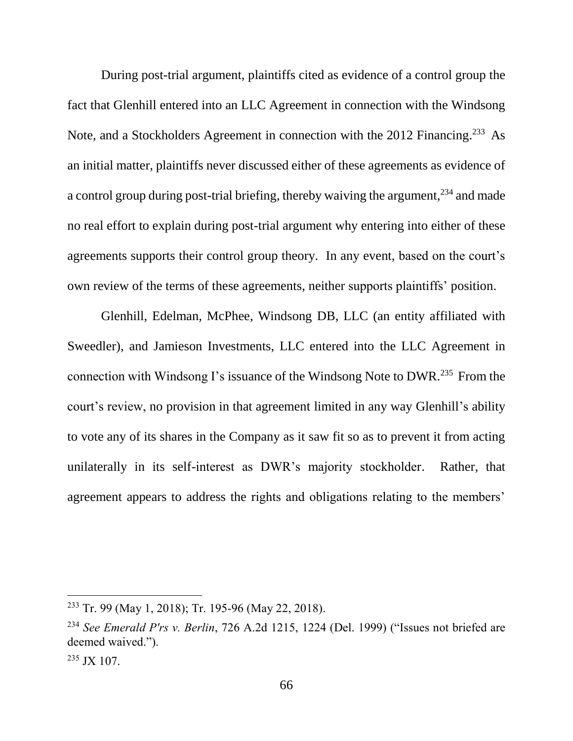During post-trial argument, plaintiffs cited as evidence of a control group the fact that Glenhill entered into an LLC Agreement in connection with the Windsong Note, and a Stockholders Agreement in connection with the 2012 Financing.[233] As an initial matter, plaintiffs never discussed either of these agreements as evidence of a control group during post-trial briefing, thereby waiving the argument,[234] and made no real effort to explain during post-trial argument why entering into either of these agreements supports their control group theory. In any event, based on the court's own review of the terms of these agreements, neither supports plaintiffs' position.

Glenhill, Edelman, McPhee, Windsong DB, LLC (an entity affiliated with Sweedler), and Jamieson Investments, LLC entered into the LLC Agreement in connection with Windsong I's issuance of the Windsong Note to DWR.[235] From the court's review, no provision in that agreement limited in any way Glenhill's ability to vote any of its shares in the Company as it saw fit so as to prevent it from acting unilaterally in its self-interest as DWR's majority stockholder. Rather, that agreement appears to address the rights and obligations relating to the members'

---

[233] Tr. 99 (May 1, 2018); Tr. 195-96 (May 22, 2018).

[234] *See Emerald P'rs v. Berlin*, 726 A.2d 1215, 1224 (Del. 1999) ("Issues not briefed are deemed waived.").

[235] JX 107.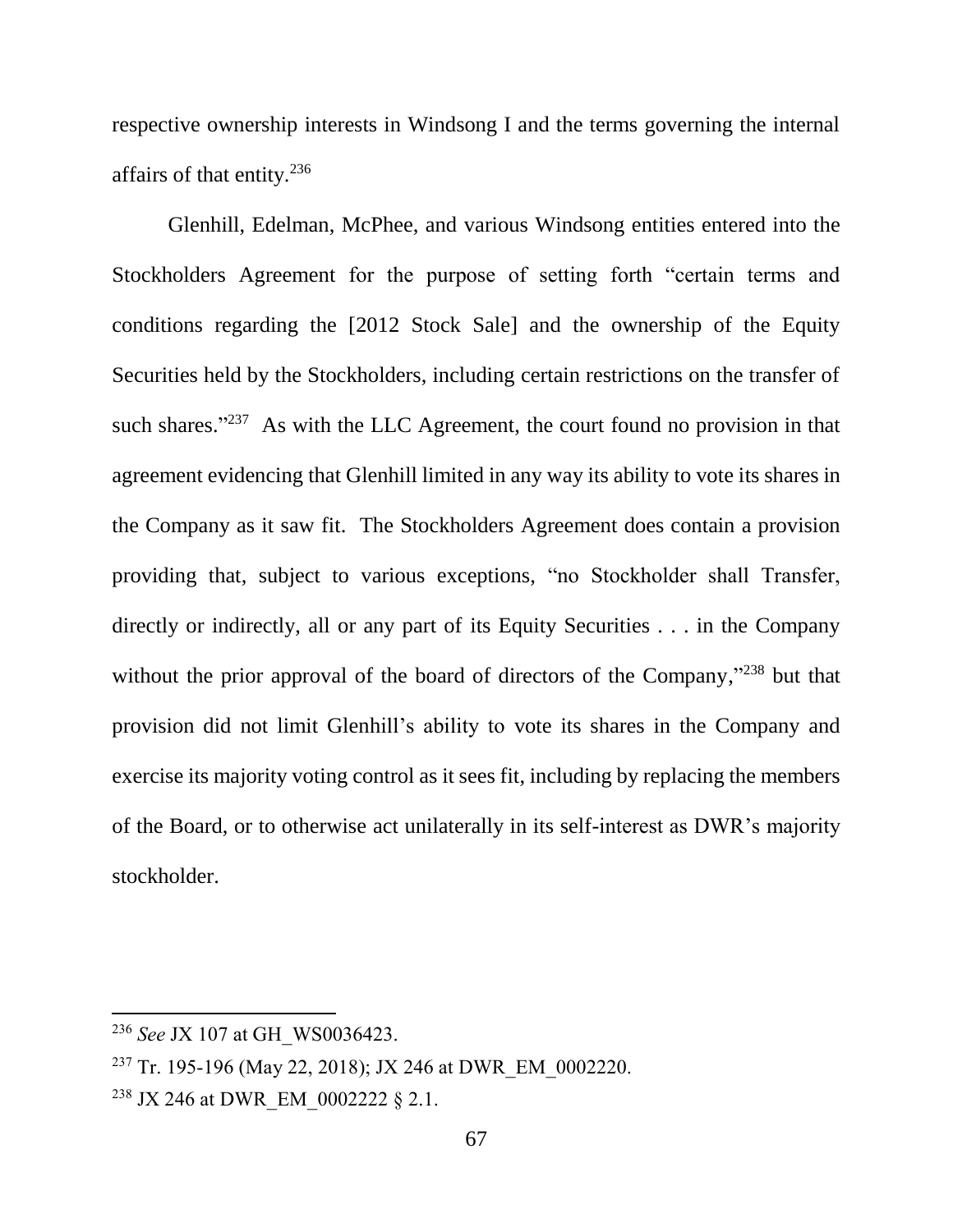respective ownership interests in Windsong I and the terms governing the internal affairs of that entity.[236]

Glenhill, Edelman, McPhee, and various Windsong entities entered into the Stockholders Agreement for the purpose of setting forth "certain terms and conditions regarding the [2012 Stock Sale] and the ownership of the Equity Securities held by the Stockholders, including certain restrictions on the transfer of such shares."[237] As with the LLC Agreement, the court found no provision in that agreement evidencing that Glenhill limited in any way its ability to vote its shares in the Company as it saw fit. The Stockholders Agreement does contain a provision providing that, subject to various exceptions, "no Stockholder shall Transfer, directly or indirectly, all or any part of its Equity Securities . . . in the Company without the prior approval of the board of directors of the Company,"[238] but that provision did not limit Glenhill's ability to vote its shares in the Company and exercise its majority voting control as it sees fit, including by replacing the members of the Board, or to otherwise act unilaterally in its self-interest as DWR's majority stockholder.

---

[236] *See* JX 107 at GH_WS0036423.

[237] Tr. 195-196 (May 22, 2018); JX 246 at DWR_EM_0002220.

[238] JX 246 at DWR_EM_0002222 § 2.1.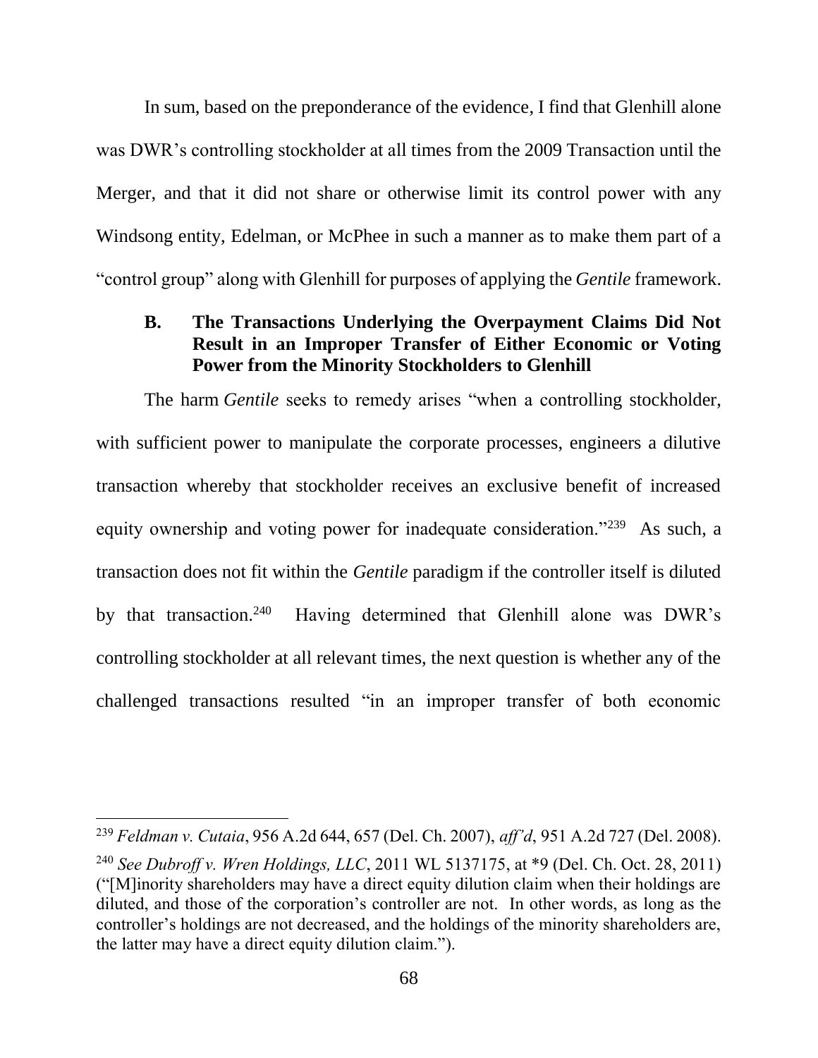In sum, based on the preponderance of the evidence, I find that Glenhill alone was DWR's controlling stockholder at all times from the 2009 Transaction until the Merger, and that it did not share or otherwise limit its control power with any Windsong entity, Edelman, or McPhee in such a manner as to make them part of a "control group" along with Glenhill for purposes of applying the *Gentile* framework.

### B. The Transactions Underlying the Overpayment Claims Did Not Result in an Improper Transfer of Either Economic or Voting Power from the Minority Stockholders to Glenhill

The harm *Gentile* seeks to remedy arises "when a controlling stockholder, with sufficient power to manipulate the corporate processes, engineers a dilutive transaction whereby that stockholder receives an exclusive benefit of increased equity ownership and voting power for inadequate consideration."[239] As such, a transaction does not fit within the *Gentile* paradigm if the controller itself is diluted by that transaction.[240] Having determined that Glenhill alone was DWR's controlling stockholder at all relevant times, the next question is whether any of the challenged transactions resulted "in an improper transfer of both economic

---

[239] *Feldman v. Cutaia*, 956 A.2d 644, 657 (Del. Ch. 2007), *aff'd*, 951 A.2d 727 (Del. 2008).

[240] *See Dubroff v. Wren Holdings, LLC*, 2011 WL 5137175, at *9 (Del. Ch. Oct. 28, 2011) ("[M]inority shareholders may have a direct equity dilution claim when their holdings are diluted, and those of the corporation's controller are not. In other words, as long as the controller's holdings are not decreased, and the holdings of the minority shareholders are, the latter may have a direct equity dilution claim.").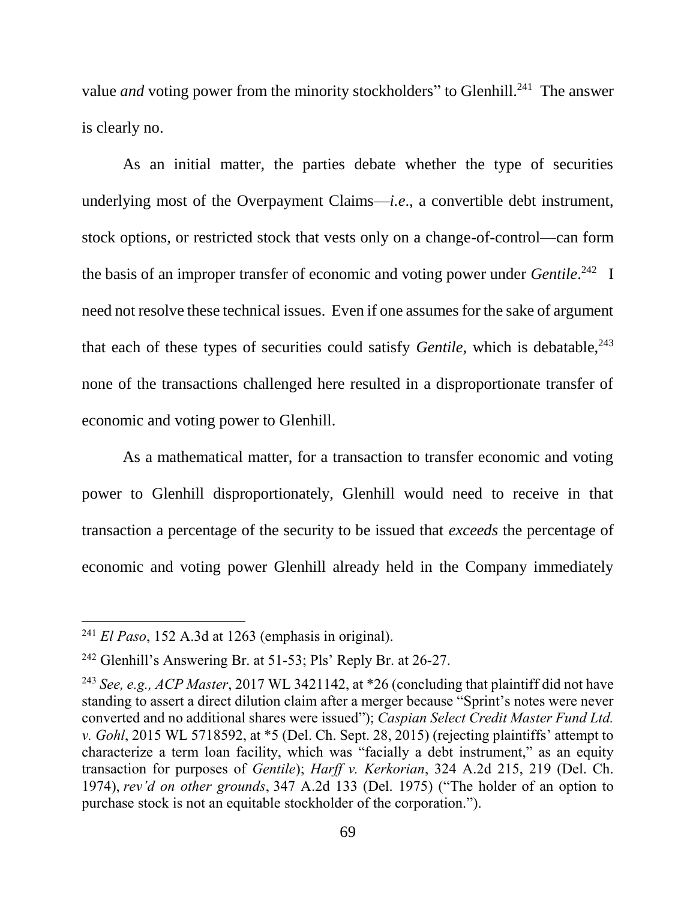value *and* voting power from the minority stockholders" to Glenhill.[241] The answer is clearly no.

As an initial matter, the parties debate whether the type of securities underlying most of the Overpayment Claims—*i.e.*, a convertible debt instrument, stock options, or restricted stock that vests only on a change-of-control—can form the basis of an improper transfer of economic and voting power under *Gentile*.[242] I need not resolve these technical issues. Even if one assumes for the sake of argument that each of these types of securities could satisfy *Gentile*, which is debatable,[243] none of the transactions challenged here resulted in a disproportionate transfer of economic and voting power to Glenhill.

As a mathematical matter, for a transaction to transfer economic and voting power to Glenhill disproportionately, Glenhill would need to receive in that transaction a percentage of the security to be issued that *exceeds* the percentage of economic and voting power Glenhill already held in the Company immediately

---

[241] *El Paso*, 152 A.3d at 1263 (emphasis in original).

[242] Glenhill's Answering Br. at 51-53; Pls' Reply Br. at 26-27.

[243] *See, e.g., ACP Master*, 2017 WL 3421142, at *26 (concluding that plaintiff did not have standing to assert a direct dilution claim after a merger because "Sprint's notes were never converted and no additional shares were issued"); *Caspian Select Credit Master Fund Ltd. v. Gohl*, 2015 WL 5718592, at *5 (Del. Ch. Sept. 28, 2015) (rejecting plaintiffs' attempt to characterize a term loan facility, which was "facially a debt instrument," as an equity transaction for purposes of *Gentile*); *Harff v. Kerkorian*, 324 A.2d 215, 219 (Del. Ch. 1974), *rev'd on other grounds*, 347 A.2d 133 (Del. 1975) ("The holder of an option to purchase stock is not an equitable stockholder of the corporation.").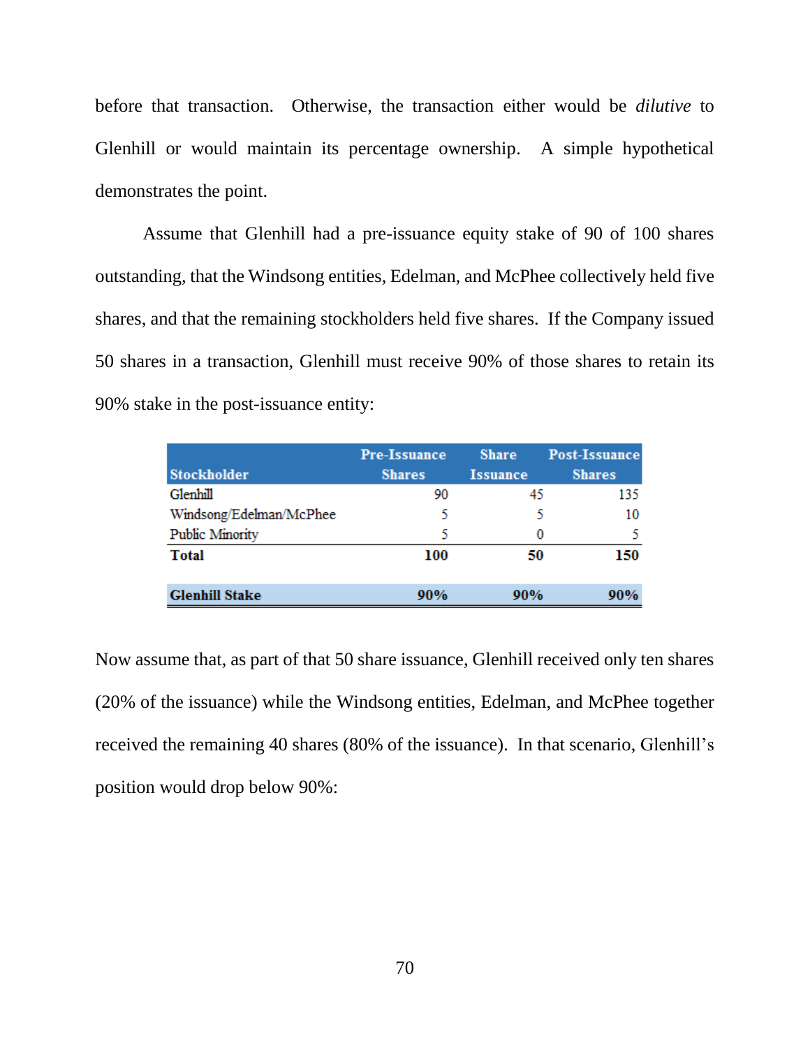before that transaction. Otherwise, the transaction either would be *dilutive* to Glenhill or would maintain its percentage ownership. A simple hypothetical demonstrates the point.

Assume that Glenhill had a pre-issuance equity stake of 90 of 100 shares outstanding, that the Windsong entities, Edelman, and McPhee collectively held five shares, and that the remaining stockholders held five shares. If the Company issued 50 shares in a transaction, Glenhill must receive 90% of those shares to retain its 90% stake in the post-issuance entity:

| Stockholder | Pre-Issuance Shares | Share Issuance | Post-Issuance Shares |
|---|---|---|---|
| Glenhill | 90 | 45 | 135 |
| Windsong/Edelman/McPhee | 5 | 5 | 10 |
| Public Minority | 5 | 0 | 5 |
| **Total** | **100** | **50** | **150** |
| **Glenhill Stake** | **90%** | **90%** | **90%** |

Now assume that, as part of that 50 share issuance, Glenhill received only ten shares (20% of the issuance) while the Windsong entities, Edelman, and McPhee together received the remaining 40 shares (80% of the issuance). In that scenario, Glenhill's position would drop below 90%: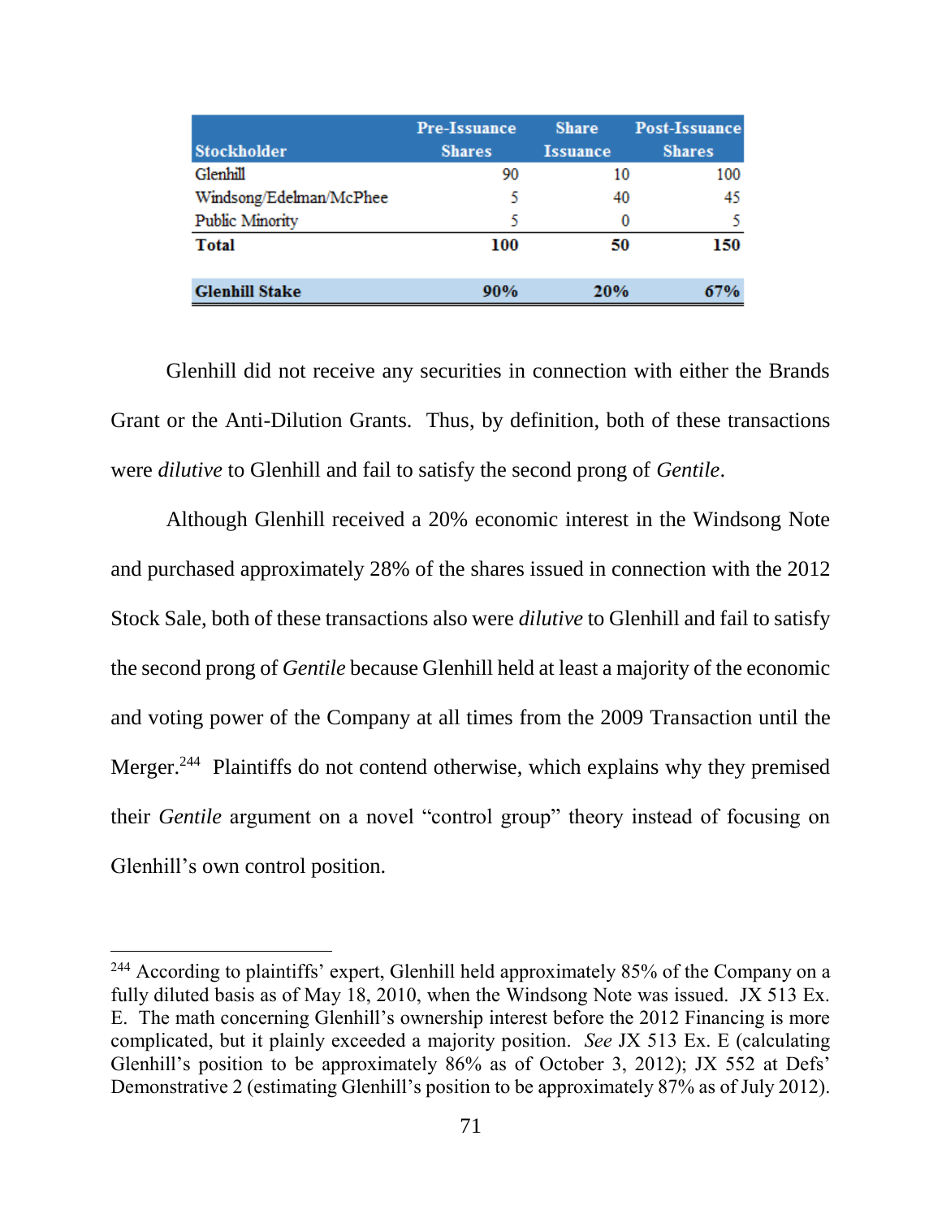| Stockholder | Pre-Issuance Shares | Share Issuance | Post-Issuance Shares |
|---|---|---|---|
| Glenhill | 90 | 10 | 100 |
| Windsong/Edelman/McPhee | 5 | 40 | 45 |
| Public Minority | 5 | 0 | 5 |
| **Total** | **100** | **50** | **150** |
| **Glenhill Stake** | **90%** | **20%** | **67%** |

Glenhill did not receive any securities in connection with either the Brands Grant or the Anti-Dilution Grants. Thus, by definition, both of these transactions were *dilutive* to Glenhill and fail to satisfy the second prong of *Gentile*.

Although Glenhill received a 20% economic interest in the Windsong Note and purchased approximately 28% of the shares issued in connection with the 2012 Stock Sale, both of these transactions also were *dilutive* to Glenhill and fail to satisfy the second prong of *Gentile* because Glenhill held at least a majority of the economic and voting power of the Company at all times from the 2009 Transaction until the Merger.[244] Plaintiffs do not contend otherwise, which explains why they premised their *Gentile* argument on a novel "control group" theory instead of focusing on Glenhill's own control position.

---

[244] According to plaintiffs' expert, Glenhill held approximately 85% of the Company on a fully diluted basis as of May 18, 2010, when the Windsong Note was issued. JX 513 Ex. E. The math concerning Glenhill's ownership interest before the 2012 Financing is more complicated, but it plainly exceeded a majority position. *See* JX 513 Ex. E (calculating Glenhill's position to be approximately 86% as of October 3, 2012); JX 552 at Defs' Demonstrative 2 (estimating Glenhill's position to be approximately 87% as of July 2012).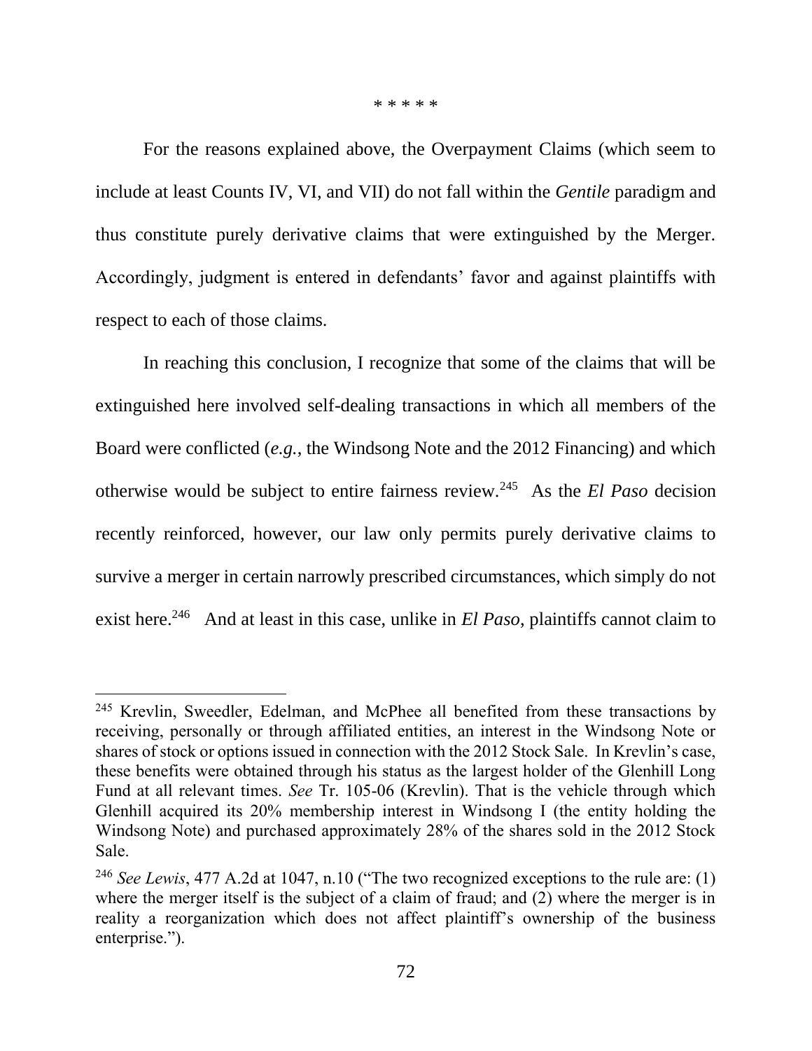\* \* \* \* \*

For the reasons explained above, the Overpayment Claims (which seem to include at least Counts IV, VI, and VII) do not fall within the *Gentile* paradigm and thus constitute purely derivative claims that were extinguished by the Merger. Accordingly, judgment is entered in defendants' favor and against plaintiffs with respect to each of those claims.

In reaching this conclusion, I recognize that some of the claims that will be extinguished here involved self-dealing transactions in which all members of the Board were conflicted (*e.g.*, the Windsong Note and the 2012 Financing) and which otherwise would be subject to entire fairness review.[245] As the *El Paso* decision recently reinforced, however, our law only permits purely derivative claims to survive a merger in certain narrowly prescribed circumstances, which simply do not exist here.[246] And at least in this case, unlike in *El Paso*, plaintiffs cannot claim to

---

[245] Krevlin, Sweedler, Edelman, and McPhee all benefited from these transactions by receiving, personally or through affiliated entities, an interest in the Windsong Note or shares of stock or options issued in connection with the 2012 Stock Sale. In Krevlin's case, these benefits were obtained through his status as the largest holder of the Glenhill Long Fund at all relevant times. *See* Tr. 105-06 (Krevlin). That is the vehicle through which Glenhill acquired its 20% membership interest in Windsong I (the entity holding the Windsong Note) and purchased approximately 28% of the shares sold in the 2012 Stock Sale.

[246] *See Lewis*, 477 A.2d at 1047, n.10 ("The two recognized exceptions to the rule are: (1) where the merger itself is the subject of a claim of fraud; and (2) where the merger is in reality a reorganization which does not affect plaintiff's ownership of the business enterprise.").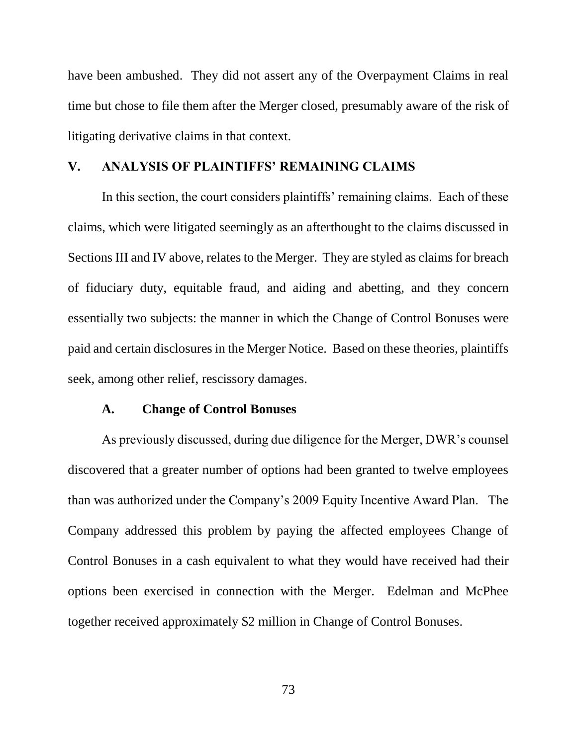have been ambushed. They did not assert any of the Overpayment Claims in real time but chose to file them after the Merger closed, presumably aware of the risk of litigating derivative claims in that context.

## V. ANALYSIS OF PLAINTIFFS' REMAINING CLAIMS

In this section, the court considers plaintiffs' remaining claims. Each of these claims, which were litigated seemingly as an afterthought to the claims discussed in Sections III and IV above, relates to the Merger. They are styled as claims for breach of fiduciary duty, equitable fraud, and aiding and abetting, and they concern essentially two subjects: the manner in which the Change of Control Bonuses were paid and certain disclosures in the Merger Notice. Based on these theories, plaintiffs seek, among other relief, rescissory damages.

### A. Change of Control Bonuses

As previously discussed, during due diligence for the Merger, DWR's counsel discovered that a greater number of options had been granted to twelve employees than was authorized under the Company's 2009 Equity Incentive Award Plan. The Company addressed this problem by paying the affected employees Change of Control Bonuses in a cash equivalent to what they would have received had their options been exercised in connection with the Merger. Edelman and McPhee together received approximately $2 million in Change of Control Bonuses.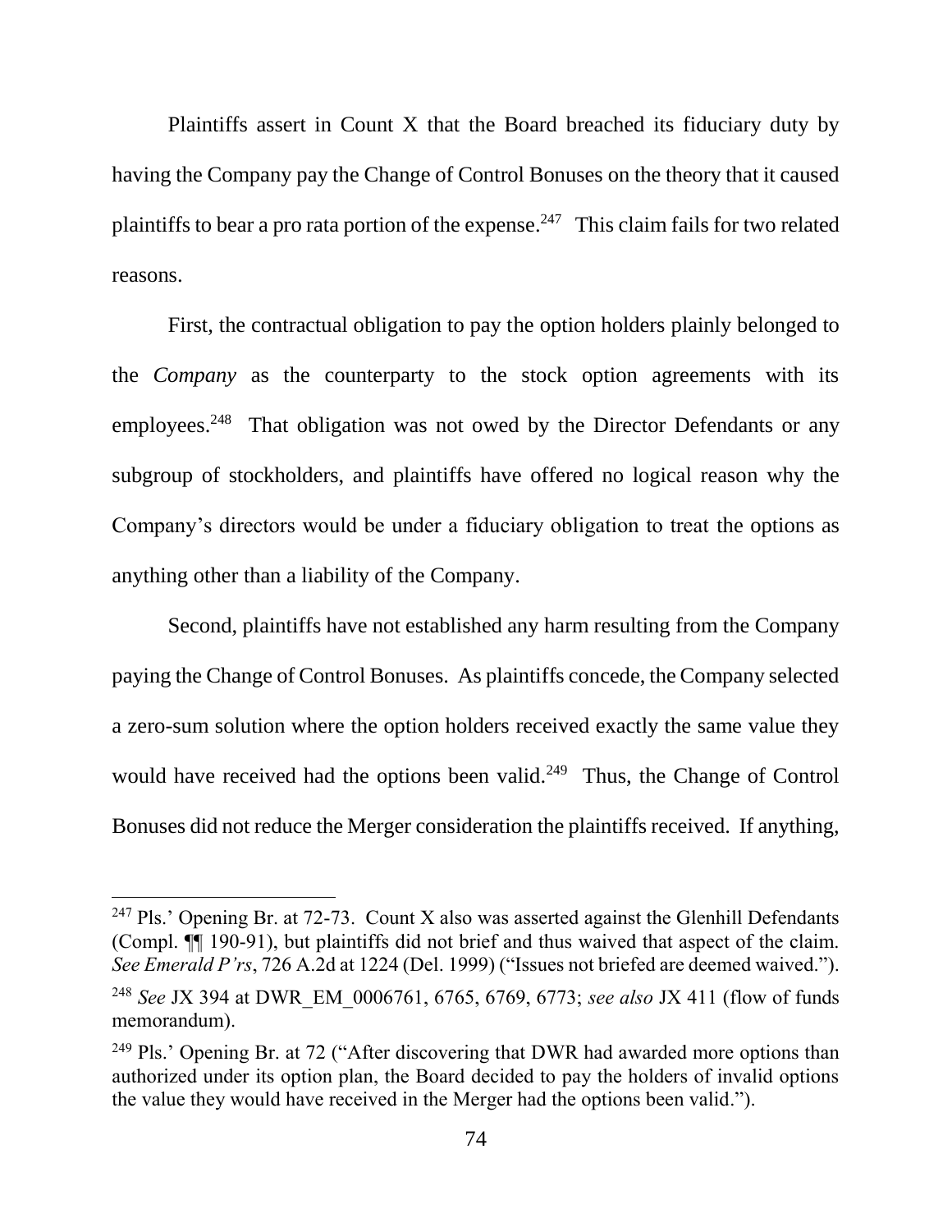Plaintiffs assert in Count X that the Board breached its fiduciary duty by having the Company pay the Change of Control Bonuses on the theory that it caused plaintiffs to bear a pro rata portion of the expense.[247] This claim fails for two related reasons.

First, the contractual obligation to pay the option holders plainly belonged to the *Company* as the counterparty to the stock option agreements with its employees.[248] That obligation was not owed by the Director Defendants or any subgroup of stockholders, and plaintiffs have offered no logical reason why the Company's directors would be under a fiduciary obligation to treat the options as anything other than a liability of the Company.

Second, plaintiffs have not established any harm resulting from the Company paying the Change of Control Bonuses. As plaintiffs concede, the Company selected a zero-sum solution where the option holders received exactly the same value they would have received had the options been valid.[249] Thus, the Change of Control Bonuses did not reduce the Merger consideration the plaintiffs received. If anything,

---

[247] Pls.' Opening Br. at 72-73. Count X also was asserted against the Glenhill Defendants (Compl. ¶¶ 190-91), but plaintiffs did not brief and thus waived that aspect of the claim. *See Emerald P'rs*, 726 A.2d at 1224 (Del. 1999) ("Issues not briefed are deemed waived.").

[248] *See* JX 394 at DWR_EM_0006761, 6765, 6769, 6773; *see also* JX 411 (flow of funds memorandum).

[249] Pls.' Opening Br. at 72 ("After discovering that DWR had awarded more options than authorized under its option plan, the Board decided to pay the holders of invalid options the value they would have received in the Merger had the options been valid.").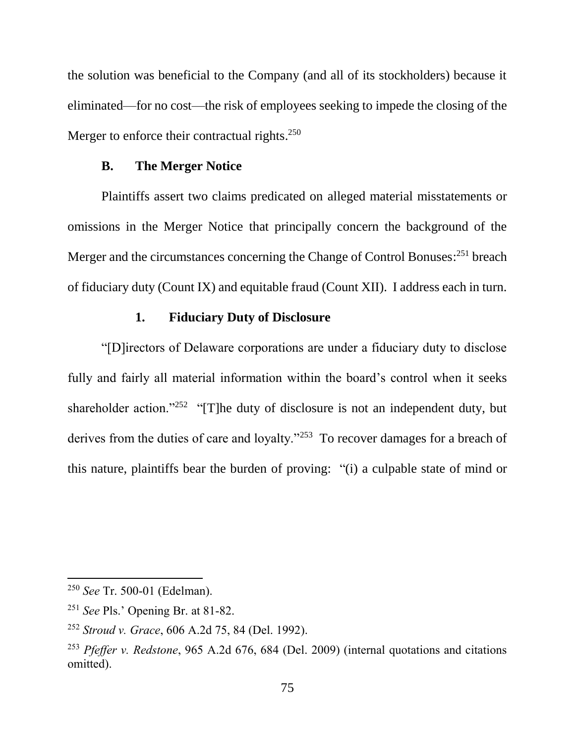the solution was beneficial to the Company (and all of its stockholders) because it eliminated—for no cost—the risk of employees seeking to impede the closing of the Merger to enforce their contractual rights.[250]

### B. The Merger Notice

Plaintiffs assert two claims predicated on alleged material misstatements or omissions in the Merger Notice that principally concern the background of the Merger and the circumstances concerning the Change of Control Bonuses:[251] breach of fiduciary duty (Count IX) and equitable fraud (Count XII). I address each in turn.

#### 1. Fiduciary Duty of Disclosure

"[D]irectors of Delaware corporations are under a fiduciary duty to disclose fully and fairly all material information within the board's control when it seeks shareholder action."[252] "[T]he duty of disclosure is not an independent duty, but derives from the duties of care and loyalty."[253] To recover damages for a breach of this nature, plaintiffs bear the burden of proving: "(i) a culpable state of mind or

---

[250] *See* Tr. 500-01 (Edelman).

[251] *See* Pls.' Opening Br. at 81-82.

[252] *Stroud v. Grace*, 606 A.2d 75, 84 (Del. 1992).

[253] *Pfeffer v. Redstone*, 965 A.2d 676, 684 (Del. 2009) (internal quotations and citations omitted).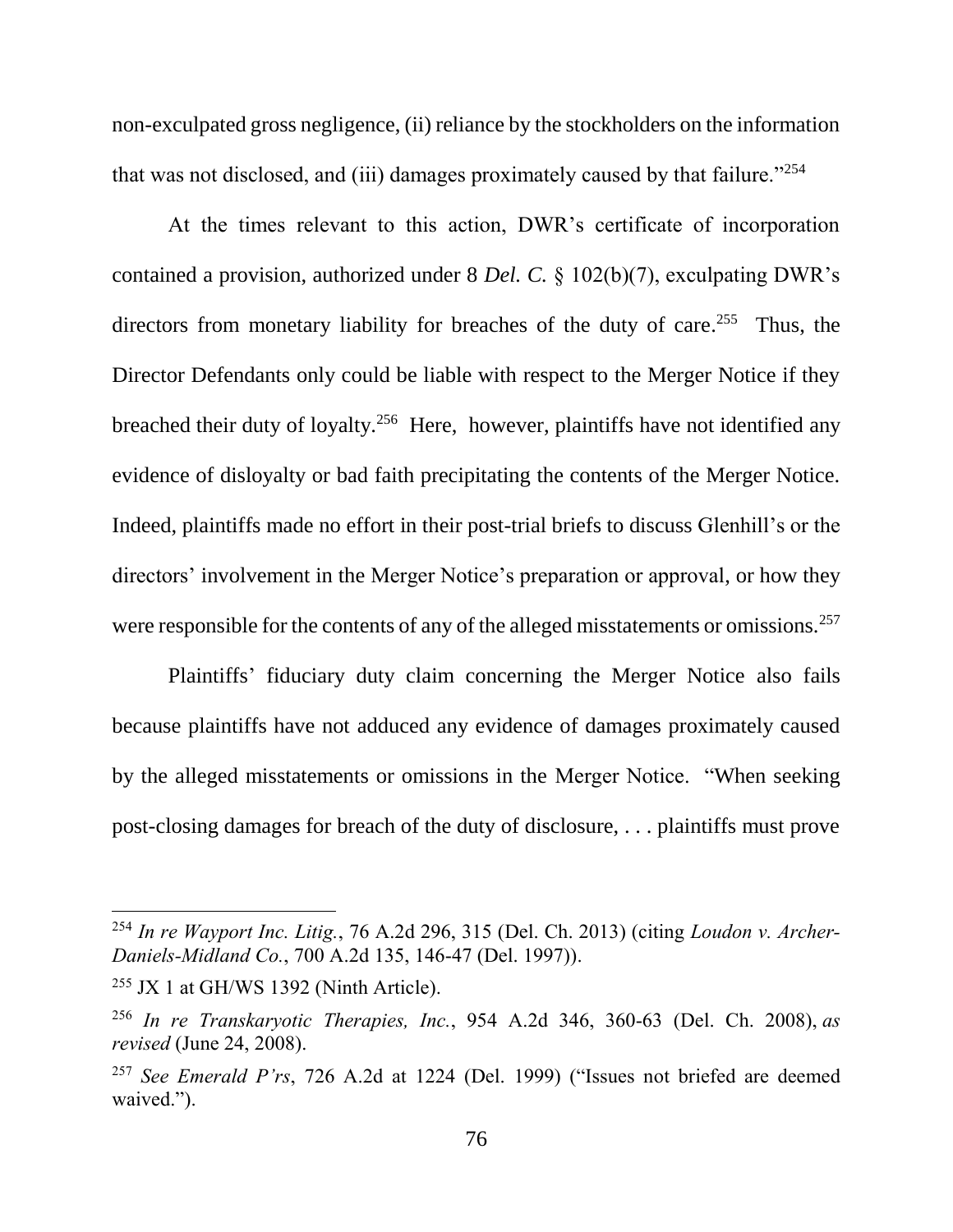non-exculpated gross negligence, (ii) reliance by the stockholders on the information that was not disclosed, and (iii) damages proximately caused by that failure."[254]

At the times relevant to this action, DWR's certificate of incorporation contained a provision, authorized under 8 *Del. C.* § 102(b)(7), exculpating DWR's directors from monetary liability for breaches of the duty of care.[255] Thus, the Director Defendants only could be liable with respect to the Merger Notice if they breached their duty of loyalty.[256] Here, however, plaintiffs have not identified any evidence of disloyalty or bad faith precipitating the contents of the Merger Notice. Indeed, plaintiffs made no effort in their post-trial briefs to discuss Glenhill's or the directors' involvement in the Merger Notice's preparation or approval, or how they were responsible for the contents of any of the alleged misstatements or omissions.[257]

Plaintiffs' fiduciary duty claim concerning the Merger Notice also fails because plaintiffs have not adduced any evidence of damages proximately caused by the alleged misstatements or omissions in the Merger Notice. "When seeking post-closing damages for breach of the duty of disclosure, . . . plaintiffs must prove

---

[254] *In re Wayport Inc. Litig.*, 76 A.2d 296, 315 (Del. Ch. 2013) (citing *Loudon v. Archer-Daniels-Midland Co.*, 700 A.2d 135, 146-47 (Del. 1997)).

[255] JX 1 at GH/WS 1392 (Ninth Article).

[256] *In re Transkaryotic Therapies, Inc.*, 954 A.2d 346, 360-63 (Del. Ch. 2008), *as revised* (June 24, 2008).

[257] *See Emerald P'rs*, 726 A.2d at 1224 (Del. 1999) ("Issues not briefed are deemed waived.").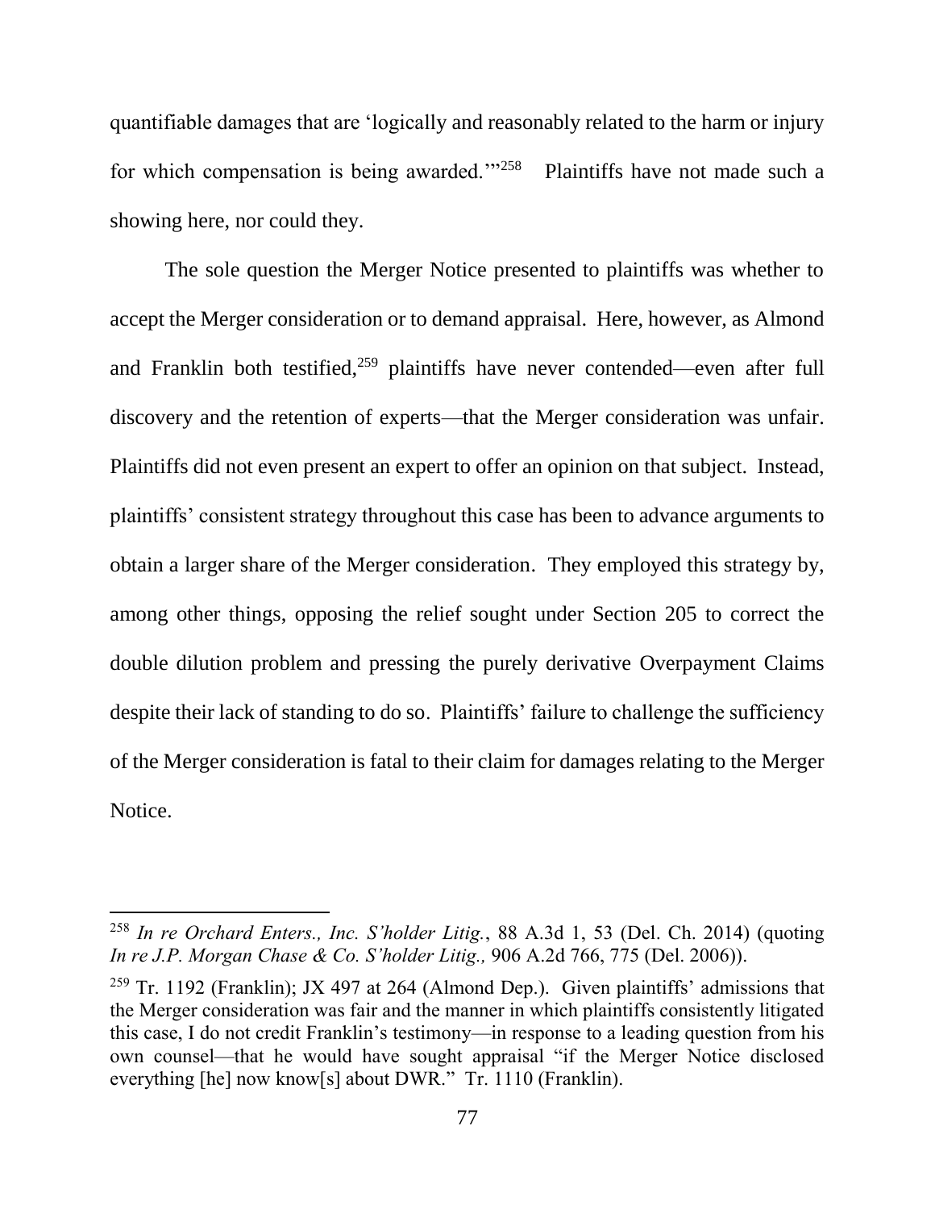quantifiable damages that are 'logically and reasonably related to the harm or injury for which compensation is being awarded.'"[258] Plaintiffs have not made such a showing here, nor could they.

The sole question the Merger Notice presented to plaintiffs was whether to accept the Merger consideration or to demand appraisal. Here, however, as Almond and Franklin both testified,[259] plaintiffs have never contended—even after full discovery and the retention of experts—that the Merger consideration was unfair. Plaintiffs did not even present an expert to offer an opinion on that subject. Instead, plaintiffs' consistent strategy throughout this case has been to advance arguments to obtain a larger share of the Merger consideration. They employed this strategy by, among other things, opposing the relief sought under Section 205 to correct the double dilution problem and pressing the purely derivative Overpayment Claims despite their lack of standing to do so. Plaintiffs' failure to challenge the sufficiency of the Merger consideration is fatal to their claim for damages relating to the Merger Notice.

---

[258] *In re Orchard Enters., Inc. S'holder Litig.*, 88 A.3d 1, 53 (Del. Ch. 2014) (quoting *In re J.P. Morgan Chase & Co. S'holder Litig.,* 906 A.2d 766, 775 (Del. 2006)).

[259] Tr. 1192 (Franklin); JX 497 at 264 (Almond Dep.). Given plaintiffs' admissions that the Merger consideration was fair and the manner in which plaintiffs consistently litigated this case, I do not credit Franklin's testimony—in response to a leading question from his own counsel—that he would have sought appraisal "if the Merger Notice disclosed everything [he] now know[s] about DWR." Tr. 1110 (Franklin).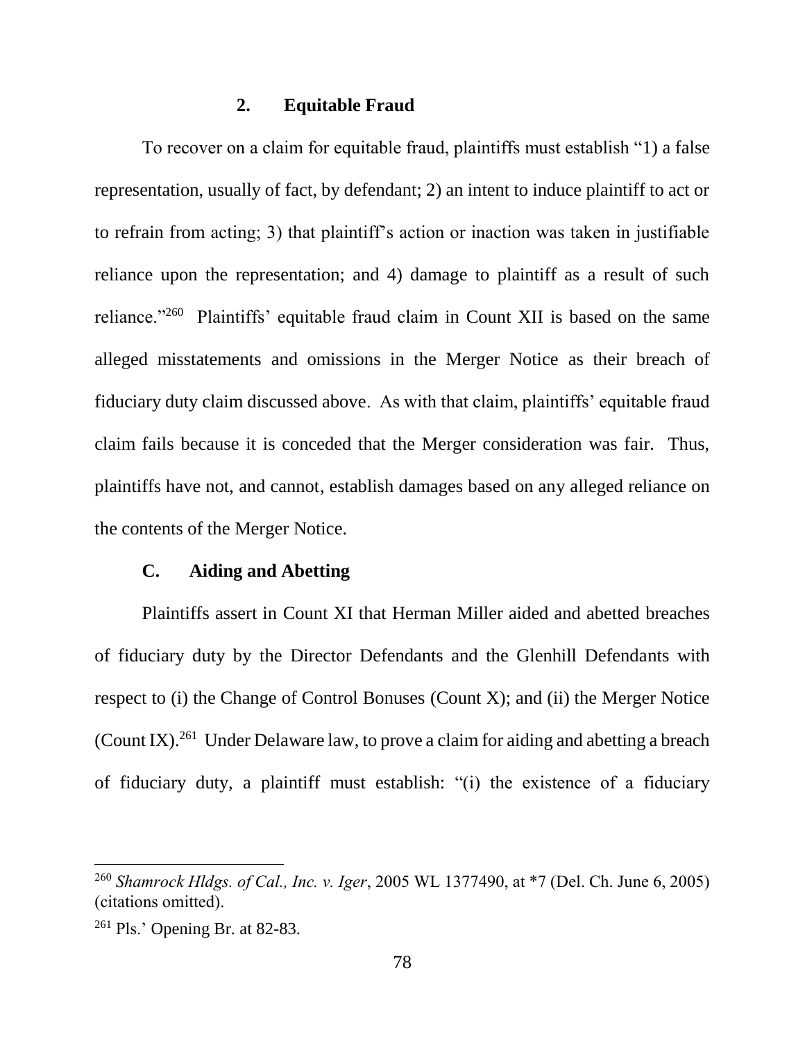### 2. Equitable Fraud

To recover on a claim for equitable fraud, plaintiffs must establish "1) a false representation, usually of fact, by defendant; 2) an intent to induce plaintiff to act or to refrain from acting; 3) that plaintiff's action or inaction was taken in justifiable reliance upon the representation; and 4) damage to plaintiff as a result of such reliance."[260] Plaintiffs' equitable fraud claim in Count XII is based on the same alleged misstatements and omissions in the Merger Notice as their breach of fiduciary duty claim discussed above. As with that claim, plaintiffs' equitable fraud claim fails because it is conceded that the Merger consideration was fair. Thus, plaintiffs have not, and cannot, establish damages based on any alleged reliance on the contents of the Merger Notice.

## C. Aiding and Abetting

Plaintiffs assert in Count XI that Herman Miller aided and abetted breaches of fiduciary duty by the Director Defendants and the Glenhill Defendants with respect to (i) the Change of Control Bonuses (Count X); and (ii) the Merger Notice (Count IX).[261] Under Delaware law, to prove a claim for aiding and abetting a breach of fiduciary duty, a plaintiff must establish: "(i) the existence of a fiduciary

---

[260] *Shamrock Hldgs. of Cal., Inc. v. Iger*, 2005 WL 1377490, at *7 (Del. Ch. June 6, 2005) (citations omitted).

[261] Pls.' Opening Br. at 82-83.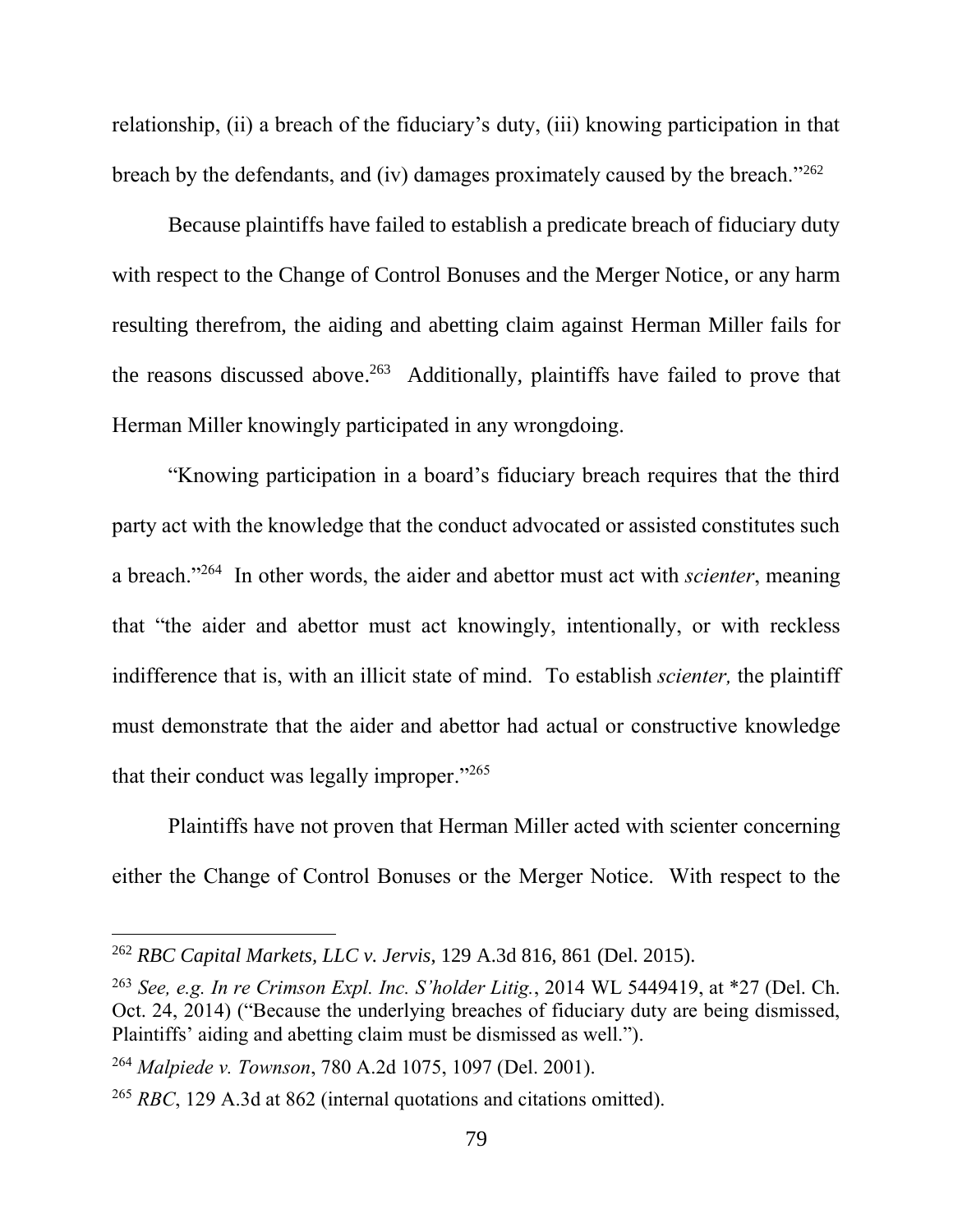relationship, (ii) a breach of the fiduciary's duty, (iii) knowing participation in that breach by the defendants, and (iv) damages proximately caused by the breach."[262]

Because plaintiffs have failed to establish a predicate breach of fiduciary duty with respect to the Change of Control Bonuses and the Merger Notice, or any harm resulting therefrom, the aiding and abetting claim against Herman Miller fails for the reasons discussed above.[263] Additionally, plaintiffs have failed to prove that Herman Miller knowingly participated in any wrongdoing.

"Knowing participation in a board's fiduciary breach requires that the third party act with the knowledge that the conduct advocated or assisted constitutes such a breach."[264] In other words, the aider and abettor must act with *scienter*, meaning that "the aider and abettor must act knowingly, intentionally, or with reckless indifference that is, with an illicit state of mind. To establish *scienter,* the plaintiff must demonstrate that the aider and abettor had actual or constructive knowledge that their conduct was legally improper."[265]

Plaintiffs have not proven that Herman Miller acted with scienter concerning either the Change of Control Bonuses or the Merger Notice. With respect to the

---

[262] *RBC Capital Markets, LLC v. Jervis*, 129 A.3d 816, 861 (Del. 2015).

[263] *See, e.g. In re Crimson Expl. Inc. S'holder Litig.*, 2014 WL 5449419, at *27 (Del. Ch. Oct. 24, 2014) ("Because the underlying breaches of fiduciary duty are being dismissed, Plaintiffs' aiding and abetting claim must be dismissed as well.").

[264] *Malpiede v. Townson*, 780 A.2d 1075, 1097 (Del. 2001).

[265] *RBC*, 129 A.3d at 862 (internal quotations and citations omitted).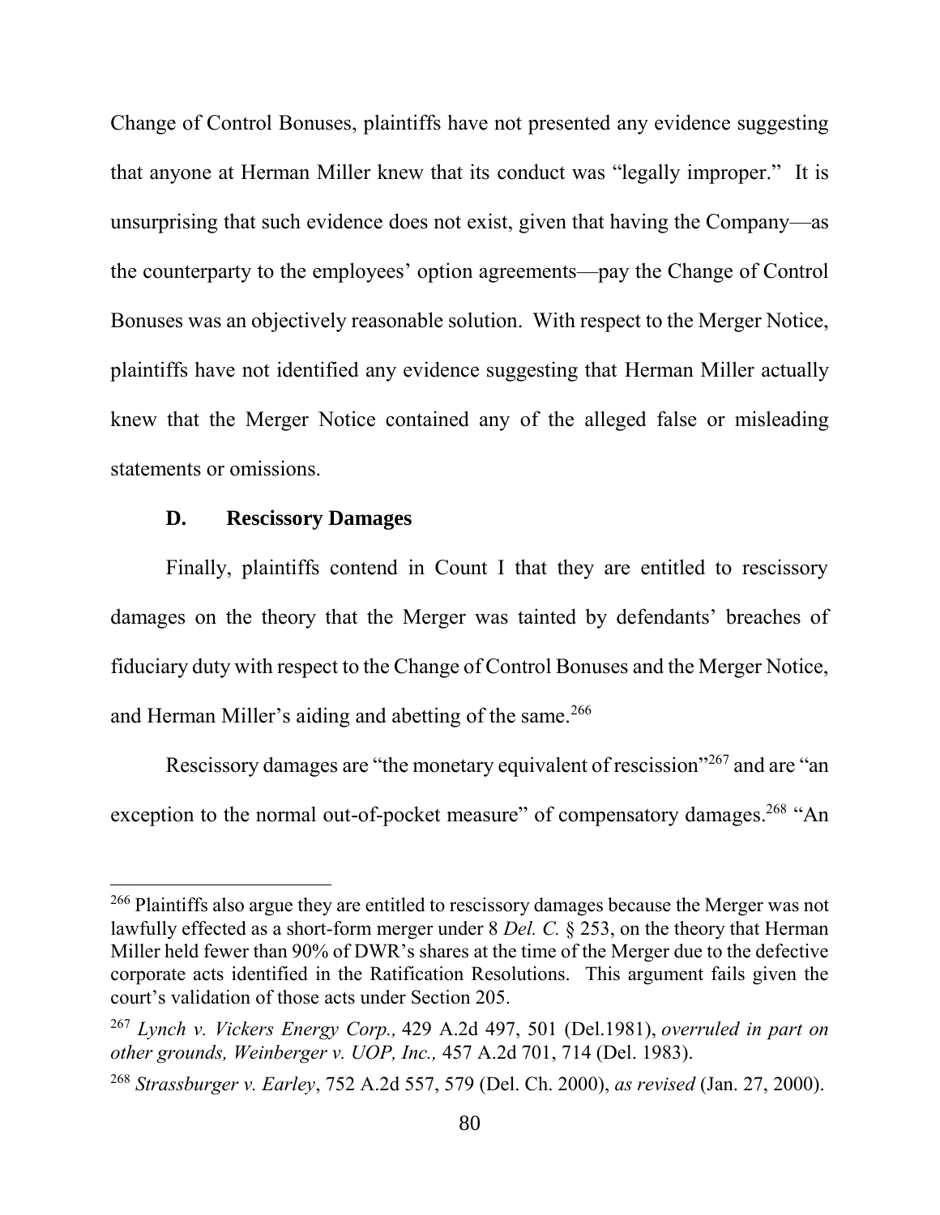Change of Control Bonuses, plaintiffs have not presented any evidence suggesting that anyone at Herman Miller knew that its conduct was "legally improper." It is unsurprising that such evidence does not exist, given that having the Company—as the counterparty to the employees' option agreements—pay the Change of Control Bonuses was an objectively reasonable solution. With respect to the Merger Notice, plaintiffs have not identified any evidence suggesting that Herman Miller actually knew that the Merger Notice contained any of the alleged false or misleading statements or omissions.

### D. Rescissory Damages

Finally, plaintiffs contend in Count I that they are entitled to rescissory damages on the theory that the Merger was tainted by defendants' breaches of fiduciary duty with respect to the Change of Control Bonuses and the Merger Notice, and Herman Miller's aiding and abetting of the same.[266]

Rescissory damages are "the monetary equivalent of rescission"[267] and are "an exception to the normal out-of-pocket measure" of compensatory damages.[268] "An

---

[266] Plaintiffs also argue they are entitled to rescissory damages because the Merger was not lawfully effected as a short-form merger under 8 *Del. C.* § 253, on the theory that Herman Miller held fewer than 90% of DWR's shares at the time of the Merger due to the defective corporate acts identified in the Ratification Resolutions. This argument fails given the court's validation of those acts under Section 205.

[267] *Lynch v. Vickers Energy Corp.,* 429 A.2d 497, 501 (Del.1981), *overruled in part on other grounds, Weinberger v. UOP, Inc.,* 457 A.2d 701, 714 (Del. 1983).

[268] *Strassburger v. Earley*, 752 A.2d 557, 579 (Del. Ch. 2000), *as revised* (Jan. 27, 2000).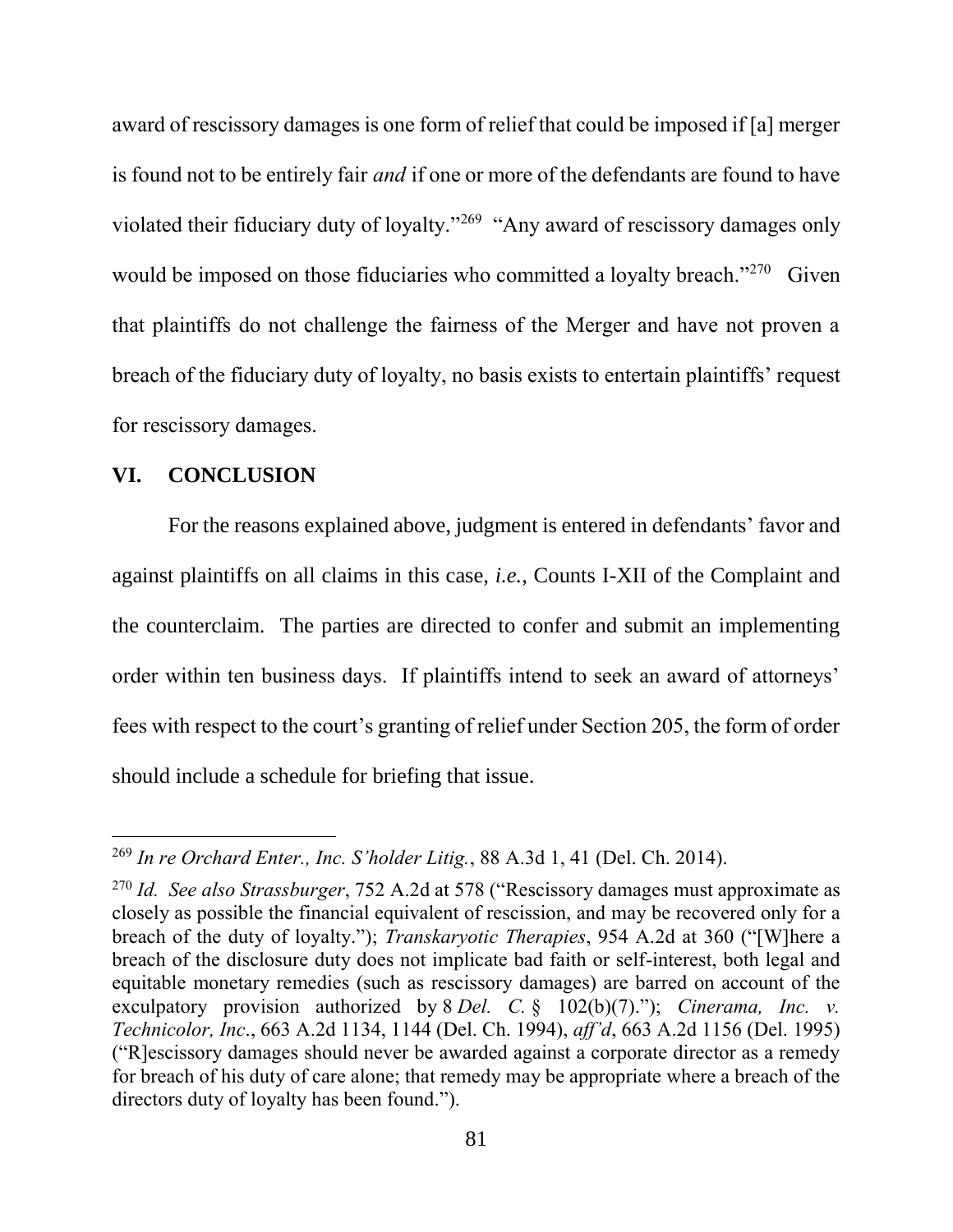award of rescissory damages is one form of relief that could be imposed if [a] merger is found not to be entirely fair *and* if one or more of the defendants are found to have violated their fiduciary duty of loyalty."[269] "Any award of rescissory damages only would be imposed on those fiduciaries who committed a loyalty breach."[270] Given that plaintiffs do not challenge the fairness of the Merger and have not proven a breach of the fiduciary duty of loyalty, no basis exists to entertain plaintiffs' request for rescissory damages.

## VI. CONCLUSION

For the reasons explained above, judgment is entered in defendants' favor and against plaintiffs on all claims in this case, *i.e.*, Counts I-XII of the Complaint and the counterclaim. The parties are directed to confer and submit an implementing order within ten business days. If plaintiffs intend to seek an award of attorneys' fees with respect to the court's granting of relief under Section 205, the form of order should include a schedule for briefing that issue.

---

[269] *In re Orchard Enter., Inc. S'holder Litig.*, 88 A.3d 1, 41 (Del. Ch. 2014).

[270] *Id. See also Strassburger*, 752 A.2d at 578 ("Rescissory damages must approximate as closely as possible the financial equivalent of rescission, and may be recovered only for a breach of the duty of loyalty."); *Transkaryotic Therapies*, 954 A.2d at 360 ("[W]here a breach of the disclosure duty does not implicate bad faith or self-interest, both legal and equitable monetary remedies (such as rescissory damages) are barred on account of the exculpatory provision authorized by 8 *Del. C.* § 102(b)(7)."); *Cinerama, Inc. v. Technicolor, Inc*., 663 A.2d 1134, 1144 (Del. Ch. 1994), *aff'd*, 663 A.2d 1156 (Del. 1995) ("R]escissory damages should never be awarded against a corporate director as a remedy for breach of his duty of care alone; that remedy may be appropriate where a breach of the directors duty of loyalty has been found.").